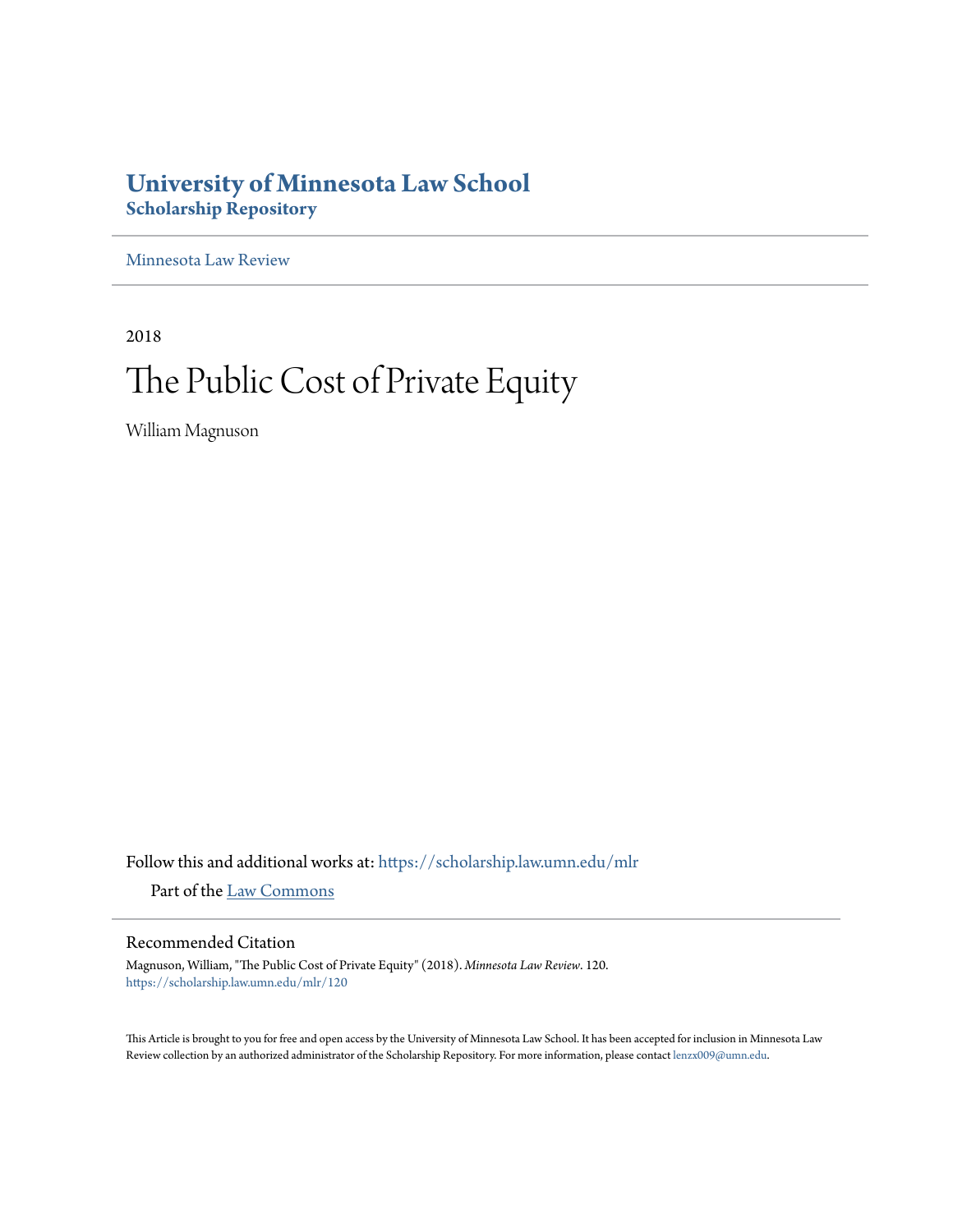# University of Minnesota Law School
## Scholarship Repository

Minnesota Law Review

2018

# The Public Cost of Private Equity

William Magnuson

Follow this and additional works at: https://scholarship.law.umn.edu/mlr

Part of the Law Commons

### Recommended Citation

Magnuson, William, "The Public Cost of Private Equity" (2018). *Minnesota Law Review*. 120.
https://scholarship.law.umn.edu/mlr/120

This Article is brought to you for free and open access by the University of Minnesota Law School. It has been accepted for inclusion in Minnesota Law Review collection by an authorized administrator of the Scholarship Repository. For more information, please contact lenzx009@umn.edu.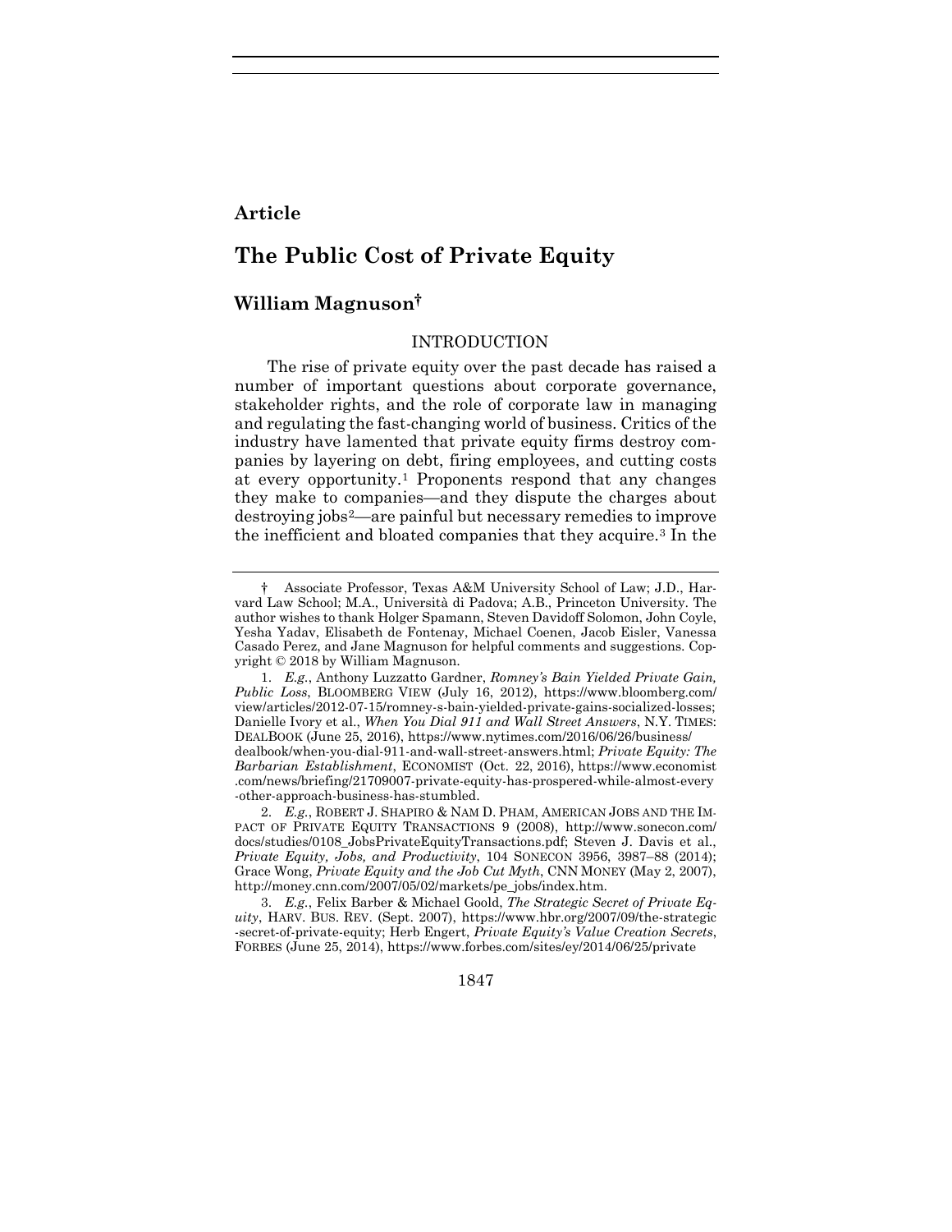**Article**

# The Public Cost of Private Equity

## William Magnuson†

### INTRODUCTION

The rise of private equity over the past decade has raised a number of important questions about corporate governance, stakeholder rights, and the role of corporate law in managing and regulating the fast-changing world of business. Critics of the industry have lamented that private equity firms destroy companies by layering on debt, firing employees, and cutting costs at every opportunity.[1] Proponents respond that any changes they make to companies—and they dispute the charges about destroying jobs[2]—are painful but necessary remedies to improve the inefficient and bloated companies that they acquire.[3] In the

---

† Associate Professor, Texas A&M University School of Law; J.D., Harvard Law School; M.A., Università di Padova; A.B., Princeton University. The author wishes to thank Holger Spamann, Steven Davidoff Solomon, John Coyle, Yesha Yadav, Elisabeth de Fontenay, Michael Coenen, Jacob Eisler, Vanessa Casado Perez, and Jane Magnuson for helpful comments and suggestions. Copyright © 2018 by William Magnuson.

1. *E.g.*, Anthony Luzzatto Gardner, *Romney's Bain Yielded Private Gain, Public Loss*, BLOOMBERG VIEW (July 16, 2012), https://www.bloomberg.com/view/articles/2012-07-15/romney-s-bain-yielded-private-gains-socialized-losses; Danielle Ivory et al., *When You Dial 911 and Wall Street Answers*, N.Y. TIMES: DEALBOOK (June 25, 2016), https://www.nytimes.com/2016/06/26/business/dealbook/when-you-dial-911-and-wall-street-answers.html; *Private Equity: The Barbarian Establishment*, ECONOMIST (Oct. 22, 2016), https://www.economist.com/news/briefing/21709007-private-equity-has-prospered-while-almost-every-other-approach-business-has-stumbled.

2. *E.g.*, ROBERT J. SHAPIRO & NAM D. PHAM, AMERICAN JOBS AND THE IMPACT OF PRIVATE EQUITY TRANSACTIONS 9 (2008), http://www.sonecon.com/docs/studies/0108_JobsPrivateEquityTransactions.pdf; Steven J. Davis et al., *Private Equity, Jobs, and Productivity*, 104 SONECON 3956, 3987–88 (2014); Grace Wong, *Private Equity and the Job Cut Myth*, CNN MONEY (May 2, 2007), http://money.cnn.com/2007/05/02/markets/pe_jobs/index.htm.

3. *E.g.*, Felix Barber & Michael Goold, *The Strategic Secret of Private Equity*, HARV. BUS. REV. (Sept. 2007), https://www.hbr.org/2007/09/the-strategic-secret-of-private-equity; Herb Engert, *Private Equity's Value Creation Secrets*, FORBES (June 25, 2014), https://www.forbes.com/sites/ey/2014/06/25/private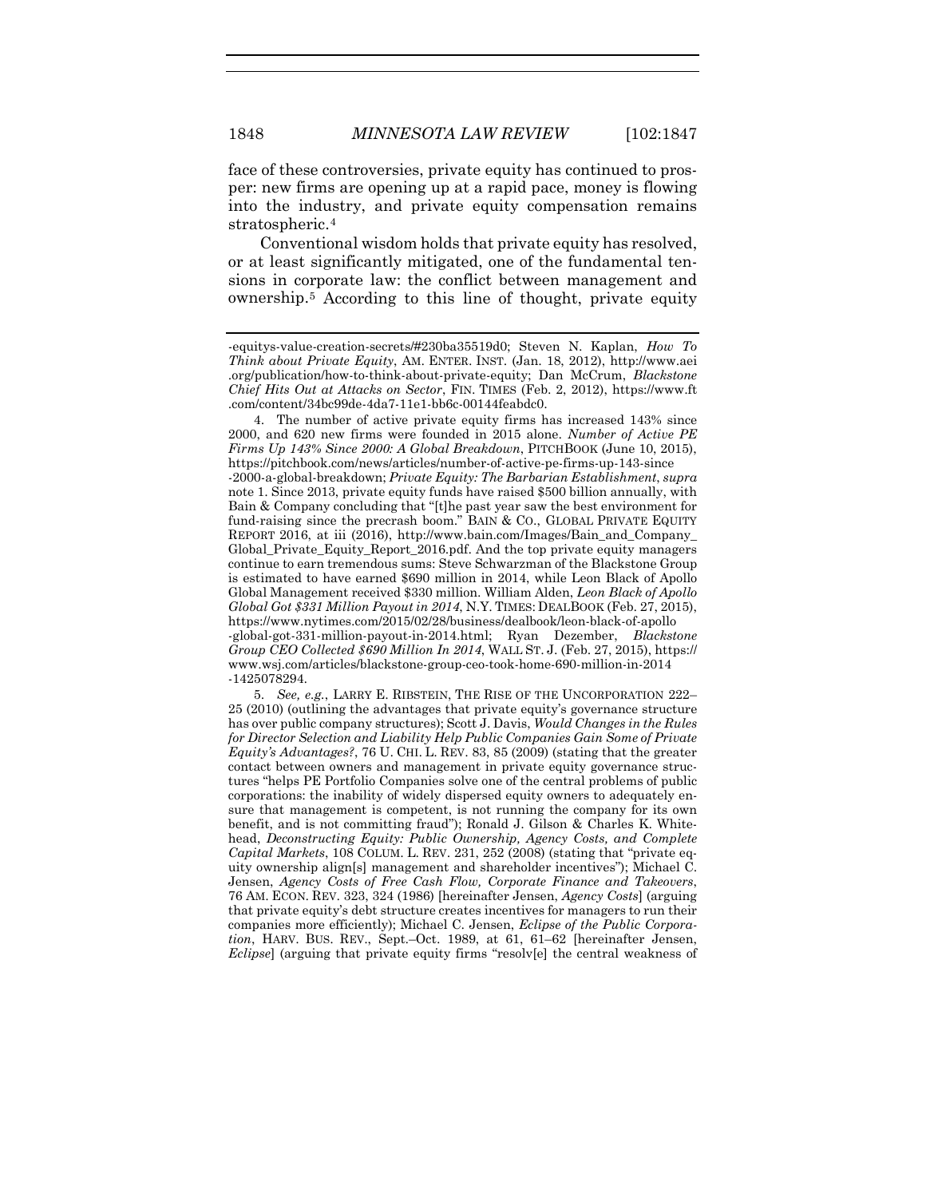face of these controversies, private equity has continued to prosper: new firms are opening up at a rapid pace, money is flowing into the industry, and private equity compensation remains stratospheric.[4]

Conventional wisdom holds that private equity has resolved, or at least significantly mitigated, one of the fundamental tensions in corporate law: the conflict between management and ownership.[5] According to this line of thought, private equity

---

-equitys-value-creation-secrets/#230ba35519d0; Steven N. Kaplan, *How To Think about Private Equity*, AM. ENTER. INST. (Jan. 18, 2012), http://www.aei.org/publication/how-to-think-about-private-equity; Dan McCrum, *Blackstone Chief Hits Out at Attacks on Sector*, FIN. TIMES (Feb. 2, 2012), https://www.ft.com/content/34bc99de-4da7-11e1-bb6c-00144feabdc0.

4. The number of active private equity firms has increased 143% since 2000, and 620 new firms were founded in 2015 alone. *Number of Active PE Firms Up 143% Since 2000: A Global Breakdown*, PITCHBOOK (June 10, 2015), https://pitchbook.com/news/articles/number-of-active-pe-firms-up-143-since-2000-a-global-breakdown; *Private Equity: The Barbarian Establishment*, *supra* note 1. Since 2013, private equity funds have raised $500 billion annually, with Bain & Company concluding that "[t]he past year saw the best environment for fund-raising since the precrash boom." BAIN & CO., GLOBAL PRIVATE EQUITY REPORT 2016, at iii (2016), http://www.bain.com/Images/Bain_and_Company_Global_Private_Equity_Report_2016.pdf. And the top private equity managers continue to earn tremendous sums: Steve Schwarzman of the Blackstone Group is estimated to have earned $690 million in 2014, while Leon Black of Apollo Global Management received $330 million. William Alden, *Leon Black of Apollo Global Got $331 Million Payout in 2014*, N.Y. TIMES: DEALBOOK (Feb. 27, 2015), https://www.nytimes.com/2015/02/28/business/dealbook/leon-black-of-apollo-global-got-331-million-payout-in-2014.html; Ryan Dezember, *Blackstone Group CEO Collected $690 Million In 2014*, WALL ST. J. (Feb. 27, 2015), https://www.wsj.com/articles/blackstone-group-ceo-took-home-690-million-in-2014-1425078294.

5. *See, e.g.*, LARRY E. RIBSTEIN, THE RISE OF THE UNCORPORATION 222–25 (2010) (outlining the advantages that private equity's governance structure has over public company structures); Scott J. Davis, *Would Changes in the Rules for Director Selection and Liability Help Public Companies Gain Some of Private Equity's Advantages?*, 76 U. CHI. L. REV. 83, 85 (2009) (stating that the greater contact between owners and management in private equity governance structures "helps PE Portfolio Companies solve one of the central problems of public corporations: the inability of widely dispersed equity owners to adequately ensure that management is competent, is not running the company for its own benefit, and is not committing fraud"); Ronald J. Gilson & Charles K. Whitehead, *Deconstructing Equity: Public Ownership, Agency Costs, and Complete Capital Markets*, 108 COLUM. L. REV. 231, 252 (2008) (stating that "private equity ownership align[s] management and shareholder incentives"); Michael C. Jensen, *Agency Costs of Free Cash Flow, Corporate Finance and Takeovers*, 76 AM. ECON. REV. 323, 324 (1986) [hereinafter Jensen, *Agency Costs*] (arguing that private equity's debt structure creates incentives for managers to run their companies more efficiently); Michael C. Jensen, *Eclipse of the Public Corporation*, HARV. BUS. REV., Sept.–Oct. 1989, at 61, 61–62 [hereinafter Jensen, *Eclipse*] (arguing that private equity firms "resolv[e] the central weakness of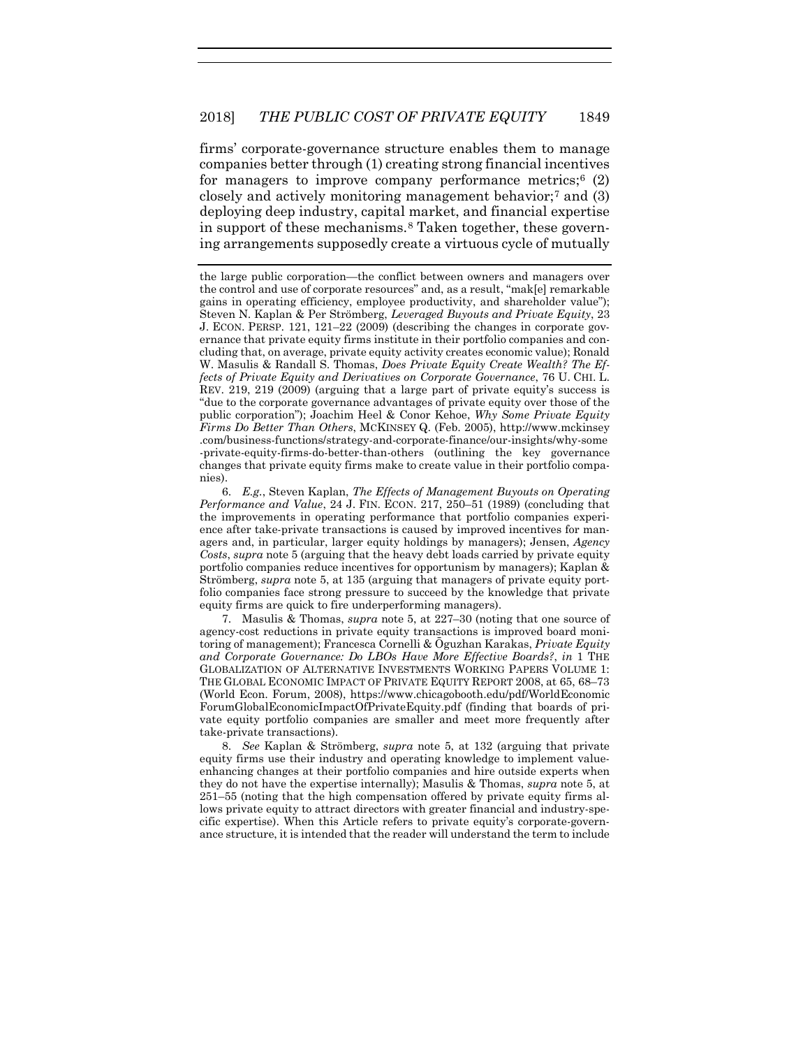firms' corporate-governance structure enables them to manage companies better through (1) creating strong financial incentives for managers to improve company performance metrics;[6] (2) closely and actively monitoring management behavior;[7] and (3) deploying deep industry, capital market, and financial expertise in support of these mechanisms.[8] Taken together, these governing arrangements supposedly create a virtuous cycle of mutually

---

the large public corporation—the conflict between owners and managers over the control and use of corporate resources" and, as a result, "mak[e] remarkable gains in operating efficiency, employee productivity, and shareholder value"); Steven N. Kaplan & Per Strömberg, *Leveraged Buyouts and Private Equity*, 23 J. ECON. PERSP. 121, 121–22 (2009) (describing the changes in corporate governance that private equity firms institute in their portfolio companies and concluding that, on average, private equity activity creates economic value); Ronald W. Masulis & Randall S. Thomas, *Does Private Equity Create Wealth? The Effects of Private Equity and Derivatives on Corporate Governance*, 76 U. CHI. L. REV. 219, 219 (2009) (arguing that a large part of private equity's success is "due to the corporate governance advantages of private equity over those of the public corporation"); Joachim Heel & Conor Kehoe, *Why Some Private Equity Firms Do Better Than Others*, MCKINSEY Q. (Feb. 2005), http://www.mckinsey.com/business-functions/strategy-and-corporate-finance/our-insights/why-some-private-equity-firms-do-better-than-others (outlining the key governance changes that private equity firms make to create value in their portfolio companies).

6. *E.g.*, Steven Kaplan, *The Effects of Management Buyouts on Operating Performance and Value*, 24 J. FIN. ECON. 217, 250–51 (1989) (concluding that the improvements in operating performance that portfolio companies experience after take-private transactions is caused by improved incentives for managers and, in particular, larger equity holdings by managers); Jensen, *Agency Costs*, *supra* note 5 (arguing that the heavy debt loads carried by private equity portfolio companies reduce incentives for opportunism by managers); Kaplan & Strömberg, *supra* note 5, at 135 (arguing that managers of private equity portfolio companies face strong pressure to succeed by the knowledge that private equity firms are quick to fire underperforming managers).

7. Masulis & Thomas, *supra* note 5, at 227–30 (noting that one source of agency-cost reductions in private equity transactions is improved board monitoring of management); Francesca Cornelli & Oğuzhan Karakas, *Private Equity and Corporate Governance: Do LBOs Have More Effective Boards?*, *in* 1 THE GLOBALIZATION OF ALTERNATIVE INVESTMENTS WORKING PAPERS VOLUME 1: THE GLOBAL ECONOMIC IMPACT OF PRIVATE EQUITY REPORT 2008, at 65, 68–73 (World Econ. Forum, 2008), https://www.chicagobooth.edu/pdf/WorldEconomicForumGlobalEconomicImpactOfPrivateEquity.pdf (finding that boards of private equity portfolio companies are smaller and meet more frequently after take-private transactions).

8. *See* Kaplan & Strömberg, *supra* note 5, at 132 (arguing that private equity firms use their industry and operating knowledge to implement value-enhancing changes at their portfolio companies and hire outside experts when they do not have the expertise internally); Masulis & Thomas, *supra* note 5, at 251–55 (noting that the high compensation offered by private equity firms allows private equity to attract directors with greater financial and industry-specific expertise). When this Article refers to private equity's corporate-governance structure, it is intended that the reader will understand the term to include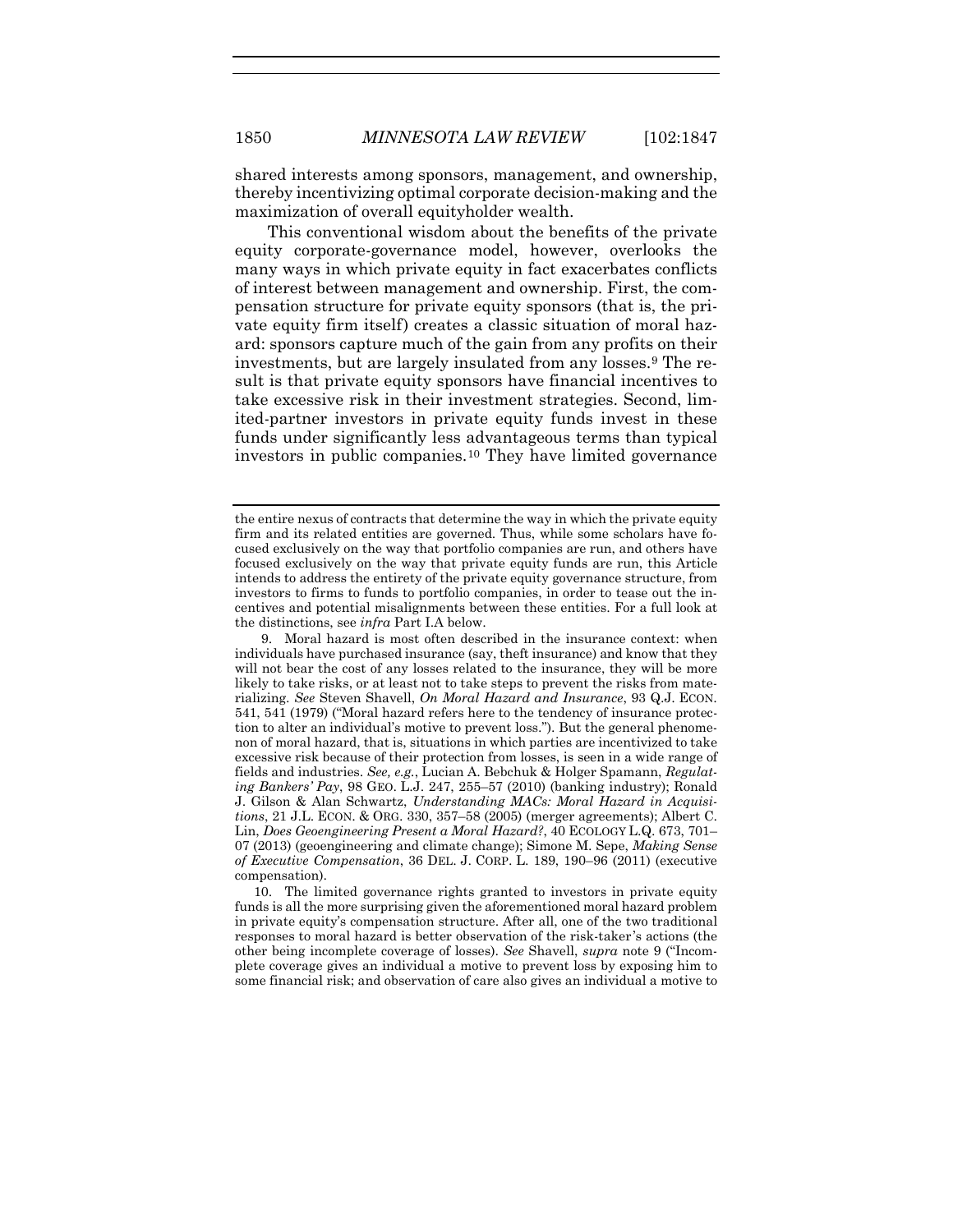shared interests among sponsors, management, and ownership, thereby incentivizing optimal corporate decision-making and the maximization of overall equityholder wealth.

This conventional wisdom about the benefits of the private equity corporate-governance model, however, overlooks the many ways in which private equity in fact exacerbates conflicts of interest between management and ownership. First, the compensation structure for private equity sponsors (that is, the private equity firm itself) creates a classic situation of moral hazard: sponsors capture much of the gain from any profits on their investments, but are largely insulated from any losses.[9] The result is that private equity sponsors have financial incentives to take excessive risk in their investment strategies. Second, limited-partner investors in private equity funds invest in these funds under significantly less advantageous terms than typical investors in public companies.[10] They have limited governance

---

the entire nexus of contracts that determine the way in which the private equity firm and its related entities are governed. Thus, while some scholars have focused exclusively on the way that portfolio companies are run, and others have focused exclusively on the way that private equity funds are run, this Article intends to address the entirety of the private equity governance structure, from investors to firms to funds to portfolio companies, in order to tease out the incentives and potential misalignments between these entities. For a full look at the distinctions, see *infra* Part I.A below.

9. Moral hazard is most often described in the insurance context: when individuals have purchased insurance (say, theft insurance) and know that they will not bear the cost of any losses related to the insurance, they will be more likely to take risks, or at least not to take steps to prevent the risks from materializing. *See* Steven Shavell, *On Moral Hazard and Insurance*, 93 Q.J. ECON. 541, 541 (1979) ("Moral hazard refers here to the tendency of insurance protection to alter an individual's motive to prevent loss."). But the general phenomenon of moral hazard, that is, situations in which parties are incentivized to take excessive risk because of their protection from losses, is seen in a wide range of fields and industries. *See, e.g.*, Lucian A. Bebchuk & Holger Spamann, *Regulating Bankers' Pay*, 98 GEO. L.J. 247, 255–57 (2010) (banking industry); Ronald J. Gilson & Alan Schwartz, *Understanding MACs: Moral Hazard in Acquisitions*, 21 J.L. ECON. & ORG. 330, 357–58 (2005) (merger agreements); Albert C. Lin, *Does Geoengineering Present a Moral Hazard?*, 40 ECOLOGY L.Q. 673, 701–07 (2013) (geoengineering and climate change); Simone M. Sepe, *Making Sense of Executive Compensation*, 36 DEL. J. CORP. L. 189, 190–96 (2011) (executive compensation).

10. The limited governance rights granted to investors in private equity funds is all the more surprising given the aforementioned moral hazard problem in private equity's compensation structure. After all, one of the two traditional responses to moral hazard is better observation of the risk-taker's actions (the other being incomplete coverage of losses). *See* Shavell, *supra* note 9 ("Incomplete coverage gives an individual a motive to prevent loss by exposing him to some financial risk; and observation of care also gives an individual a motive to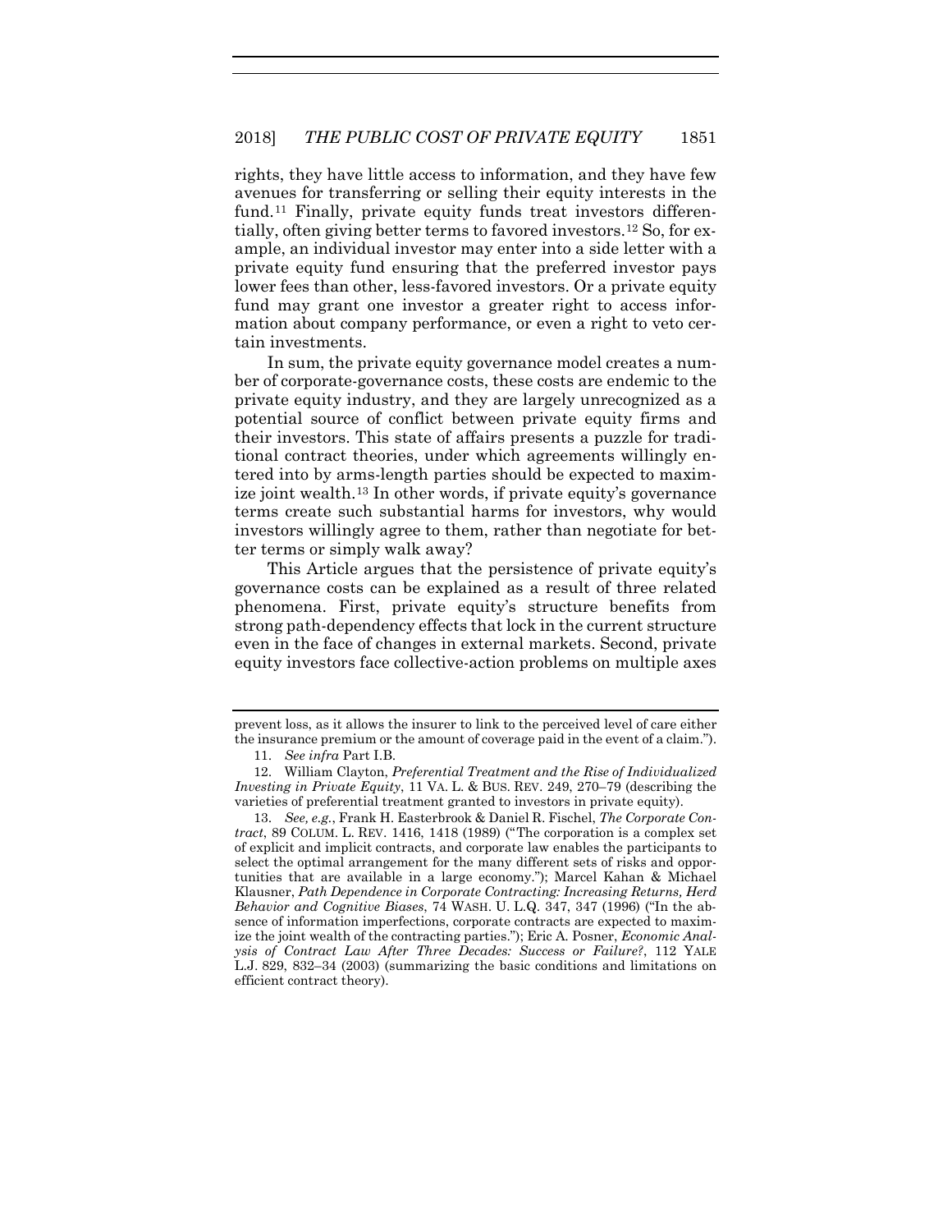rights, they have little access to information, and they have few avenues for transferring or selling their equity interests in the fund.[11] Finally, private equity funds treat investors differentially, often giving better terms to favored investors.[12] So, for example, an individual investor may enter into a side letter with a private equity fund ensuring that the preferred investor pays lower fees than other, less-favored investors. Or a private equity fund may grant one investor a greater right to access information about company performance, or even a right to veto certain investments.

In sum, the private equity governance model creates a number of corporate-governance costs, these costs are endemic to the private equity industry, and they are largely unrecognized as a potential source of conflict between private equity firms and their investors. This state of affairs presents a puzzle for traditional contract theories, under which agreements willingly entered into by arms-length parties should be expected to maximize joint wealth.[13] In other words, if private equity's governance terms create such substantial harms for investors, why would investors willingly agree to them, rather than negotiate for better terms or simply walk away?

This Article argues that the persistence of private equity's governance costs can be explained as a result of three related phenomena. First, private equity's structure benefits from strong path-dependency effects that lock in the current structure even in the face of changes in external markets. Second, private equity investors face collective-action problems on multiple axes

---

prevent loss, as it allows the insurer to link to the perceived level of care either the insurance premium or the amount of coverage paid in the event of a claim.").

11. *See infra* Part I.B.

12. William Clayton, *Preferential Treatment and the Rise of Individualized Investing in Private Equity*, 11 VA. L. & BUS. REV. 249, 270–79 (describing the varieties of preferential treatment granted to investors in private equity).

13. *See, e.g.*, Frank H. Easterbrook & Daniel R. Fischel, *The Corporate Contract*, 89 COLUM. L. REV. 1416, 1418 (1989) ("The corporation is a complex set of explicit and implicit contracts, and corporate law enables the participants to select the optimal arrangement for the many different sets of risks and opportunities that are available in a large economy."); Marcel Kahan & Michael Klausner, *Path Dependence in Corporate Contracting: Increasing Returns, Herd Behavior and Cognitive Biases*, 74 WASH. U. L.Q. 347, 347 (1996) ("In the absence of information imperfections, corporate contracts are expected to maximize the joint wealth of the contracting parties."); Eric A. Posner, *Economic Analysis of Contract Law After Three Decades: Success or Failure?*, 112 YALE L.J. 829, 832–34 (2003) (summarizing the basic conditions and limitations on efficient contract theory).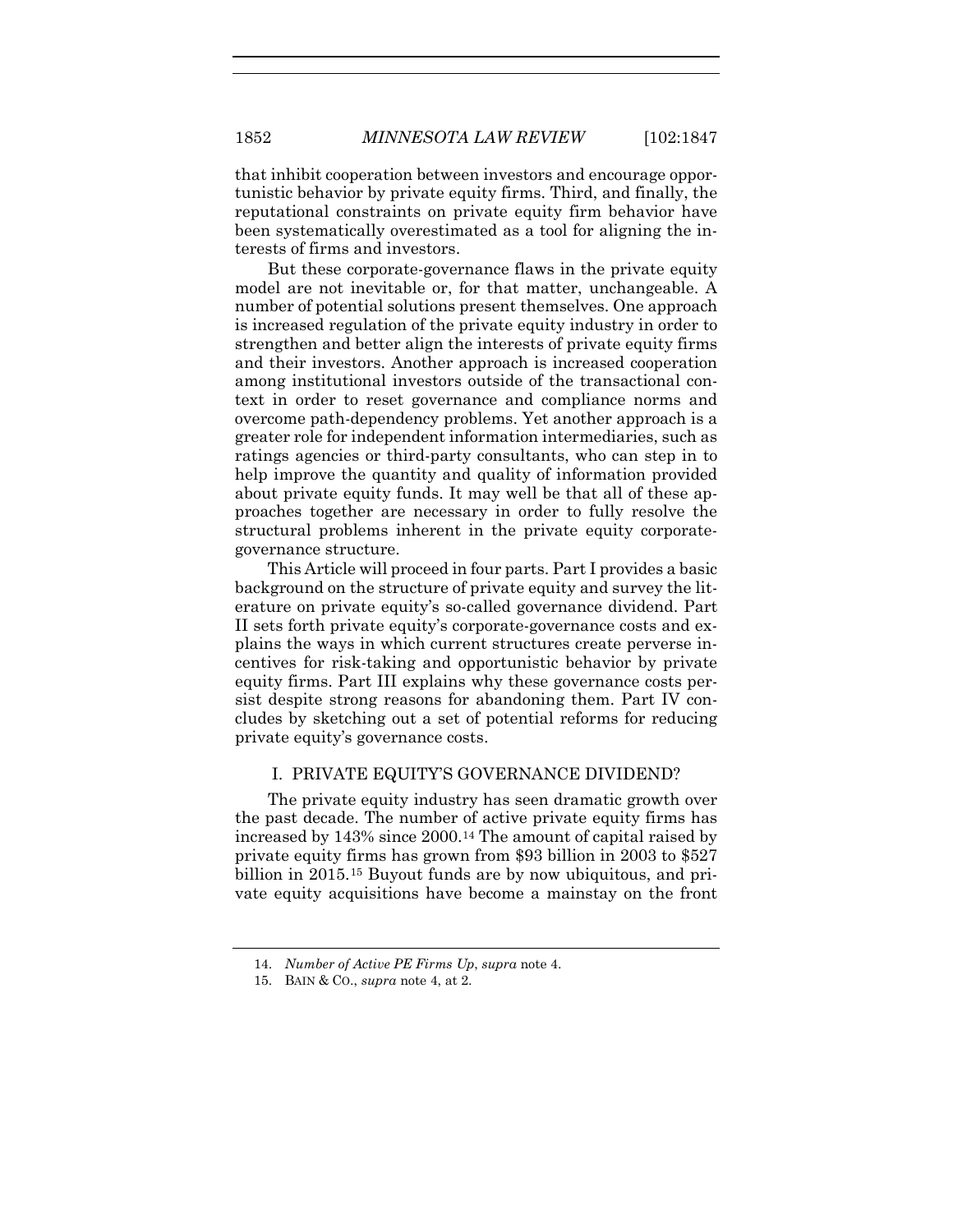that inhibit cooperation between investors and encourage opportunistic behavior by private equity firms. Third, and finally, the reputational constraints on private equity firm behavior have been systematically overestimated as a tool for aligning the interests of firms and investors.

But these corporate-governance flaws in the private equity model are not inevitable or, for that matter, unchangeable. A number of potential solutions present themselves. One approach is increased regulation of the private equity industry in order to strengthen and better align the interests of private equity firms and their investors. Another approach is increased cooperation among institutional investors outside of the transactional context in order to reset governance and compliance norms and overcome path-dependency problems. Yet another approach is a greater role for independent information intermediaries, such as ratings agencies or third-party consultants, who can step in to help improve the quantity and quality of information provided about private equity funds. It may well be that all of these approaches together are necessary in order to fully resolve the structural problems inherent in the private equity corporate-governance structure.

This Article will proceed in four parts. Part I provides a basic background on the structure of private equity and survey the literature on private equity's so-called governance dividend. Part II sets forth private equity's corporate-governance costs and explains the ways in which current structures create perverse incentives for risk-taking and opportunistic behavior by private equity firms. Part III explains why these governance costs persist despite strong reasons for abandoning them. Part IV concludes by sketching out a set of potential reforms for reducing private equity's governance costs.

## I. PRIVATE EQUITY'S GOVERNANCE DIVIDEND?

The private equity industry has seen dramatic growth over the past decade. The number of active private equity firms has increased by 143% since 2000.[14] The amount of capital raised by private equity firms has grown from $93 billion in 2003 to $527 billion in 2015.[15] Buyout funds are by now ubiquitous, and private equity acquisitions have become a mainstay on the front

---

14. *Number of Active PE Firms Up*, *supra* note 4.

15. BAIN & CO., *supra* note 4, at 2.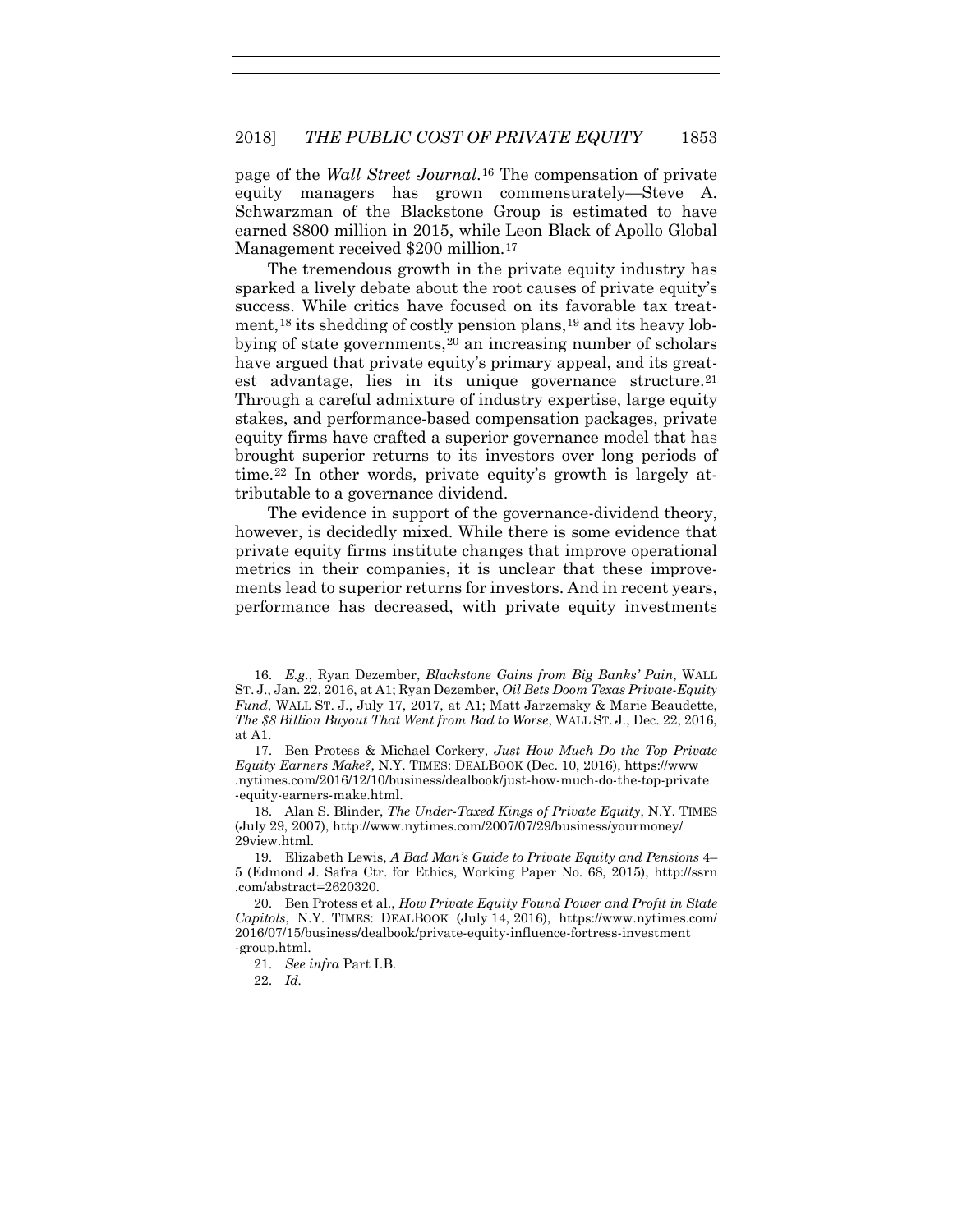page of the *Wall Street Journal*.[16] The compensation of private equity managers has grown commensurately—Steve A. Schwarzman of the Blackstone Group is estimated to have earned $800 million in 2015, while Leon Black of Apollo Global Management received $200 million.[17]

The tremendous growth in the private equity industry has sparked a lively debate about the root causes of private equity's success. While critics have focused on its favorable tax treatment,[18] its shedding of costly pension plans,[19] and its heavy lobbying of state governments,[20] an increasing number of scholars have argued that private equity's primary appeal, and its greatest advantage, lies in its unique governance structure.[21] Through a careful admixture of industry expertise, large equity stakes, and performance-based compensation packages, private equity firms have crafted a superior governance model that has brought superior returns to its investors over long periods of time.[22] In other words, private equity's growth is largely attributable to a governance dividend.

The evidence in support of the governance-dividend theory, however, is decidedly mixed. While there is some evidence that private equity firms institute changes that improve operational metrics in their companies, it is unclear that these improvements lead to superior returns for investors. And in recent years, performance has decreased, with private equity investments

---

16. *E.g.*, Ryan Dezember, *Blackstone Gains from Big Banks' Pain*, WALL ST. J., Jan. 22, 2016, at A1; Ryan Dezember, *Oil Bets Doom Texas Private-Equity Fund*, WALL ST. J., July 17, 2017, at A1; Matt Jarzemsky & Marie Beaudette, *The $8 Billion Buyout That Went from Bad to Worse*, WALL ST. J., Dec. 22, 2016, at A1.

17. Ben Protess & Michael Corkery, *Just How Much Do the Top Private Equity Earners Make?*, N.Y. TIMES: DEALBOOK (Dec. 10, 2016), https://www.nytimes.com/2016/12/10/business/dealbook/just-how-much-do-the-top-private-equity-earners-make.html.

18. Alan S. Blinder, *The Under-Taxed Kings of Private Equity*, N.Y. TIMES (July 29, 2007), http://www.nytimes.com/2007/07/29/business/yourmoney/29view.html.

19. Elizabeth Lewis, *A Bad Man's Guide to Private Equity and Pensions* 4–5 (Edmond J. Safra Ctr. for Ethics, Working Paper No. 68, 2015), http://ssrn.com/abstract=2620320.

20. Ben Protess et al., *How Private Equity Found Power and Profit in State Capitols*, N.Y. TIMES: DEALBOOK (July 14, 2016), https://www.nytimes.com/2016/07/15/business/dealbook/private-equity-influence-fortress-investment-group.html.

21. *See infra* Part I.B.

22. *Id.*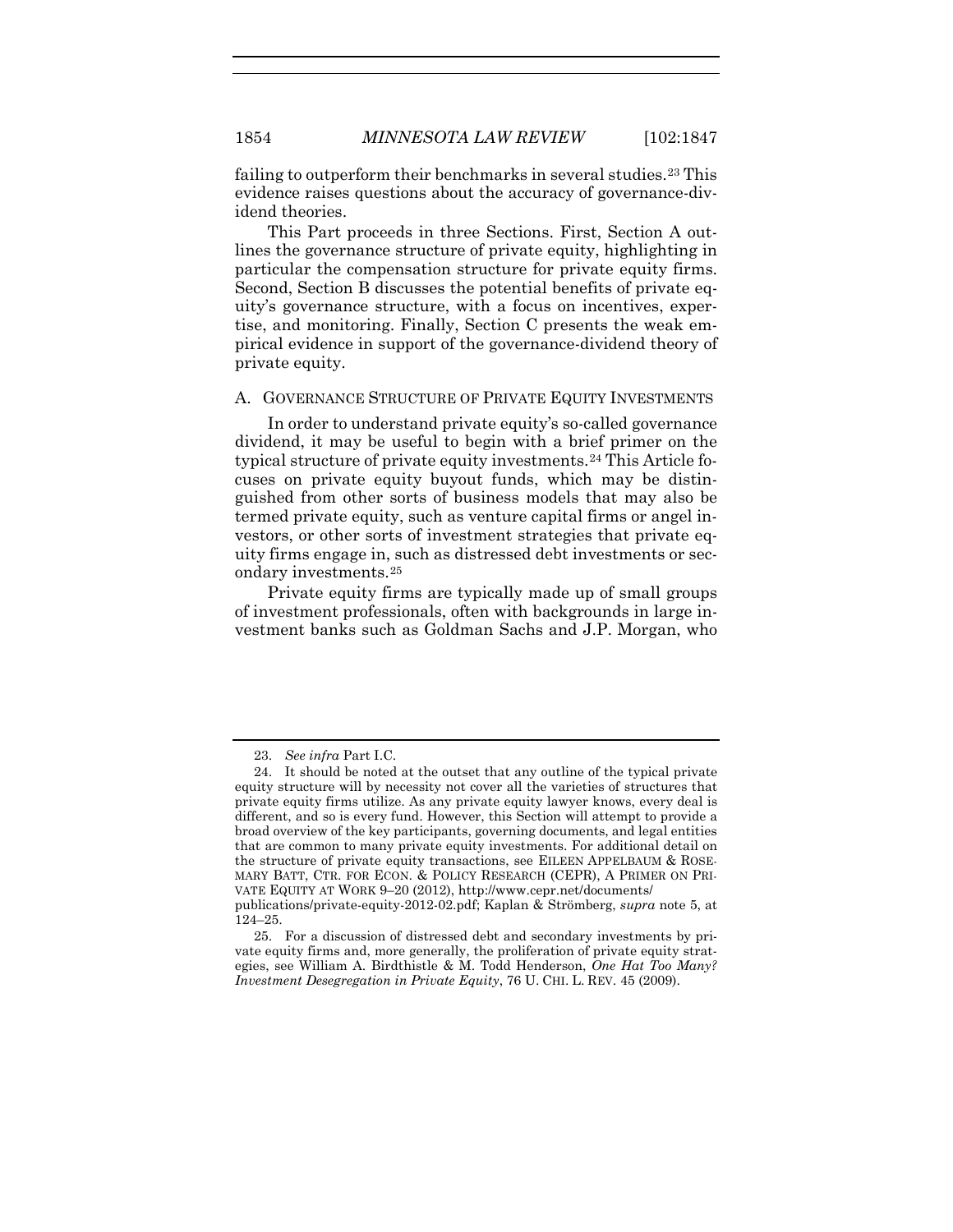failing to outperform their benchmarks in several studies.[23] This evidence raises questions about the accuracy of governance-dividend theories.

This Part proceeds in three Sections. First, Section A outlines the governance structure of private equity, highlighting in particular the compensation structure for private equity firms. Second, Section B discusses the potential benefits of private equity's governance structure, with a focus on incentives, expertise, and monitoring. Finally, Section C presents the weak empirical evidence in support of the governance-dividend theory of private equity.

### A. GOVERNANCE STRUCTURE OF PRIVATE EQUITY INVESTMENTS

In order to understand private equity's so-called governance dividend, it may be useful to begin with a brief primer on the typical structure of private equity investments.[24] This Article focuses on private equity buyout funds, which may be distinguished from other sorts of business models that may also be termed private equity, such as venture capital firms or angel investors, or other sorts of investment strategies that private equity firms engage in, such as distressed debt investments or secondary investments.[25]

Private equity firms are typically made up of small groups of investment professionals, often with backgrounds in large investment banks such as Goldman Sachs and J.P. Morgan, who

---

23. *See infra* Part I.C.

24. It should be noted at the outset that any outline of the typical private equity structure will by necessity not cover all the varieties of structures that private equity firms utilize. As any private equity lawyer knows, every deal is different, and so is every fund. However, this Section will attempt to provide a broad overview of the key participants, governing documents, and legal entities that are common to many private equity investments. For additional detail on the structure of private equity transactions, see EILEEN APPELBAUM & ROSEMARY BATT, CTR. FOR ECON. & POLICY RESEARCH (CEPR), A PRIMER ON PRIVATE EQUITY AT WORK 9–20 (2012), http://www.cepr.net/documents/publications/private-equity-2012-02.pdf; Kaplan & Strömberg, *supra* note 5, at 124–25.

25. For a discussion of distressed debt and secondary investments by private equity firms and, more generally, the proliferation of private equity strategies, see William A. Birdthistle & M. Todd Henderson, *One Hat Too Many? Investment Desegregation in Private Equity*, 76 U. CHI. L. REV. 45 (2009).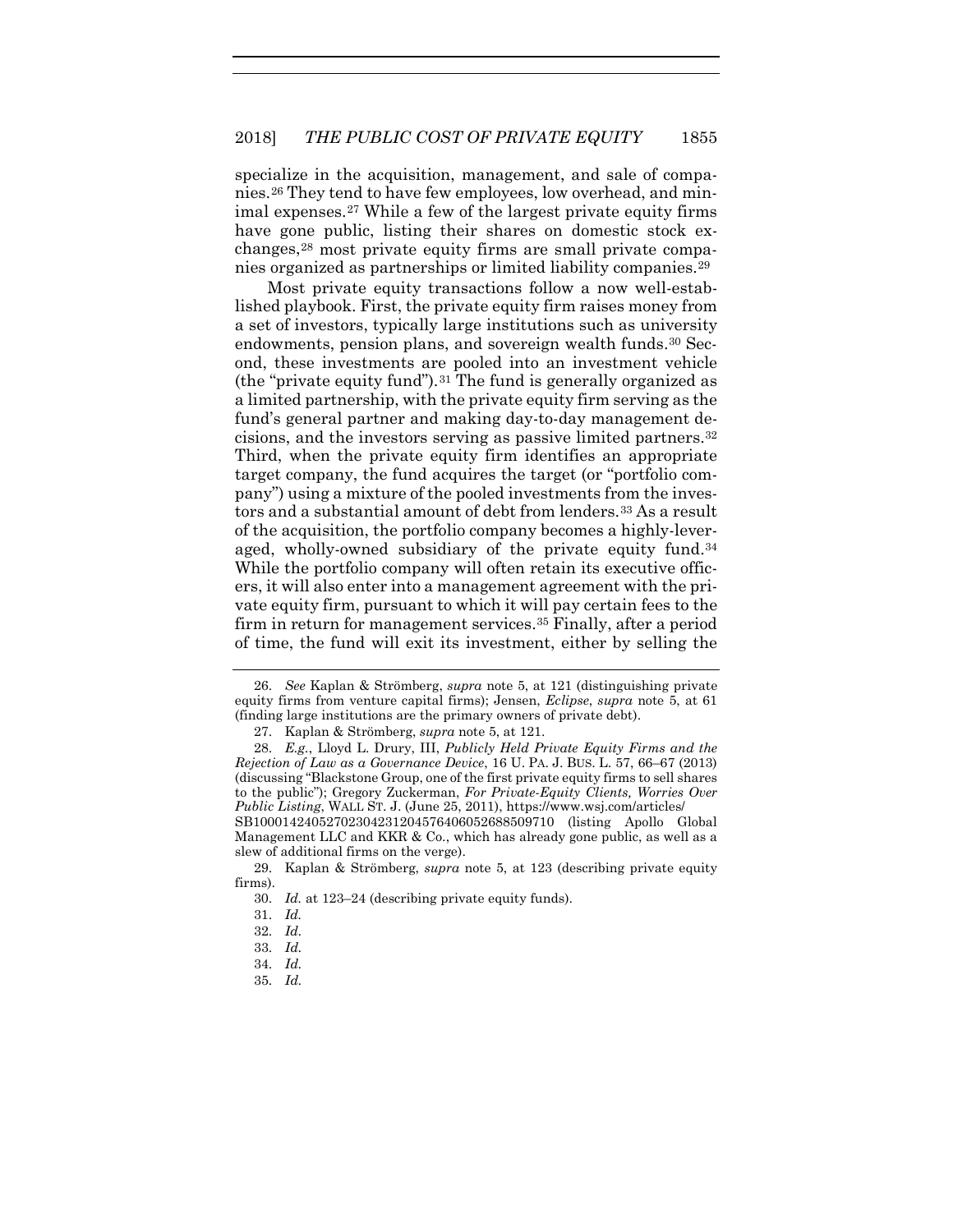specialize in the acquisition, management, and sale of companies.[26] They tend to have few employees, low overhead, and minimal expenses.[27] While a few of the largest private equity firms have gone public, listing their shares on domestic stock exchanges,[28] most private equity firms are small private companies organized as partnerships or limited liability companies.[29]

Most private equity transactions follow a now well-established playbook. First, the private equity firm raises money from a set of investors, typically large institutions such as university endowments, pension plans, and sovereign wealth funds.[30] Second, these investments are pooled into an investment vehicle (the "private equity fund").[31] The fund is generally organized as a limited partnership, with the private equity firm serving as the fund's general partner and making day-to-day management decisions, and the investors serving as passive limited partners.[32] Third, when the private equity firm identifies an appropriate target company, the fund acquires the target (or "portfolio company") using a mixture of the pooled investments from the investors and a substantial amount of debt from lenders.[33] As a result of the acquisition, the portfolio company becomes a highly-leveraged, wholly-owned subsidiary of the private equity fund.[34] While the portfolio company will often retain its executive officers, it will also enter into a management agreement with the private equity firm, pursuant to which it will pay certain fees to the firm in return for management services.[35] Finally, after a period of time, the fund will exit its investment, either by selling the

---

26. *See* Kaplan & Strömberg, *supra* note 5, at 121 (distinguishing private equity firms from venture capital firms); Jensen, *Eclipse*, *supra* note 5, at 61 (finding large institutions are the primary owners of private debt).

27. Kaplan & Strömberg, *supra* note 5, at 121.

28. *E.g.*, Lloyd L. Drury, III, *Publicly Held Private Equity Firms and the Rejection of Law as a Governance Device*, 16 U. PA. J. BUS. L. 57, 66–67 (2013) (discussing "Blackstone Group, one of the first private equity firms to sell shares to the public"); Gregory Zuckerman, *For Private-Equity Clients, Worries Over Public Listing*, WALL ST. J. (June 25, 2011), https://www.wsj.com/articles/SB10001424052702304231204576406052688509710 (listing Apollo Global Management LLC and KKR & Co., which has already gone public, as well as a slew of additional firms on the verge).

29. Kaplan & Strömberg, *supra* note 5, at 123 (describing private equity firms).

30. *Id.* at 123–24 (describing private equity funds).

31. *Id.*

32. *Id.*

33. *Id.*

34. *Id.*

35. *Id.*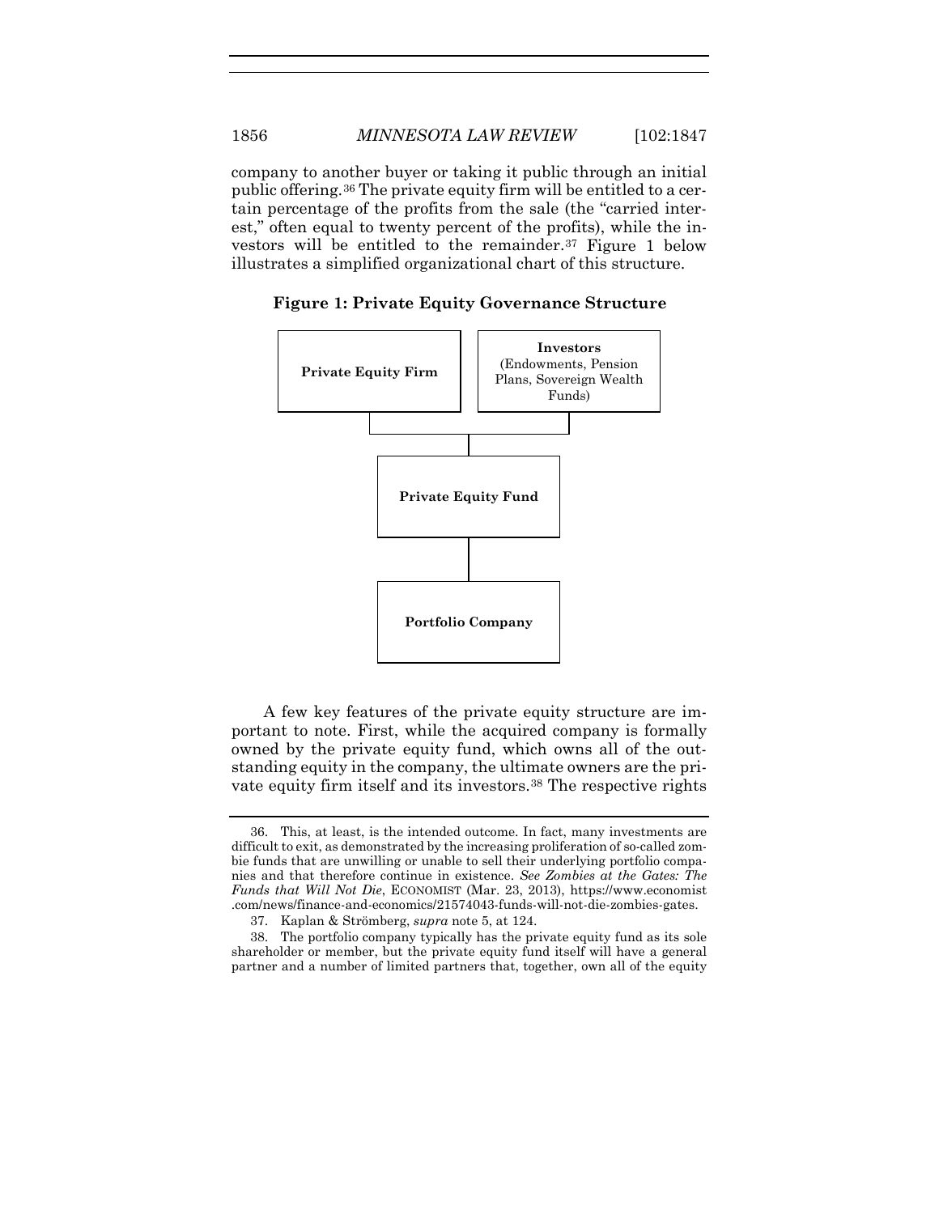company to another buyer or taking it public through an initial public offering.[36] The private equity firm will be entitled to a certain percentage of the profits from the sale (the "carried interest," often equal to twenty percent of the profits), while the investors will be entitled to the remainder.[37] Figure 1 below illustrates a simplified organizational chart of this structure.

**Figure 1: Private Equity Governance Structure**

**Private Equity Firm**

**Investors** (Endowments, Pension Plans, Sovereign Wealth Funds)

**Private Equity Fund**

**Portfolio Company**

A few key features of the private equity structure are important to note. First, while the acquired company is formally owned by the private equity fund, which owns all of the outstanding equity in the company, the ultimate owners are the private equity firm itself and its investors.[38] The respective rights

---

36. This, at least, is the intended outcome. In fact, many investments are difficult to exit, as demonstrated by the increasing proliferation of so-called zombie funds that are unwilling or unable to sell their underlying portfolio companies and that therefore continue in existence. *See Zombies at the Gates: The Funds that Will Not Die*, ECONOMIST (Mar. 23, 2013), https://www.economist.com/news/finance-and-economics/21574043-funds-will-not-die-zombies-gates.

37. Kaplan & Strömberg, *supra* note 5, at 124.

38. The portfolio company typically has the private equity fund as its sole shareholder or member, but the private equity fund itself will have a general partner and a number of limited partners that, together, own all of the equity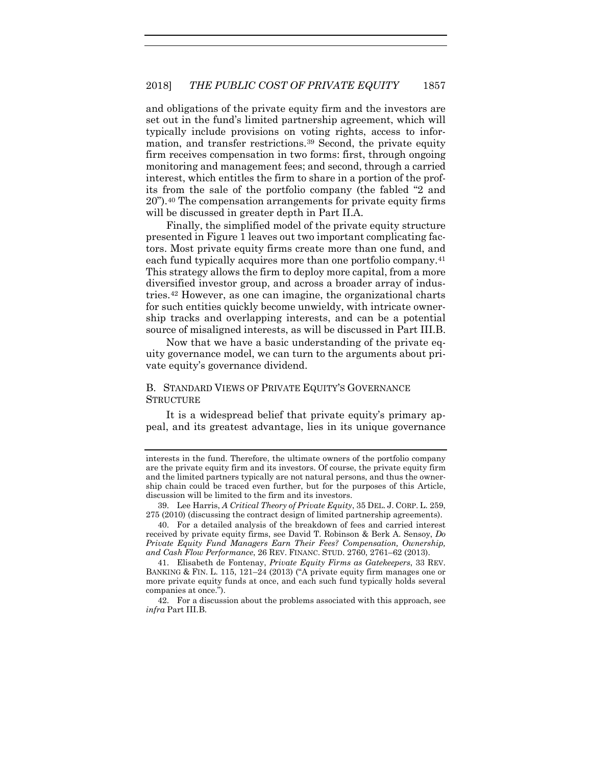and obligations of the private equity firm and the investors are set out in the fund's limited partnership agreement, which will typically include provisions on voting rights, access to information, and transfer restrictions.[39] Second, the private equity firm receives compensation in two forms: first, through ongoing monitoring and management fees; and second, through a carried interest, which entitles the firm to share in a portion of the profits from the sale of the portfolio company (the fabled "2 and 20").[40] The compensation arrangements for private equity firms will be discussed in greater depth in Part II.A.

Finally, the simplified model of the private equity structure presented in Figure 1 leaves out two important complicating factors. Most private equity firms create more than one fund, and each fund typically acquires more than one portfolio company.[41] This strategy allows the firm to deploy more capital, from a more diversified investor group, and across a broader array of industries.[42] However, as one can imagine, the organizational charts for such entities quickly become unwieldy, with intricate ownership tracks and overlapping interests, and can be a potential source of misaligned interests, as will be discussed in Part III.B.

Now that we have a basic understanding of the private equity governance model, we can turn to the arguments about private equity's governance dividend.

## B. Standard Views of Private Equity's Governance Structure

It is a widespread belief that private equity's primary appeal, and its greatest advantage, lies in its unique governance

---

interests in the fund. Therefore, the ultimate owners of the portfolio company are the private equity firm and its investors. Of course, the private equity firm and the limited partners typically are not natural persons, and thus the ownership chain could be traced even further, but for the purposes of this Article, discussion will be limited to the firm and its investors.

39. Lee Harris, *A Critical Theory of Private Equity*, 35 DEL. J. CORP. L. 259, 275 (2010) (discussing the contract design of limited partnership agreements).

40. For a detailed analysis of the breakdown of fees and carried interest received by private equity firms, see David T. Robinson & Berk A. Sensoy, *Do Private Equity Fund Managers Earn Their Fees? Compensation, Ownership, and Cash Flow Performance*, 26 REV. FINANC. STUD. 2760, 2761–62 (2013).

41. Elisabeth de Fontenay, *Private Equity Firms as Gatekeepers*, 33 REV. BANKING & FIN. L. 115, 121–24 (2013) ("A private equity firm manages one or more private equity funds at once, and each such fund typically holds several companies at once.").

42. For a discussion about the problems associated with this approach, see *infra* Part III.B.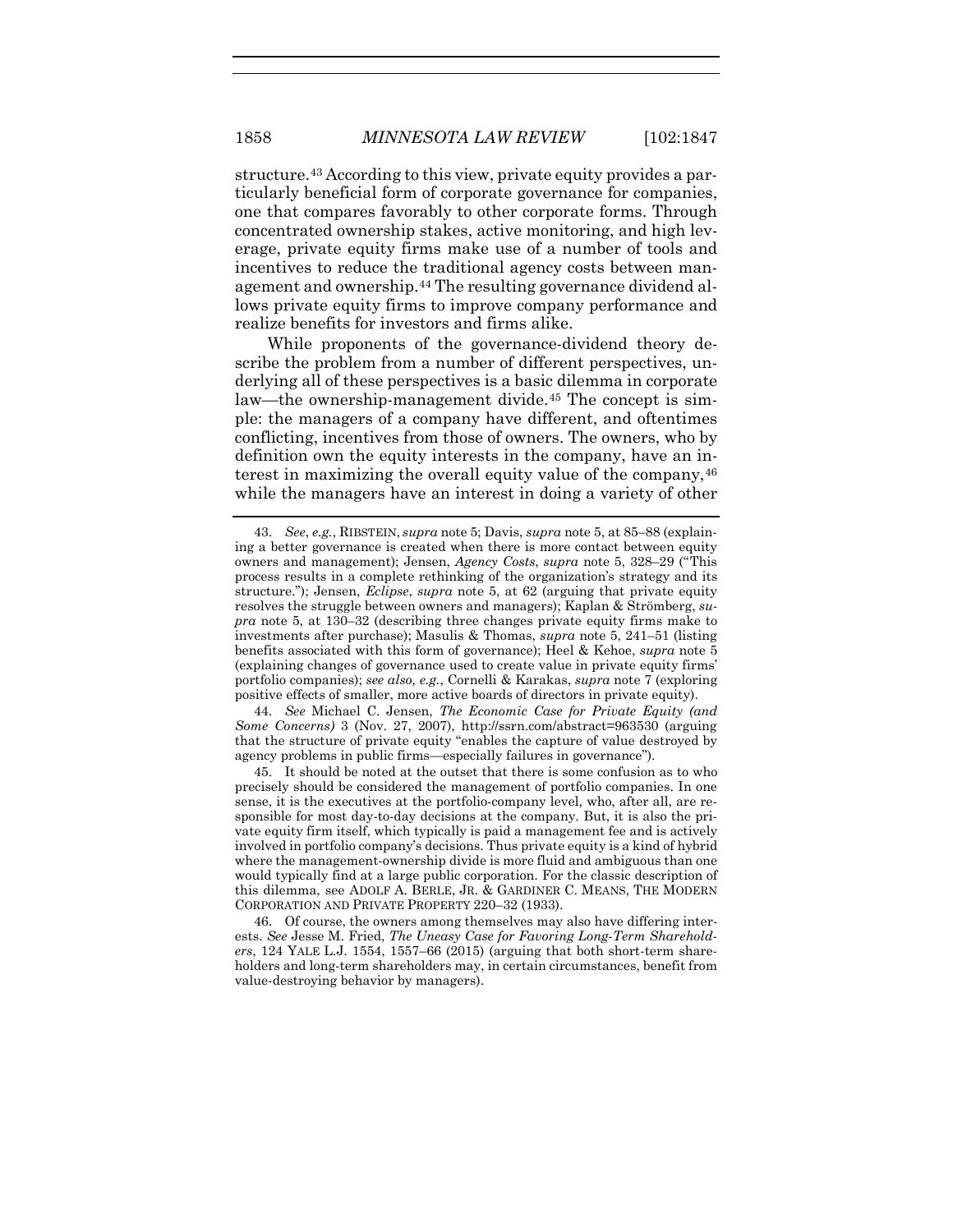structure.[43] According to this view, private equity provides a particularly beneficial form of corporate governance for companies, one that compares favorably to other corporate forms. Through concentrated ownership stakes, active monitoring, and high leverage, private equity firms make use of a number of tools and incentives to reduce the traditional agency costs between management and ownership.[44] The resulting governance dividend allows private equity firms to improve company performance and realize benefits for investors and firms alike.

While proponents of the governance-dividend theory describe the problem from a number of different perspectives, underlying all of these perspectives is a basic dilemma in corporate law—the ownership-management divide.[45] The concept is simple: the managers of a company have different, and oftentimes conflicting, incentives from those of owners. The owners, who by definition own the equity interests in the company, have an interest in maximizing the overall equity value of the company,[46] while the managers have an interest in doing a variety of other

---

43. *See*, *e.g.*, RIBSTEIN, *supra* note 5; Davis, *supra* note 5, at 85–88 (explaining a better governance is created when there is more contact between equity owners and management); Jensen, *Agency Costs*, *supra* note 5, 328–29 ("This process results in a complete rethinking of the organization's strategy and its structure."); Jensen, *Eclipse*, *supra* note 5, at 62 (arguing that private equity resolves the struggle between owners and managers); Kaplan & Strömberg, *supra* note 5, at 130–32 (describing three changes private equity firms make to investments after purchase); Masulis & Thomas, *supra* note 5, 241–51 (listing benefits associated with this form of governance); Heel & Kehoe, *supra* note 5 (explaining changes of governance used to create value in private equity firms' portfolio companies); *see also, e.g.*, Cornelli & Karakas, *supra* note 7 (exploring positive effects of smaller, more active boards of directors in private equity).

44. *See* Michael C. Jensen, *The Economic Case for Private Equity (and Some Concerns)* 3 (Nov. 27, 2007), http://ssrn.com/abstract=963530 (arguing that the structure of private equity "enables the capture of value destroyed by agency problems in public firms—especially failures in governance").

45. It should be noted at the outset that there is some confusion as to who precisely should be considered the management of portfolio companies. In one sense, it is the executives at the portfolio-company level, who, after all, are responsible for most day-to-day decisions at the company. But, it is also the private equity firm itself, which typically is paid a management fee and is actively involved in portfolio company's decisions. Thus private equity is a kind of hybrid where the management-ownership divide is more fluid and ambiguous than one would typically find at a large public corporation. For the classic description of this dilemma, see ADOLF A. BERLE, JR. & GARDINER C. MEANS, THE MODERN CORPORATION AND PRIVATE PROPERTY 220–32 (1933).

46. Of course, the owners among themselves may also have differing interests. *See* Jesse M. Fried, *The Uneasy Case for Favoring Long-Term Shareholders*, 124 YALE L.J. 1554, 1557–66 (2015) (arguing that both short-term shareholders and long-term shareholders may, in certain circumstances, benefit from value-destroying behavior by managers).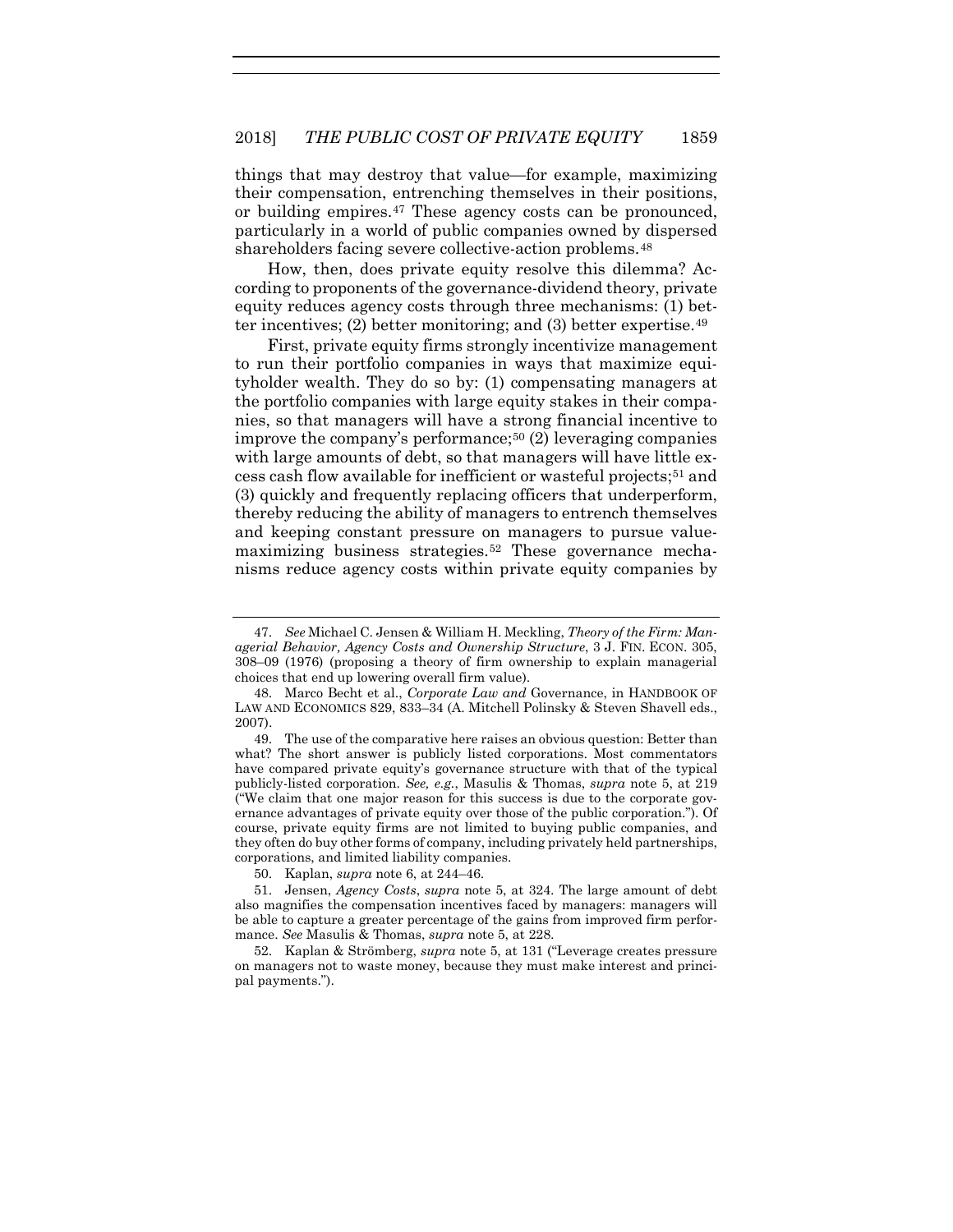things that may destroy that value—for example, maximizing their compensation, entrenching themselves in their positions, or building empires.[47] These agency costs can be pronounced, particularly in a world of public companies owned by dispersed shareholders facing severe collective-action problems.[48]

How, then, does private equity resolve this dilemma? According to proponents of the governance-dividend theory, private equity reduces agency costs through three mechanisms: (1) better incentives; (2) better monitoring; and (3) better expertise.[49]

First, private equity firms strongly incentivize management to run their portfolio companies in ways that maximize equityholder wealth. They do so by: (1) compensating managers at the portfolio companies with large equity stakes in their companies, so that managers will have a strong financial incentive to improve the company's performance;[50] (2) leveraging companies with large amounts of debt, so that managers will have little excess cash flow available for inefficient or wasteful projects;[51] and (3) quickly and frequently replacing officers that underperform, thereby reducing the ability of managers to entrench themselves and keeping constant pressure on managers to pursue value-maximizing business strategies.[52] These governance mechanisms reduce agency costs within private equity companies by

---

47. *See* Michael C. Jensen & William H. Meckling, *Theory of the Firm: Managerial Behavior, Agency Costs and Ownership Structure*, 3 J. FIN. ECON. 305, 308–09 (1976) (proposing a theory of firm ownership to explain managerial choices that end up lowering overall firm value).

48. Marco Becht et al., *Corporate Law and* Governance, in HANDBOOK OF LAW AND ECONOMICS 829, 833–34 (A. Mitchell Polinsky & Steven Shavell eds., 2007).

49. The use of the comparative here raises an obvious question: Better than what? The short answer is publicly listed corporations. Most commentators have compared private equity's governance structure with that of the typical publicly-listed corporation. *See, e.g.*, Masulis & Thomas, *supra* note 5, at 219 ("We claim that one major reason for this success is due to the corporate governance advantages of private equity over those of the public corporation."). Of course, private equity firms are not limited to buying public companies, and they often do buy other forms of company, including privately held partnerships, corporations, and limited liability companies.

50. Kaplan, *supra* note 6, at 244–46.

51. Jensen, *Agency Costs*, *supra* note 5, at 324. The large amount of debt also magnifies the compensation incentives faced by managers: managers will be able to capture a greater percentage of the gains from improved firm performance. *See* Masulis & Thomas, *supra* note 5, at 228.

52. Kaplan & Strömberg, *supra* note 5, at 131 ("Leverage creates pressure on managers not to waste money, because they must make interest and principal payments.").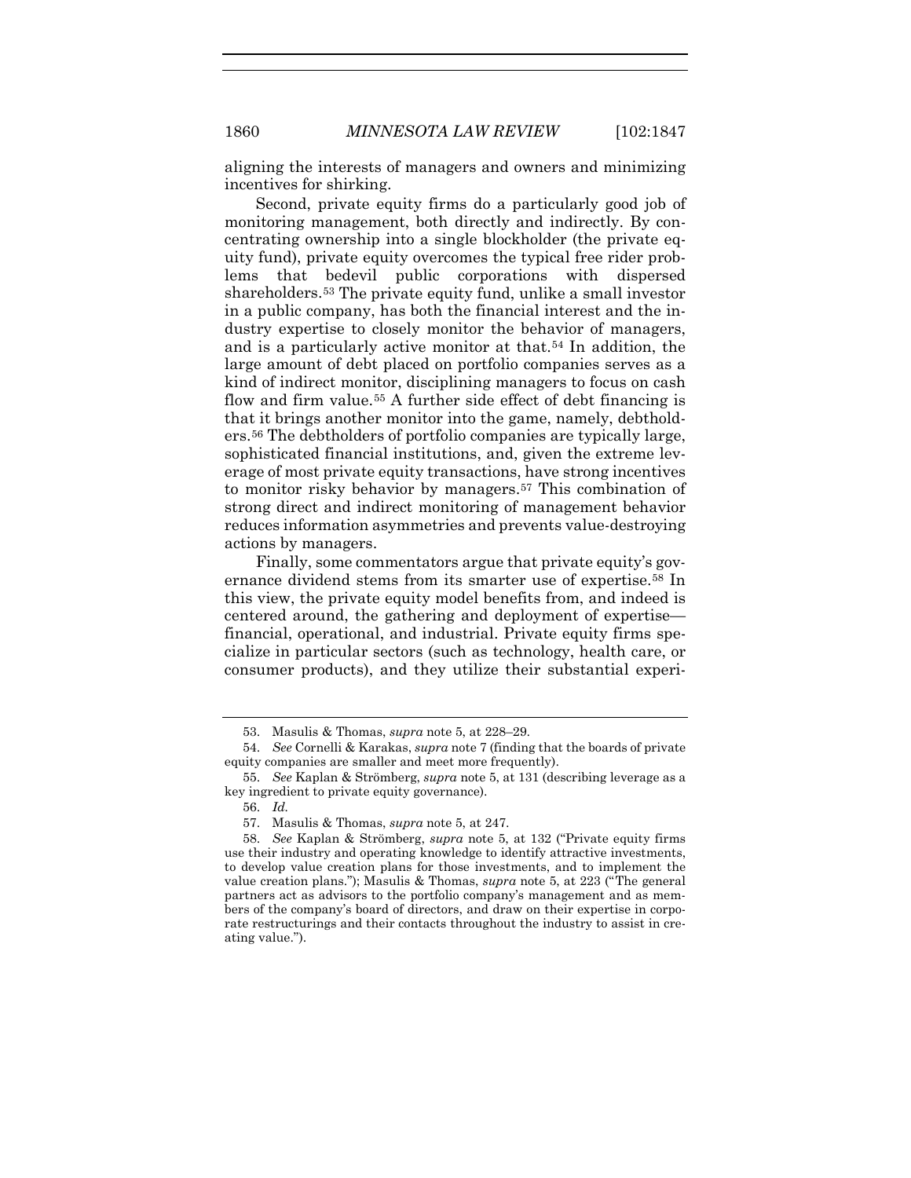aligning the interests of managers and owners and minimizing incentives for shirking.

Second, private equity firms do a particularly good job of monitoring management, both directly and indirectly. By concentrating ownership into a single blockholder (the private equity fund), private equity overcomes the typical free rider problems that bedevil public corporations with dispersed shareholders.[53] The private equity fund, unlike a small investor in a public company, has both the financial interest and the industry expertise to closely monitor the behavior of managers, and is a particularly active monitor at that.[54] In addition, the large amount of debt placed on portfolio companies serves as a kind of indirect monitor, disciplining managers to focus on cash flow and firm value.[55] A further side effect of debt financing is that it brings another monitor into the game, namely, debtholders.[56] The debtholders of portfolio companies are typically large, sophisticated financial institutions, and, given the extreme leverage of most private equity transactions, have strong incentives to monitor risky behavior by managers.[57] This combination of strong direct and indirect monitoring of management behavior reduces information asymmetries and prevents value-destroying actions by managers.

Finally, some commentators argue that private equity's governance dividend stems from its smarter use of expertise.[58] In this view, the private equity model benefits from, and indeed is centered around, the gathering and deployment of expertise—financial, operational, and industrial. Private equity firms specialize in particular sectors (such as technology, health care, or consumer products), and they utilize their substantial experi-

---

53. Masulis & Thomas, *supra* note 5, at 228–29.

54. *See* Cornelli & Karakas, *supra* note 7 (finding that the boards of private equity companies are smaller and meet more frequently).

55. *See* Kaplan & Strömberg, *supra* note 5, at 131 (describing leverage as a key ingredient to private equity governance).

56. *Id.*

57. Masulis & Thomas, *supra* note 5, at 247.

58. *See* Kaplan & Strömberg, *supra* note 5, at 132 ("Private equity firms use their industry and operating knowledge to identify attractive investments, to develop value creation plans for those investments, and to implement the value creation plans."); Masulis & Thomas, *supra* note 5, at 223 ("The general partners act as advisors to the portfolio company's management and as members of the company's board of directors, and draw on their expertise in corporate restructurings and their contacts throughout the industry to assist in creating value.").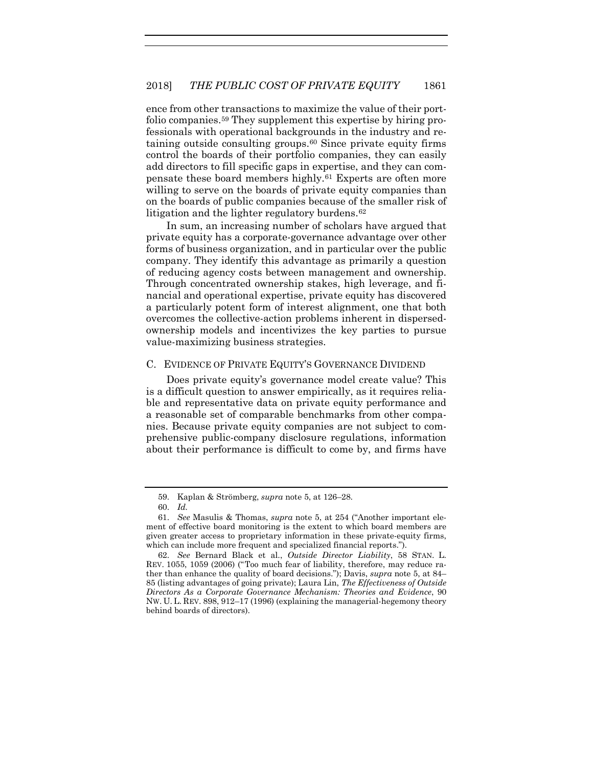ence from other transactions to maximize the value of their portfolio companies.[59] They supplement this expertise by hiring professionals with operational backgrounds in the industry and retaining outside consulting groups.[60] Since private equity firms control the boards of their portfolio companies, they can easily add directors to fill specific gaps in expertise, and they can compensate these board members highly.[61] Experts are often more willing to serve on the boards of private equity companies than on the boards of public companies because of the smaller risk of litigation and the lighter regulatory burdens.[62]

In sum, an increasing number of scholars have argued that private equity has a corporate-governance advantage over other forms of business organization, and in particular over the public company. They identify this advantage as primarily a question of reducing agency costs between management and ownership. Through concentrated ownership stakes, high leverage, and financial and operational expertise, private equity has discovered a particularly potent form of interest alignment, one that both overcomes the collective-action problems inherent in dispersed-ownership models and incentivizes the key parties to pursue value-maximizing business strategies.

### C. EVIDENCE OF PRIVATE EQUITY'S GOVERNANCE DIVIDEND

Does private equity's governance model create value? This is a difficult question to answer empirically, as it requires reliable and representative data on private equity performance and a reasonable set of comparable benchmarks from other companies. Because private equity companies are not subject to comprehensive public-company disclosure regulations, information about their performance is difficult to come by, and firms have

---

59. Kaplan & Strömberg, *supra* note 5, at 126–28.

60. *Id.*

61. *See* Masulis & Thomas, *supra* note 5, at 254 ("Another important element of effective board monitoring is the extent to which board members are given greater access to proprietary information in these private-equity firms, which can include more frequent and specialized financial reports.").

62. *See* Bernard Black et al., *Outside Director Liability*, 58 STAN. L. REV. 1055, 1059 (2006) ("Too much fear of liability, therefore, may reduce rather than enhance the quality of board decisions."); Davis, *supra* note 5, at 84–85 (listing advantages of going private); Laura Lin, *The Effectiveness of Outside Directors As a Corporate Governance Mechanism: Theories and Evidence*, 90 NW. U. L. REV. 898, 912–17 (1996) (explaining the managerial-hegemony theory behind boards of directors).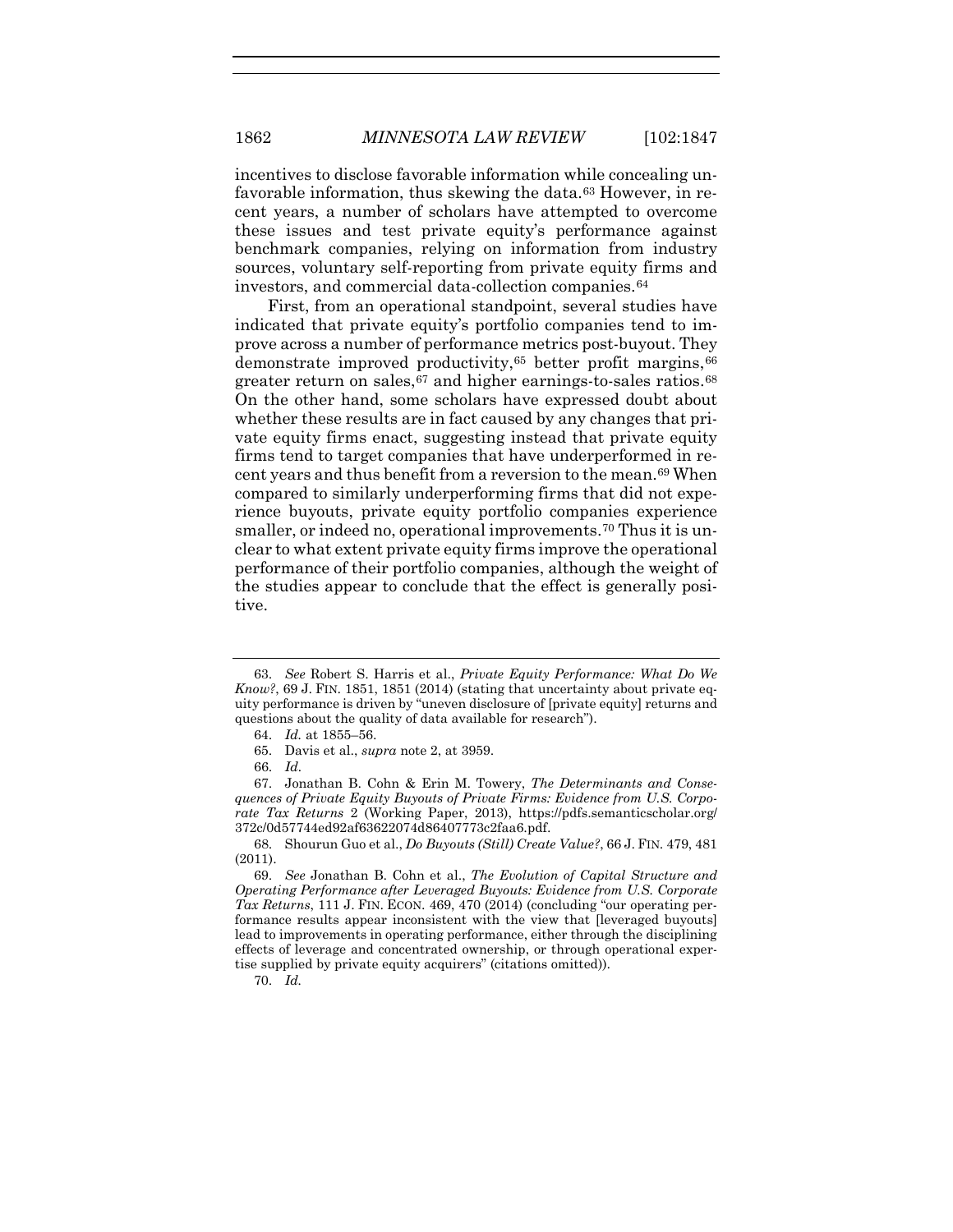incentives to disclose favorable information while concealing unfavorable information, thus skewing the data.[63] However, in recent years, a number of scholars have attempted to overcome these issues and test private equity's performance against benchmark companies, relying on information from industry sources, voluntary self-reporting from private equity firms and investors, and commercial data-collection companies.[64]

First, from an operational standpoint, several studies have indicated that private equity's portfolio companies tend to improve across a number of performance metrics post-buyout. They demonstrate improved productivity,[65] better profit margins,[66] greater return on sales,[67] and higher earnings-to-sales ratios.[68] On the other hand, some scholars have expressed doubt about whether these results are in fact caused by any changes that private equity firms enact, suggesting instead that private equity firms tend to target companies that have underperformed in recent years and thus benefit from a reversion to the mean.[69] When compared to similarly underperforming firms that did not experience buyouts, private equity portfolio companies experience smaller, or indeed no, operational improvements.[70] Thus it is unclear to what extent private equity firms improve the operational performance of their portfolio companies, although the weight of the studies appear to conclude that the effect is generally positive.

---

63. *See* Robert S. Harris et al., *Private Equity Performance: What Do We Know?*, 69 J. FIN. 1851, 1851 (2014) (stating that uncertainty about private equity performance is driven by "uneven disclosure of [private equity] returns and questions about the quality of data available for research").

64. *Id.* at 1855–56.

65. Davis et al., *supra* note 2, at 3959.

66. *Id.*

67. Jonathan B. Cohn & Erin M. Towery, *The Determinants and Consequences of Private Equity Buyouts of Private Firms: Evidence from U.S. Corporate Tax Returns* 2 (Working Paper, 2013), https://pdfs.semanticscholar.org/372c/0d57744ed92af63622074d86407773c2faa6.pdf.

68. Shourun Guo et al., *Do Buyouts (Still) Create Value?*, 66 J. FIN. 479, 481 (2011).

69. *See* Jonathan B. Cohn et al., *The Evolution of Capital Structure and Operating Performance after Leveraged Buyouts: Evidence from U.S. Corporate Tax Returns*, 111 J. FIN. ECON. 469, 470 (2014) (concluding "our operating performance results appear inconsistent with the view that [leveraged buyouts] lead to improvements in operating performance, either through the disciplining effects of leverage and concentrated ownership, or through operational expertise supplied by private equity acquirers" (citations omitted)).

70. *Id.*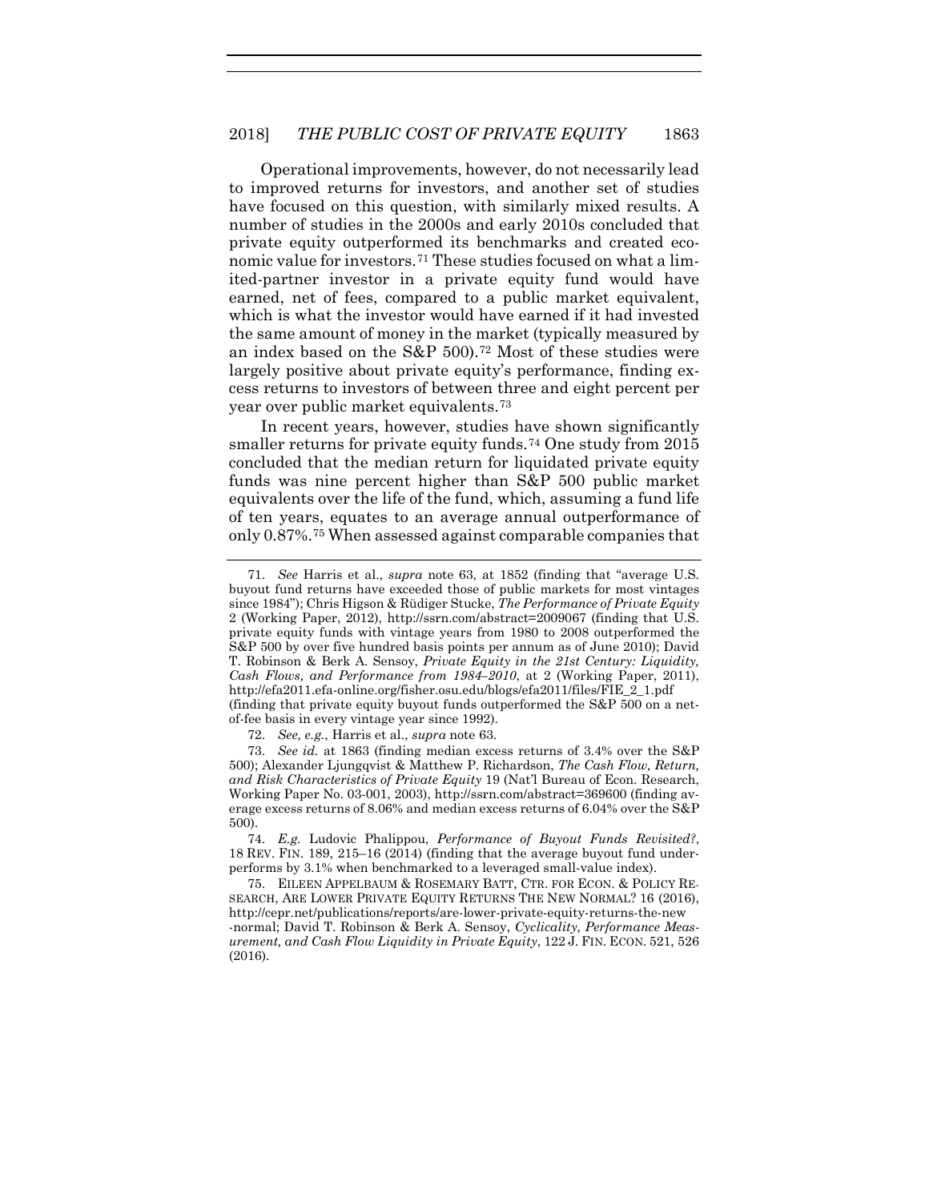Operational improvements, however, do not necessarily lead to improved returns for investors, and another set of studies have focused on this question, with similarly mixed results. A number of studies in the 2000s and early 2010s concluded that private equity outperformed its benchmarks and created economic value for investors.[71] These studies focused on what a limited-partner investor in a private equity fund would have earned, net of fees, compared to a public market equivalent, which is what the investor would have earned if it had invested the same amount of money in the market (typically measured by an index based on the S&P 500).[72] Most of these studies were largely positive about private equity's performance, finding excess returns to investors of between three and eight percent per year over public market equivalents.[73]

In recent years, however, studies have shown significantly smaller returns for private equity funds.[74] One study from 2015 concluded that the median return for liquidated private equity funds was nine percent higher than S&P 500 public market equivalents over the life of the fund, which, assuming a fund life of ten years, equates to an average annual outperformance of only 0.87%.[75] When assessed against comparable companies that

---

71. *See* Harris et al., *supra* note 63, at 1852 (finding that "average U.S. buyout fund returns have exceeded those of public markets for most vintages since 1984"); Chris Higson & Rüdiger Stucke, *The Performance of Private Equity* 2 (Working Paper, 2012), http://ssrn.com/abstract=2009067 (finding that U.S. private equity funds with vintage years from 1980 to 2008 outperformed the S&P 500 by over five hundred basis points per annum as of June 2010); David T. Robinson & Berk A. Sensoy, *Private Equity in the 21st Century: Liquidity, Cash Flows, and Performance from 1984–2010*, at 2 (Working Paper, 2011), http://efa2011.efa-online.org/fisher.osu.edu/blogs/efa2011/files/FIE_2_1.pdf (finding that private equity buyout funds outperformed the S&P 500 on a net-of-fee basis in every vintage year since 1992).

72. *See, e.g.*, Harris et al., *supra* note 63.

73. *See id.* at 1863 (finding median excess returns of 3.4% over the S&P 500); Alexander Ljungqvist & Matthew P. Richardson, *The Cash Flow, Return, and Risk Characteristics of Private Equity* 19 (Nat'l Bureau of Econ. Research, Working Paper No. 03-001, 2003), http://ssrn.com/abstract=369600 (finding average excess returns of 8.06% and median excess returns of 6.04% over the S&P 500).

74. *E.g.* Ludovic Phalippou, *Performance of Buyout Funds Revisited?*, 18 REV. FIN. 189, 215–16 (2014) (finding that the average buyout fund underperforms by 3.1% when benchmarked to a leveraged small-value index).

75. EILEEN APPELBAUM & ROSEMARY BATT, CTR. FOR ECON. & POLICY RESEARCH, ARE LOWER PRIVATE EQUITY RETURNS THE NEW NORMAL? 16 (2016), http://cepr.net/publications/reports/are-lower-private-equity-returns-the-new-normal; David T. Robinson & Berk A. Sensoy, *Cyclicality, Performance Measurement, and Cash Flow Liquidity in Private Equity*, 122 J. FIN. ECON. 521, 526 (2016).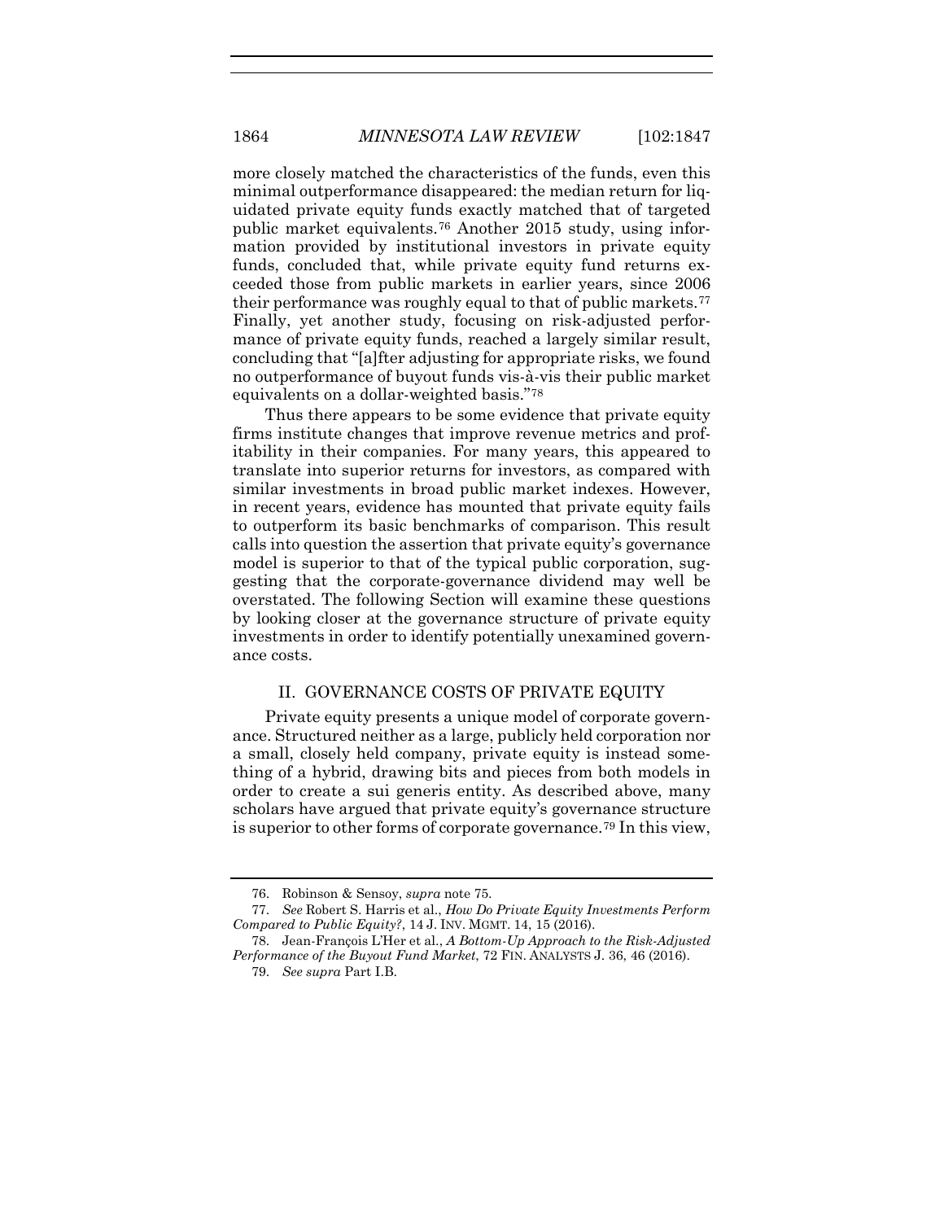more closely matched the characteristics of the funds, even this minimal outperformance disappeared: the median return for liquidated private equity funds exactly matched that of targeted public market equivalents.[76] Another 2015 study, using information provided by institutional investors in private equity funds, concluded that, while private equity fund returns exceeded those from public markets in earlier years, since 2006 their performance was roughly equal to that of public markets.[77] Finally, yet another study, focusing on risk-adjusted performance of private equity funds, reached a largely similar result, concluding that "[a]fter adjusting for appropriate risks, we found no outperformance of buyout funds vis-à-vis their public market equivalents on a dollar-weighted basis."[78]

Thus there appears to be some evidence that private equity firms institute changes that improve revenue metrics and profitability in their companies. For many years, this appeared to translate into superior returns for investors, as compared with similar investments in broad public market indexes. However, in recent years, evidence has mounted that private equity fails to outperform its basic benchmarks of comparison. This result calls into question the assertion that private equity's governance model is superior to that of the typical public corporation, suggesting that the corporate-governance dividend may well be overstated. The following Section will examine these questions by looking closer at the governance structure of private equity investments in order to identify potentially unexamined governance costs.

## II. GOVERNANCE COSTS OF PRIVATE EQUITY

Private equity presents a unique model of corporate governance. Structured neither as a large, publicly held corporation nor a small, closely held company, private equity is instead something of a hybrid, drawing bits and pieces from both models in order to create a sui generis entity. As described above, many scholars have argued that private equity's governance structure is superior to other forms of corporate governance.[79] In this view,

---

76. Robinson & Sensoy, *supra* note 75.

77. *See* Robert S. Harris et al., *How Do Private Equity Investments Perform Compared to Public Equity?*, 14 J. INV. MGMT. 14, 15 (2016).

78. Jean-François L'Her et al., *A Bottom-Up Approach to the Risk-Adjusted Performance of the Buyout Fund Market*, 72 FIN. ANALYSTS J. 36, 46 (2016).

79. *See supra* Part I.B.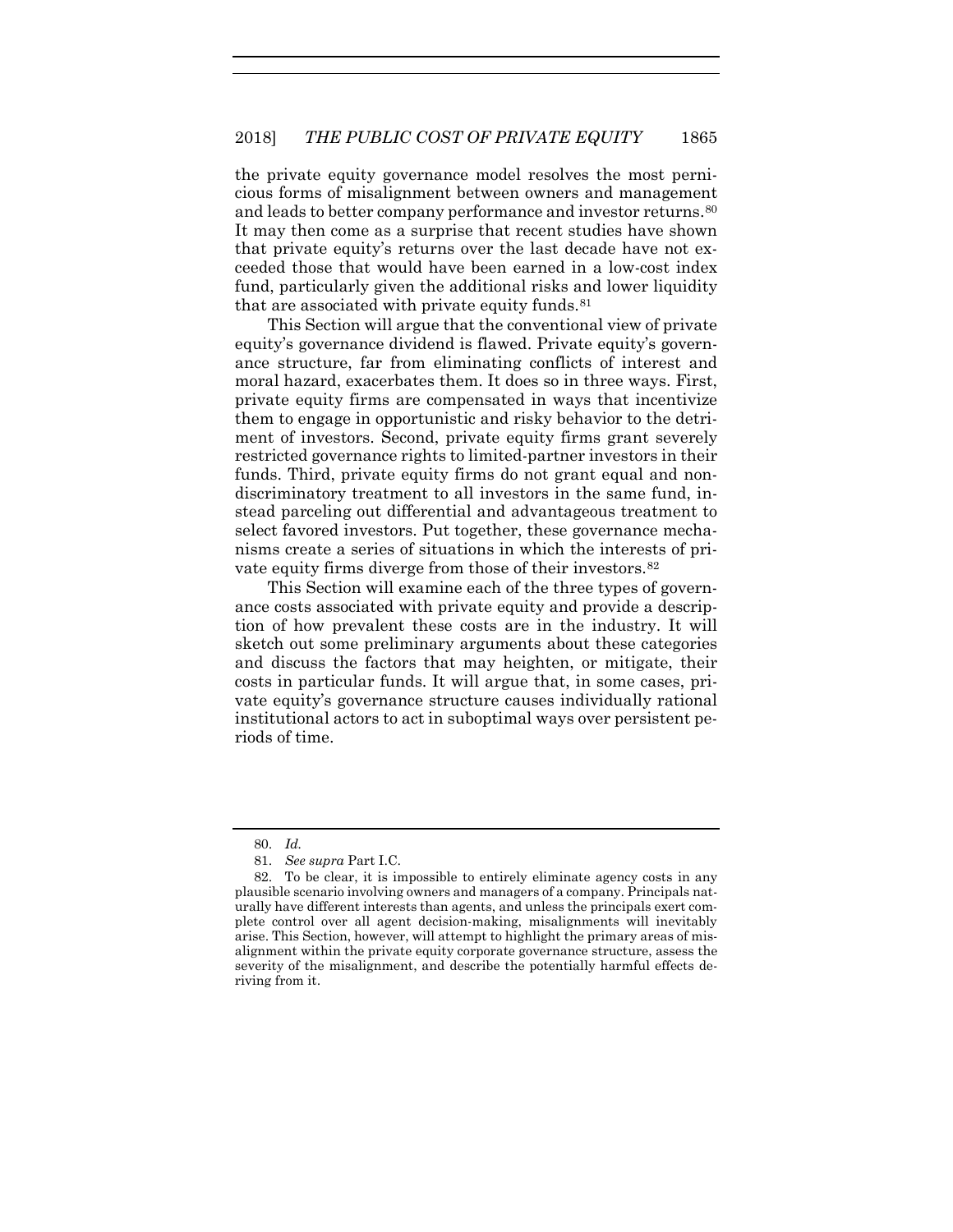the private equity governance model resolves the most pernicious forms of misalignment between owners and management and leads to better company performance and investor returns.[80] It may then come as a surprise that recent studies have shown that private equity's returns over the last decade have not exceeded those that would have been earned in a low-cost index fund, particularly given the additional risks and lower liquidity that are associated with private equity funds.[81]

This Section will argue that the conventional view of private equity's governance dividend is flawed. Private equity's governance structure, far from eliminating conflicts of interest and moral hazard, exacerbates them. It does so in three ways. First, private equity firms are compensated in ways that incentivize them to engage in opportunistic and risky behavior to the detriment of investors. Second, private equity firms grant severely restricted governance rights to limited-partner investors in their funds. Third, private equity firms do not grant equal and nondiscriminatory treatment to all investors in the same fund, instead parceling out differential and advantageous treatment to select favored investors. Put together, these governance mechanisms create a series of situations in which the interests of private equity firms diverge from those of their investors.[82]

This Section will examine each of the three types of governance costs associated with private equity and provide a description of how prevalent these costs are in the industry. It will sketch out some preliminary arguments about these categories and discuss the factors that may heighten, or mitigate, their costs in particular funds. It will argue that, in some cases, private equity's governance structure causes individually rational institutional actors to act in suboptimal ways over persistent periods of time.

---

80. *Id.*

81. *See supra* Part I.C.

82. To be clear, it is impossible to entirely eliminate agency costs in any plausible scenario involving owners and managers of a company. Principals naturally have different interests than agents, and unless the principals exert complete control over all agent decision-making, misalignments will inevitably arise. This Section, however, will attempt to highlight the primary areas of misalignment within the private equity corporate governance structure, assess the severity of the misalignment, and describe the potentially harmful effects deriving from it.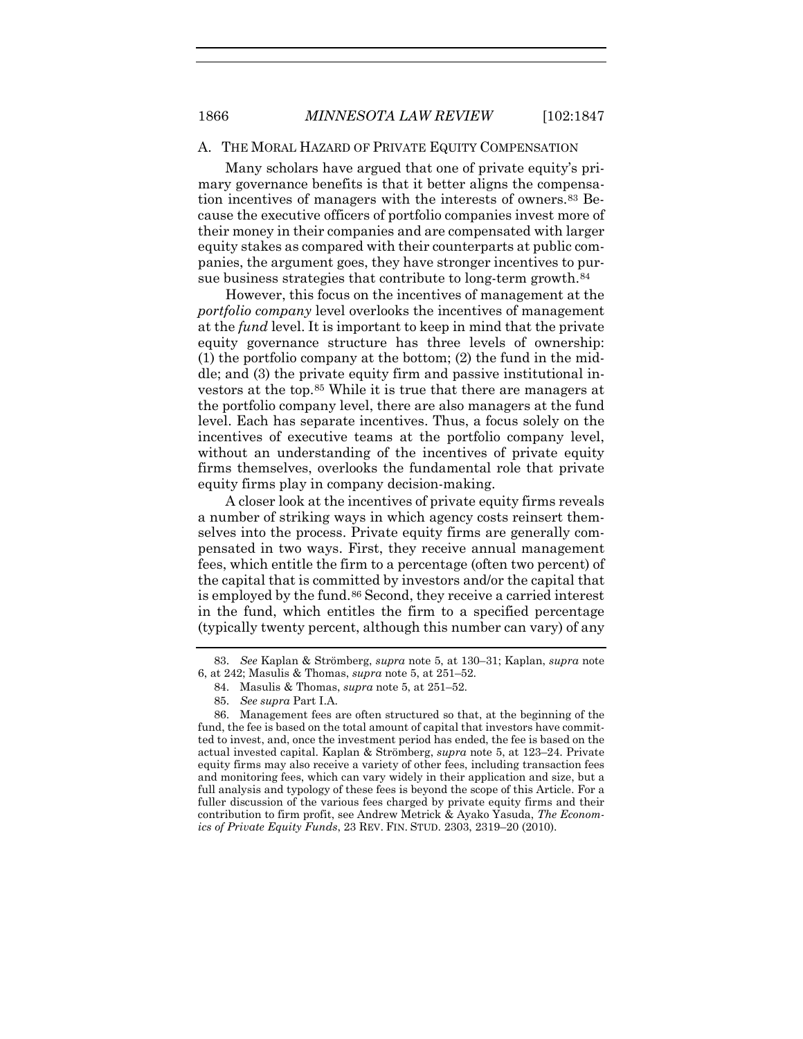### A. THE MORAL HAZARD OF PRIVATE EQUITY COMPENSATION

Many scholars have argued that one of private equity's primary governance benefits is that it better aligns the compensation incentives of managers with the interests of owners.[83] Because the executive officers of portfolio companies invest more of their money in their companies and are compensated with larger equity stakes as compared with their counterparts at public companies, the argument goes, they have stronger incentives to pursue business strategies that contribute to long-term growth.[84]

However, this focus on the incentives of management at the *portfolio company* level overlooks the incentives of management at the *fund* level. It is important to keep in mind that the private equity governance structure has three levels of ownership: (1) the portfolio company at the bottom; (2) the fund in the middle; and (3) the private equity firm and passive institutional investors at the top.[85] While it is true that there are managers at the portfolio company level, there are also managers at the fund level. Each has separate incentives. Thus, a focus solely on the incentives of executive teams at the portfolio company level, without an understanding of the incentives of private equity firms themselves, overlooks the fundamental role that private equity firms play in company decision-making.

A closer look at the incentives of private equity firms reveals a number of striking ways in which agency costs reinsert themselves into the process. Private equity firms are generally compensated in two ways. First, they receive annual management fees, which entitle the firm to a percentage (often two percent) of the capital that is committed by investors and/or the capital that is employed by the fund.[86] Second, they receive a carried interest in the fund, which entitles the firm to a specified percentage (typically twenty percent, although this number can vary) of any

---

83. *See* Kaplan & Strömberg, *supra* note 5, at 130–31; Kaplan, *supra* note 6, at 242; Masulis & Thomas, *supra* note 5, at 251–52.

84. Masulis & Thomas, *supra* note 5, at 251–52.

85. *See supra* Part I.A.

86. Management fees are often structured so that, at the beginning of the fund, the fee is based on the total amount of capital that investors have committed to invest, and, once the investment period has ended, the fee is based on the actual invested capital. Kaplan & Strömberg, *supra* note 5, at 123–24. Private equity firms may also receive a variety of other fees, including transaction fees and monitoring fees, which can vary widely in their application and size, but a full analysis and typology of these fees is beyond the scope of this Article. For a fuller discussion of the various fees charged by private equity firms and their contribution to firm profit, see Andrew Metrick & Ayako Yasuda, *The Economics of Private Equity Funds*, 23 REV. FIN. STUD. 2303, 2319–20 (2010).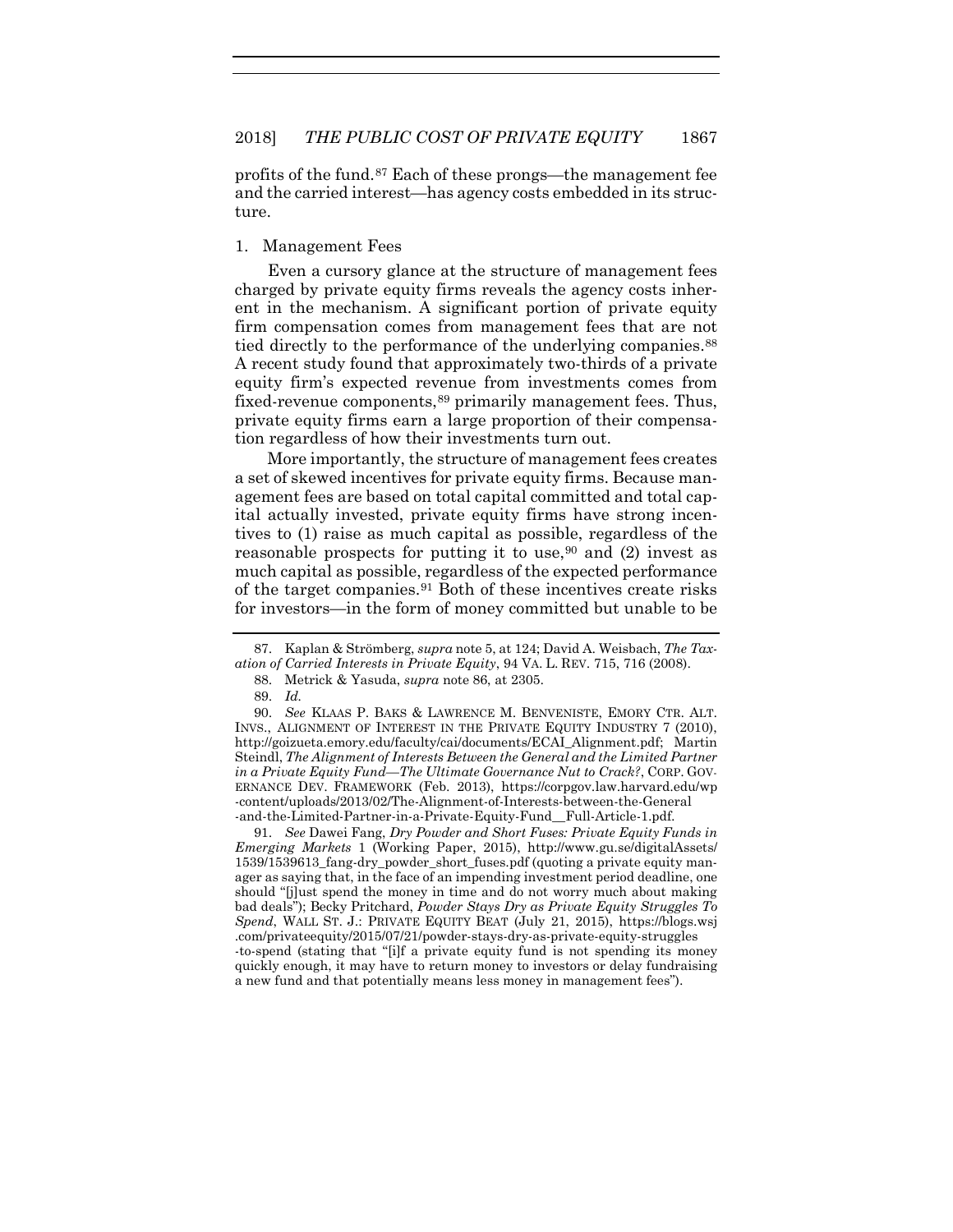profits of the fund.[87] Each of these prongs—the management fee and the carried interest—has agency costs embedded in its structure.

### 1. Management Fees

Even a cursory glance at the structure of management fees charged by private equity firms reveals the agency costs inherent in the mechanism. A significant portion of private equity firm compensation comes from management fees that are not tied directly to the performance of the underlying companies.[88] A recent study found that approximately two-thirds of a private equity firm's expected revenue from investments comes from fixed-revenue components,[89] primarily management fees. Thus, private equity firms earn a large proportion of their compensation regardless of how their investments turn out.

More importantly, the structure of management fees creates a set of skewed incentives for private equity firms. Because management fees are based on total capital committed and total capital actually invested, private equity firms have strong incentives to (1) raise as much capital as possible, regardless of the reasonable prospects for putting it to use,[90] and (2) invest as much capital as possible, regardless of the expected performance of the target companies.[91] Both of these incentives create risks for investors—in the form of money committed but unable to be

---

87. Kaplan & Strömberg, *supra* note 5, at 124; David A. Weisbach, *The Taxation of Carried Interests in Private Equity*, 94 VA. L. REV. 715, 716 (2008).

88. Metrick & Yasuda, *supra* note 86, at 2305.

89. *Id.*

90. *See* KLAAS P. BAKS & LAWRENCE M. BENVENISTE, EMORY CTR. ALT. INVS., ALIGNMENT OF INTEREST IN THE PRIVATE EQUITY INDUSTRY 7 (2010), http://goizueta.emory.edu/faculty/cai/documents/ECAI_Alignment.pdf; Martin Steindl, *The Alignment of Interests Between the General and the Limited Partner in a Private Equity Fund—The Ultimate Governance Nut to Crack?*, CORP. GOVERNANCE DEV. FRAMEWORK (Feb. 2013), https://corpgov.law.harvard.edu/wp-content/uploads/2013/02/The-Alignment-of-Interests-between-the-General-and-the-Limited-Partner-in-a-Private-Equity-Fund__Full-Article-1.pdf.

91. *See* Dawei Fang, *Dry Powder and Short Fuses: Private Equity Funds in Emerging Markets* 1 (Working Paper, 2015), http://www.gu.se/digitalAssets/1539/1539613_fang-dry_powder_short_fuses.pdf (quoting a private equity manager as saying that, in the face of an impending investment period deadline, one should "[j]ust spend the money in time and do not worry much about making bad deals"); Becky Pritchard, *Powder Stays Dry as Private Equity Struggles To Spend*, WALL ST. J.: PRIVATE EQUITY BEAT (July 21, 2015), https://blogs.wsj.com/privateequity/2015/07/21/powder-stays-dry-as-private-equity-struggles-to-spend (stating that "[i]f a private equity fund is not spending its money quickly enough, it may have to return money to investors or delay fundraising a new fund and that potentially means less money in management fees").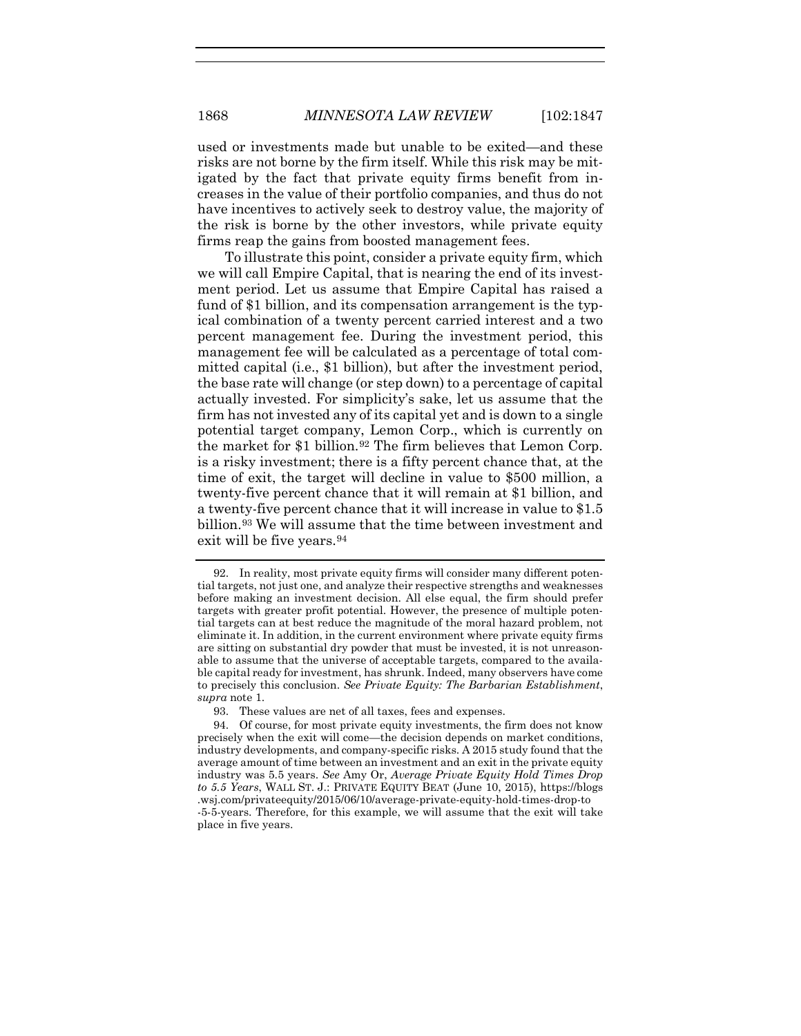used or investments made but unable to be exited—and these risks are not borne by the firm itself. While this risk may be mitigated by the fact that private equity firms benefit from increases in the value of their portfolio companies, and thus do not have incentives to actively seek to destroy value, the majority of the risk is borne by the other investors, while private equity firms reap the gains from boosted management fees.

To illustrate this point, consider a private equity firm, which we will call Empire Capital, that is nearing the end of its investment period. Let us assume that Empire Capital has raised a fund of $1 billion, and its compensation arrangement is the typical combination of a twenty percent carried interest and a two percent management fee. During the investment period, this management fee will be calculated as a percentage of total committed capital (i.e., $1 billion), but after the investment period, the base rate will change (or step down) to a percentage of capital actually invested. For simplicity's sake, let us assume that the firm has not invested any of its capital yet and is down to a single potential target company, Lemon Corp., which is currently on the market for $1 billion.[92] The firm believes that Lemon Corp. is a risky investment; there is a fifty percent chance that, at the time of exit, the target will decline in value to $500 million, a twenty-five percent chance that it will remain at $1 billion, and a twenty-five percent chance that it will increase in value to $1.5 billion.[93] We will assume that the time between investment and exit will be five years.[94]

---

92. In reality, most private equity firms will consider many different potential targets, not just one, and analyze their respective strengths and weaknesses before making an investment decision. All else equal, the firm should prefer targets with greater profit potential. However, the presence of multiple potential targets can at best reduce the magnitude of the moral hazard problem, not eliminate it. In addition, in the current environment where private equity firms are sitting on substantial dry powder that must be invested, it is not unreasonable to assume that the universe of acceptable targets, compared to the available capital ready for investment, has shrunk. Indeed, many observers have come to precisely this conclusion. *See Private Equity: The Barbarian Establishment*, *supra* note 1.

93. These values are net of all taxes, fees and expenses.

94. Of course, for most private equity investments, the firm does not know precisely when the exit will come—the decision depends on market conditions, industry developments, and company-specific risks. A 2015 study found that the average amount of time between an investment and an exit in the private equity industry was 5.5 years. *See* Amy Or, *Average Private Equity Hold Times Drop to 5.5 Years*, WALL ST. J.: PRIVATE EQUITY BEAT (June 10, 2015), https://blogs.wsj.com/privateequity/2015/06/10/average-private-equity-hold-times-drop-to-5-5-years. Therefore, for this example, we will assume that the exit will take place in five years.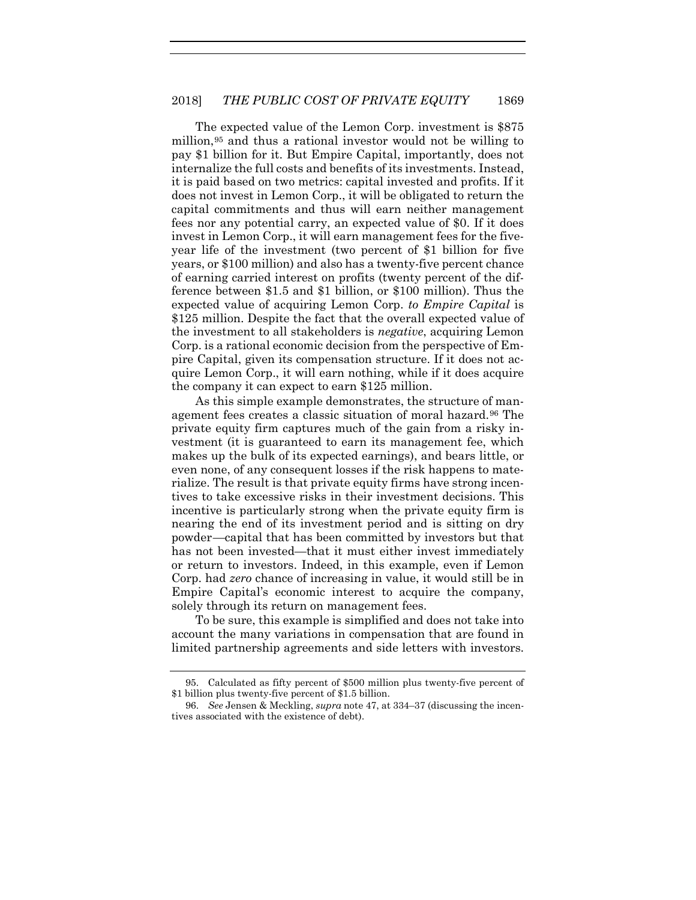The expected value of the Lemon Corp. investment is $875 million,[95] and thus a rational investor would not be willing to pay $1 billion for it. But Empire Capital, importantly, does not internalize the full costs and benefits of its investments. Instead, it is paid based on two metrics: capital invested and profits. If it does not invest in Lemon Corp., it will be obligated to return the capital commitments and thus will earn neither management fees nor any potential carry, an expected value of $0. If it does invest in Lemon Corp., it will earn management fees for the five-year life of the investment (two percent of $1 billion for five years, or $100 million) and also has a twenty-five percent chance of earning carried interest on profits (twenty percent of the difference between $1.5 and $1 billion, or $100 million). Thus the expected value of acquiring Lemon Corp. *to Empire Capital* is $125 million. Despite the fact that the overall expected value of the investment to all stakeholders is *negative*, acquiring Lemon Corp. is a rational economic decision from the perspective of Empire Capital, given its compensation structure. If it does not acquire Lemon Corp., it will earn nothing, while if it does acquire the company it can expect to earn $125 million.

As this simple example demonstrates, the structure of management fees creates a classic situation of moral hazard.[96] The private equity firm captures much of the gain from a risky investment (it is guaranteed to earn its management fee, which makes up the bulk of its expected earnings), and bears little, or even none, of any consequent losses if the risk happens to materialize. The result is that private equity firms have strong incentives to take excessive risks in their investment decisions. This incentive is particularly strong when the private equity firm is nearing the end of its investment period and is sitting on dry powder—capital that has been committed by investors but that has not been invested—that it must either invest immediately or return to investors. Indeed, in this example, even if Lemon Corp. had *zero* chance of increasing in value, it would still be in Empire Capital's economic interest to acquire the company, solely through its return on management fees.

To be sure, this example is simplified and does not take into account the many variations in compensation that are found in limited partnership agreements and side letters with investors.

---

95. Calculated as fifty percent of $500 million plus twenty-five percent of $1 billion plus twenty-five percent of $1.5 billion.

96. *See* Jensen & Meckling, *supra* note 47, at 334–37 (discussing the incentives associated with the existence of debt).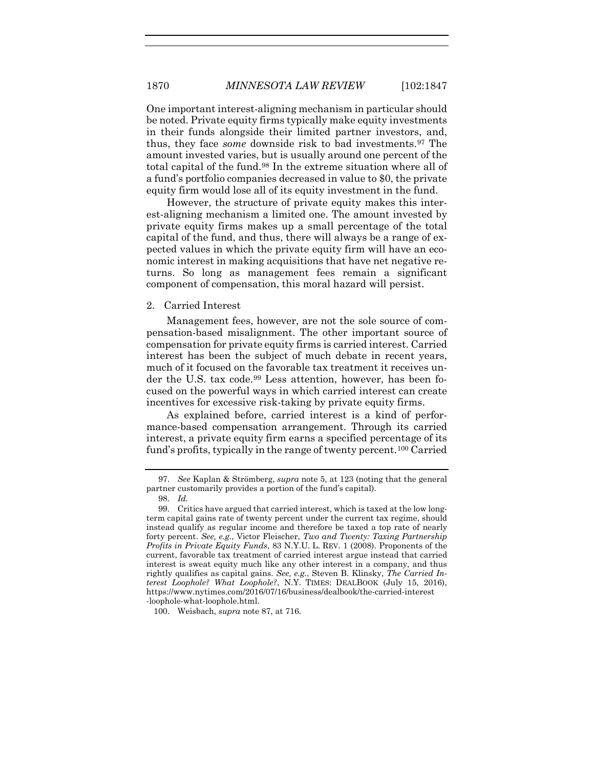One important interest-aligning mechanism in particular should be noted. Private equity firms typically make equity investments in their funds alongside their limited partner investors, and, thus, they face *some* downside risk to bad investments.[97] The amount invested varies, but is usually around one percent of the total capital of the fund.[98] In the extreme situation where all of a fund's portfolio companies decreased in value to $0, the private equity firm would lose all of its equity investment in the fund.

However, the structure of private equity makes this interest-aligning mechanism a limited one. The amount invested by private equity firms makes up a small percentage of the total capital of the fund, and thus, there will always be a range of expected values in which the private equity firm will have an economic interest in making acquisitions that have net negative returns. So long as management fees remain a significant component of compensation, this moral hazard will persist.

2. Carried Interest

Management fees, however, are not the sole source of compensation-based misalignment. The other important source of compensation for private equity firms is carried interest. Carried interest has been the subject of much debate in recent years, much of it focused on the favorable tax treatment it receives under the U.S. tax code.[99] Less attention, however, has been focused on the powerful ways in which carried interest can create incentives for excessive risk-taking by private equity firms.

As explained before, carried interest is a kind of performance-based compensation arrangement. Through its carried interest, a private equity firm earns a specified percentage of its fund's profits, typically in the range of twenty percent.[100] Carried

---

97. *See* Kaplan & Strömberg, *supra* note 5, at 123 (noting that the general partner customarily provides a portion of the fund's capital).

98. *Id.*

99. Critics have argued that carried interest, which is taxed at the low long-term capital gains rate of twenty percent under the current tax regime, should instead qualify as regular income and therefore be taxed a top rate of nearly forty percent. *See, e.g.*, Victor Fleischer, *Two and Twenty: Taxing Partnership Profits in Private Equity Funds*, 83 N.Y.U. L. REV. 1 (2008). Proponents of the current, favorable tax treatment of carried interest argue instead that carried interest is sweat equity much like any other interest in a company, and thus rightly qualifies as capital gains. *See, e.g.*, Steven B. Klinsky, *The Carried Interest Loophole? What Loophole?*, N.Y. TIMES: DEALBOOK (July 15, 2016), https://www.nytimes.com/2016/07/16/business/dealbook/the-carried-interest-loophole-what-loophole.html.

100. Weisbach, *supra* note 87, at 716.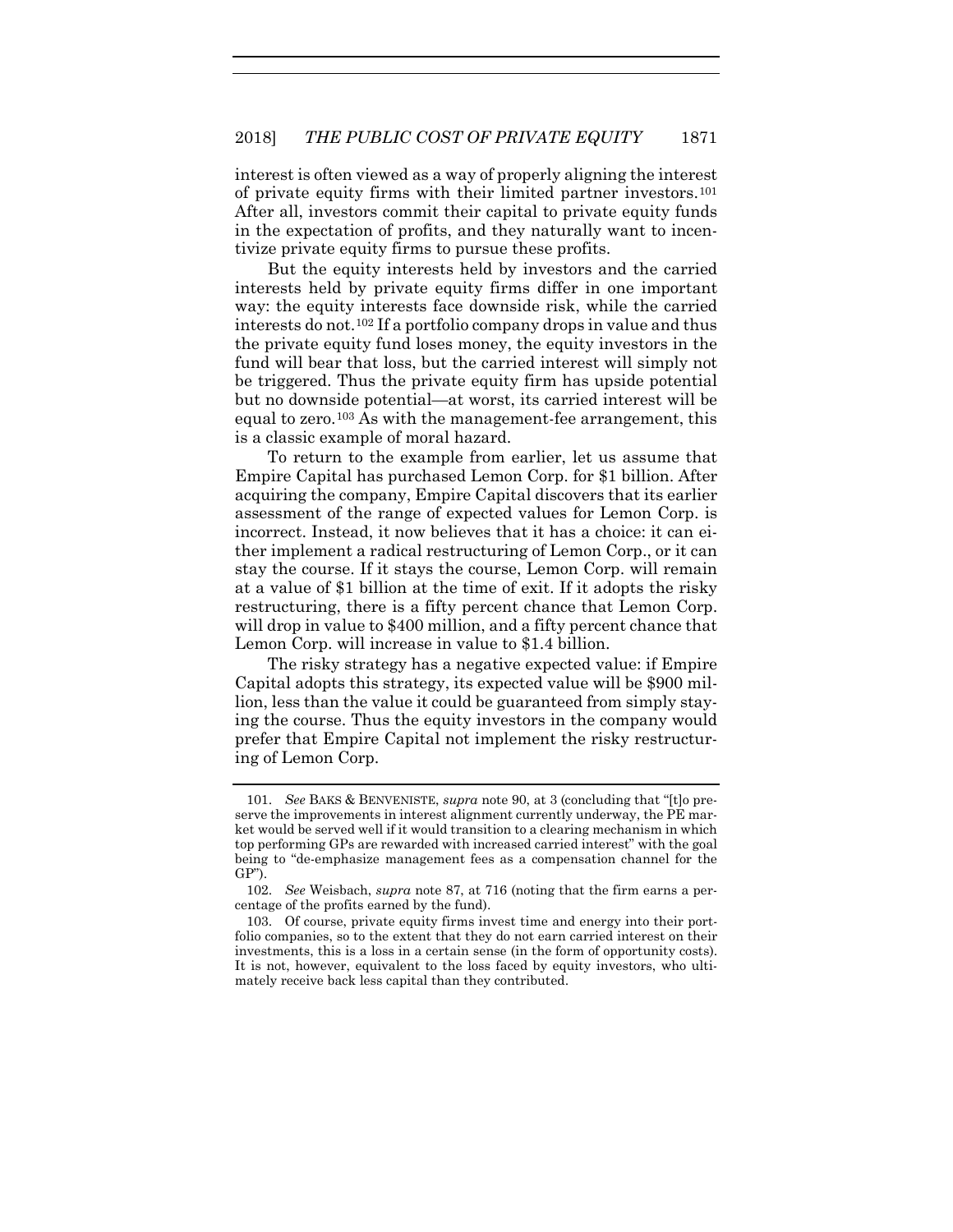interest is often viewed as a way of properly aligning the interest of private equity firms with their limited partner investors.[101] After all, investors commit their capital to private equity funds in the expectation of profits, and they naturally want to incentivize private equity firms to pursue these profits.

But the equity interests held by investors and the carried interests held by private equity firms differ in one important way: the equity interests face downside risk, while the carried interests do not.[102] If a portfolio company drops in value and thus the private equity fund loses money, the equity investors in the fund will bear that loss, but the carried interest will simply not be triggered. Thus the private equity firm has upside potential but no downside potential—at worst, its carried interest will be equal to zero.[103] As with the management-fee arrangement, this is a classic example of moral hazard.

To return to the example from earlier, let us assume that Empire Capital has purchased Lemon Corp. for $1 billion. After acquiring the company, Empire Capital discovers that its earlier assessment of the range of expected values for Lemon Corp. is incorrect. Instead, it now believes that it has a choice: it can either implement a radical restructuring of Lemon Corp., or it can stay the course. If it stays the course, Lemon Corp. will remain at a value of $1 billion at the time of exit. If it adopts the risky restructuring, there is a fifty percent chance that Lemon Corp. will drop in value to $400 million, and a fifty percent chance that Lemon Corp. will increase in value to $1.4 billion.

The risky strategy has a negative expected value: if Empire Capital adopts this strategy, its expected value will be $900 million, less than the value it could be guaranteed from simply staying the course. Thus the equity investors in the company would prefer that Empire Capital not implement the risky restructuring of Lemon Corp.

---

101. *See* BAKS & BENVENISTE, *supra* note 90, at 3 (concluding that "[t]o preserve the improvements in interest alignment currently underway, the PE market would be served well if it would transition to a clearing mechanism in which top performing GPs are rewarded with increased carried interest" with the goal being to "de-emphasize management fees as a compensation channel for the GP").

102. *See* Weisbach, *supra* note 87, at 716 (noting that the firm earns a percentage of the profits earned by the fund).

103. Of course, private equity firms invest time and energy into their portfolio companies, so to the extent that they do not earn carried interest on their investments, this is a loss in a certain sense (in the form of opportunity costs). It is not, however, equivalent to the loss faced by equity investors, who ultimately receive back less capital than they contributed.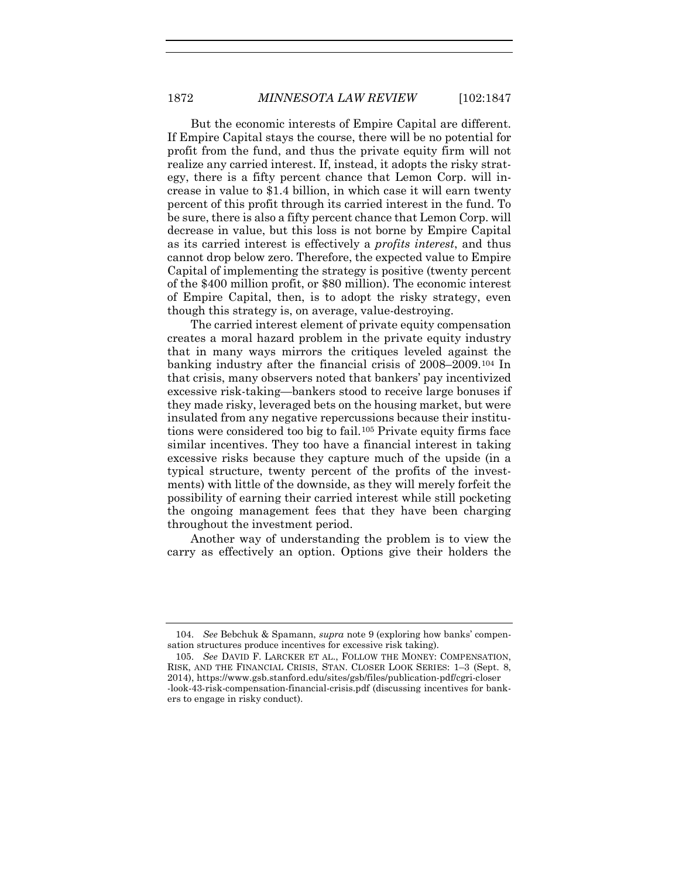But the economic interests of Empire Capital are different. If Empire Capital stays the course, there will be no potential for profit from the fund, and thus the private equity firm will not realize any carried interest. If, instead, it adopts the risky strategy, there is a fifty percent chance that Lemon Corp. will increase in value to $1.4 billion, in which case it will earn twenty percent of this profit through its carried interest in the fund. To be sure, there is also a fifty percent chance that Lemon Corp. will decrease in value, but this loss is not borne by Empire Capital as its carried interest is effectively a *profits interest*, and thus cannot drop below zero. Therefore, the expected value to Empire Capital of implementing the strategy is positive (twenty percent of the $400 million profit, or $80 million). The economic interest of Empire Capital, then, is to adopt the risky strategy, even though this strategy is, on average, value-destroying.

The carried interest element of private equity compensation creates a moral hazard problem in the private equity industry that in many ways mirrors the critiques leveled against the banking industry after the financial crisis of 2008–2009.[104] In that crisis, many observers noted that bankers' pay incentivized excessive risk-taking—bankers stood to receive large bonuses if they made risky, leveraged bets on the housing market, but were insulated from any negative repercussions because their institutions were considered too big to fail.[105] Private equity firms face similar incentives. They too have a financial interest in taking excessive risks because they capture much of the upside (in a typical structure, twenty percent of the profits of the investments) with little of the downside, as they will merely forfeit the possibility of earning their carried interest while still pocketing the ongoing management fees that they have been charging throughout the investment period.

Another way of understanding the problem is to view the carry as effectively an option. Options give their holders the

---

104. *See* Bebchuk & Spamann, *supra* note 9 (exploring how banks' compensation structures produce incentives for excessive risk taking).

105. *See* DAVID F. LARCKER ET AL., FOLLOW THE MONEY: COMPENSATION, RISK, AND THE FINANCIAL CRISIS, STAN. CLOSER LOOK SERIES: 1–3 (Sept. 8, 2014), https://www.gsb.stanford.edu/sites/gsb/files/publication-pdf/cgri-closer-look-43-risk-compensation-financial-crisis.pdf (discussing incentives for bankers to engage in risky conduct).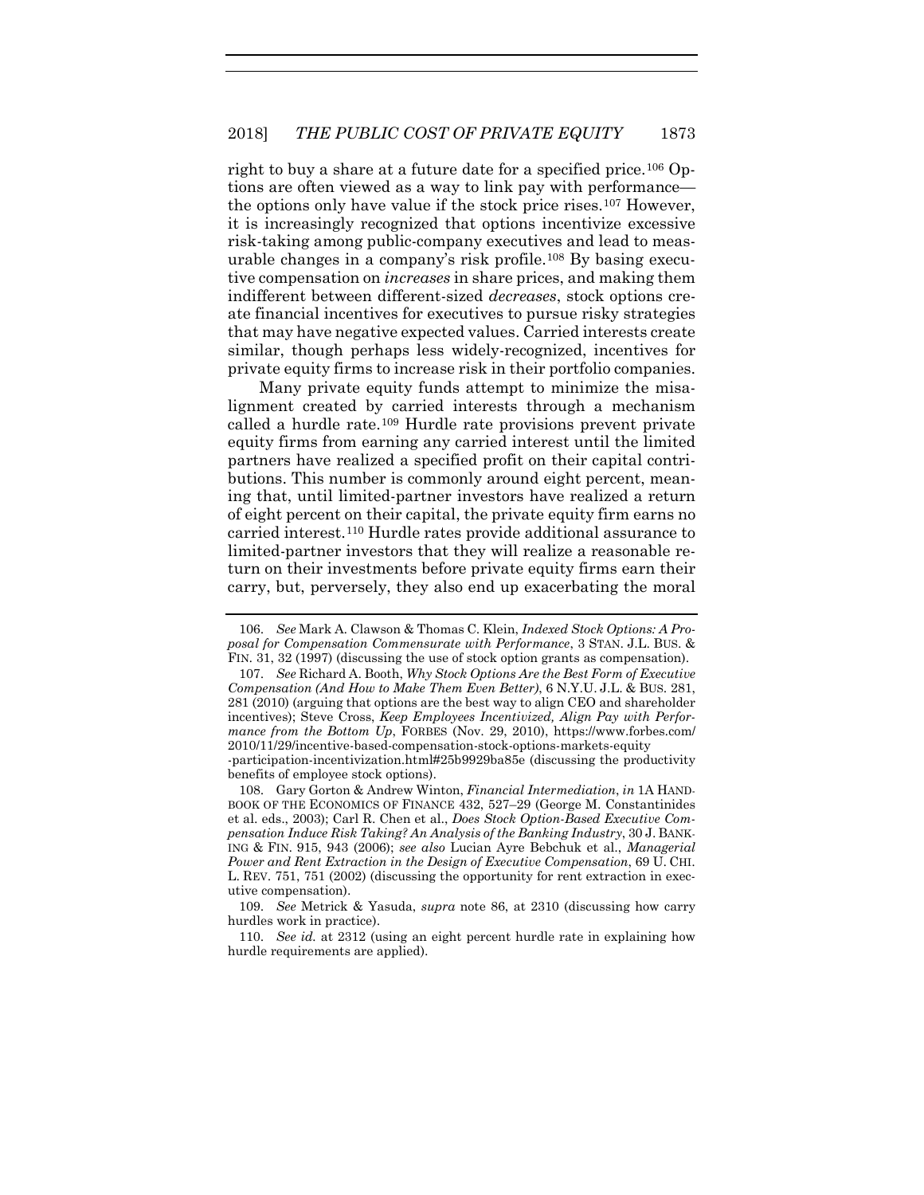right to buy a share at a future date for a specified price.[106] Options are often viewed as a way to link pay with performance—the options only have value if the stock price rises.[107] However, it is increasingly recognized that options incentivize excessive risk-taking among public-company executives and lead to measurable changes in a company's risk profile.[108] By basing executive compensation on *increases* in share prices, and making them indifferent between different-sized *decreases*, stock options create financial incentives for executives to pursue risky strategies that may have negative expected values. Carried interests create similar, though perhaps less widely-recognized, incentives for private equity firms to increase risk in their portfolio companies.

Many private equity funds attempt to minimize the misalignment created by carried interests through a mechanism called a hurdle rate.[109] Hurdle rate provisions prevent private equity firms from earning any carried interest until the limited partners have realized a specified profit on their capital contributions. This number is commonly around eight percent, meaning that, until limited-partner investors have realized a return of eight percent on their capital, the private equity firm earns no carried interest.[110] Hurdle rates provide additional assurance to limited-partner investors that they will realize a reasonable return on their investments before private equity firms earn their carry, but, perversely, they also end up exacerbating the moral

---

106. *See* Mark A. Clawson & Thomas C. Klein, *Indexed Stock Options: A Proposal for Compensation Commensurate with Performance*, 3 STAN. J.L. BUS. & FIN. 31, 32 (1997) (discussing the use of stock option grants as compensation).

107. *See* Richard A. Booth, *Why Stock Options Are the Best Form of Executive Compensation (And How to Make Them Even Better)*, 6 N.Y.U. J.L. & BUS. 281, 281 (2010) (arguing that options are the best way to align CEO and shareholder incentives); Steve Cross, *Keep Employees Incentivized, Align Pay with Performance from the Bottom Up*, FORBES (Nov. 29, 2010), https://www.forbes.com/2010/11/29/incentive-based-compensation-stock-options-markets-equity-participation-incentivization.html#25b9929ba85e (discussing the productivity benefits of employee stock options).

108. Gary Gorton & Andrew Winton, *Financial Intermediation*, *in* 1A HANDBOOK OF THE ECONOMICS OF FINANCE 432, 527–29 (George M. Constantinides et al. eds., 2003); Carl R. Chen et al., *Does Stock Option-Based Executive Compensation Induce Risk Taking? An Analysis of the Banking Industry*, 30 J. BANKING & FIN. 915, 943 (2006); *see also* Lucian Ayre Bebchuk et al., *Managerial Power and Rent Extraction in the Design of Executive Compensation*, 69 U. CHI. L. REV. 751, 751 (2002) (discussing the opportunity for rent extraction in executive compensation).

109. *See* Metrick & Yasuda, *supra* note 86, at 2310 (discussing how carry hurdles work in practice).

110. *See id.* at 2312 (using an eight percent hurdle rate in explaining how hurdle requirements are applied).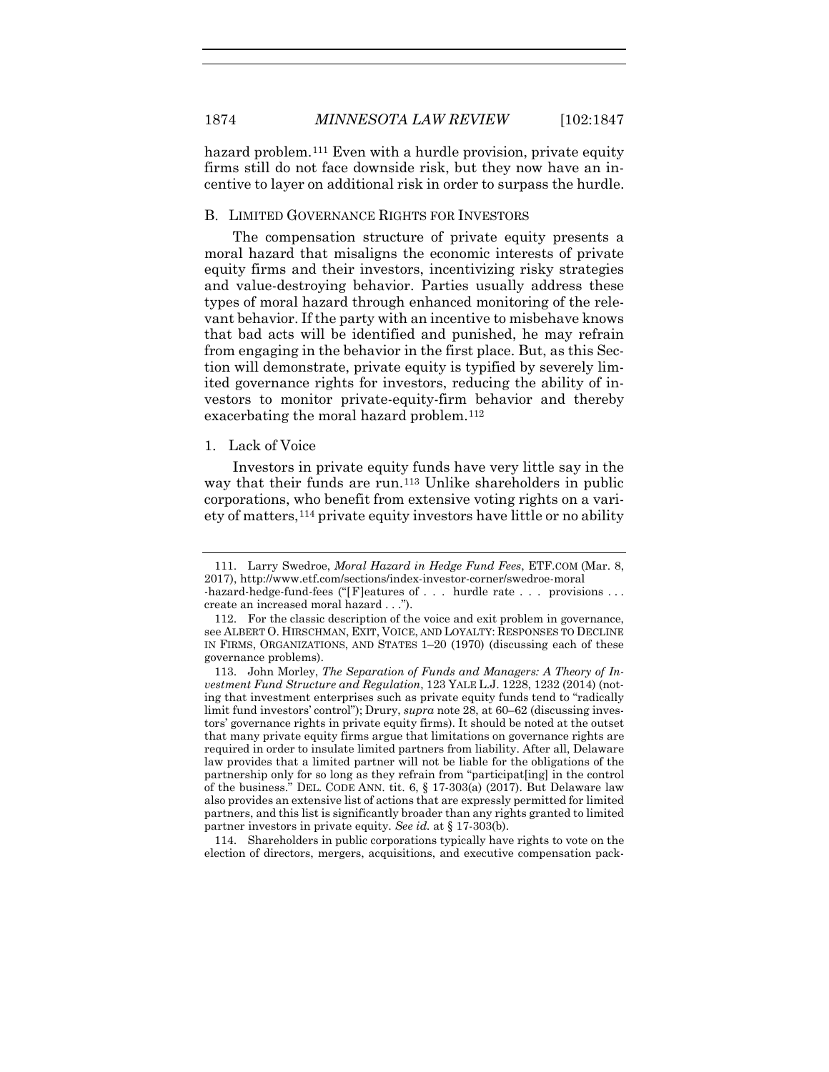hazard problem.[111] Even with a hurdle provision, private equity firms still do not face downside risk, but they now have an incentive to layer on additional risk in order to surpass the hurdle.

### B. LIMITED GOVERNANCE RIGHTS FOR INVESTORS

The compensation structure of private equity presents a moral hazard that misaligns the economic interests of private equity firms and their investors, incentivizing risky strategies and value-destroying behavior. Parties usually address these types of moral hazard through enhanced monitoring of the relevant behavior. If the party with an incentive to misbehave knows that bad acts will be identified and punished, he may refrain from engaging in the behavior in the first place. But, as this Section will demonstrate, private equity is typified by severely limited governance rights for investors, reducing the ability of investors to monitor private-equity-firm behavior and thereby exacerbating the moral hazard problem.[112]

#### 1. Lack of Voice

Investors in private equity funds have very little say in the way that their funds are run.[113] Unlike shareholders in public corporations, who benefit from extensive voting rights on a variety of matters,[114] private equity investors have little or no ability

---

111. Larry Swedroe, *Moral Hazard in Hedge Fund Fees*, ETF.COM (Mar. 8, 2017), http://www.etf.com/sections/index-investor-corner/swedroe-moral-hazard-hedge-fund-fees ("[F]eatures of . . . hurdle rate . . . provisions . . . create an increased moral hazard . . .").

112. For the classic description of the voice and exit problem in governance, see ALBERT O. HIRSCHMAN, EXIT, VOICE, AND LOYALTY: RESPONSES TO DECLINE IN FIRMS, ORGANIZATIONS, AND STATES 1–20 (1970) (discussing each of these governance problems).

113. John Morley, *The Separation of Funds and Managers: A Theory of Investment Fund Structure and Regulation*, 123 YALE L.J. 1228, 1232 (2014) (noting that investment enterprises such as private equity funds tend to "radically limit fund investors' control"); Drury, *supra* note 28, at 60–62 (discussing investors' governance rights in private equity firms). It should be noted at the outset that many private equity firms argue that limitations on governance rights are required in order to insulate limited partners from liability. After all, Delaware law provides that a limited partner will not be liable for the obligations of the partnership only for so long as they refrain from "participat[ing] in the control of the business." DEL. CODE ANN. tit. 6, § 17-303(a) (2017). But Delaware law also provides an extensive list of actions that are expressly permitted for limited partners, and this list is significantly broader than any rights granted to limited partner investors in private equity. *See id.* at § 17-303(b).

114. Shareholders in public corporations typically have rights to vote on the election of directors, mergers, acquisitions, and executive compensation pack-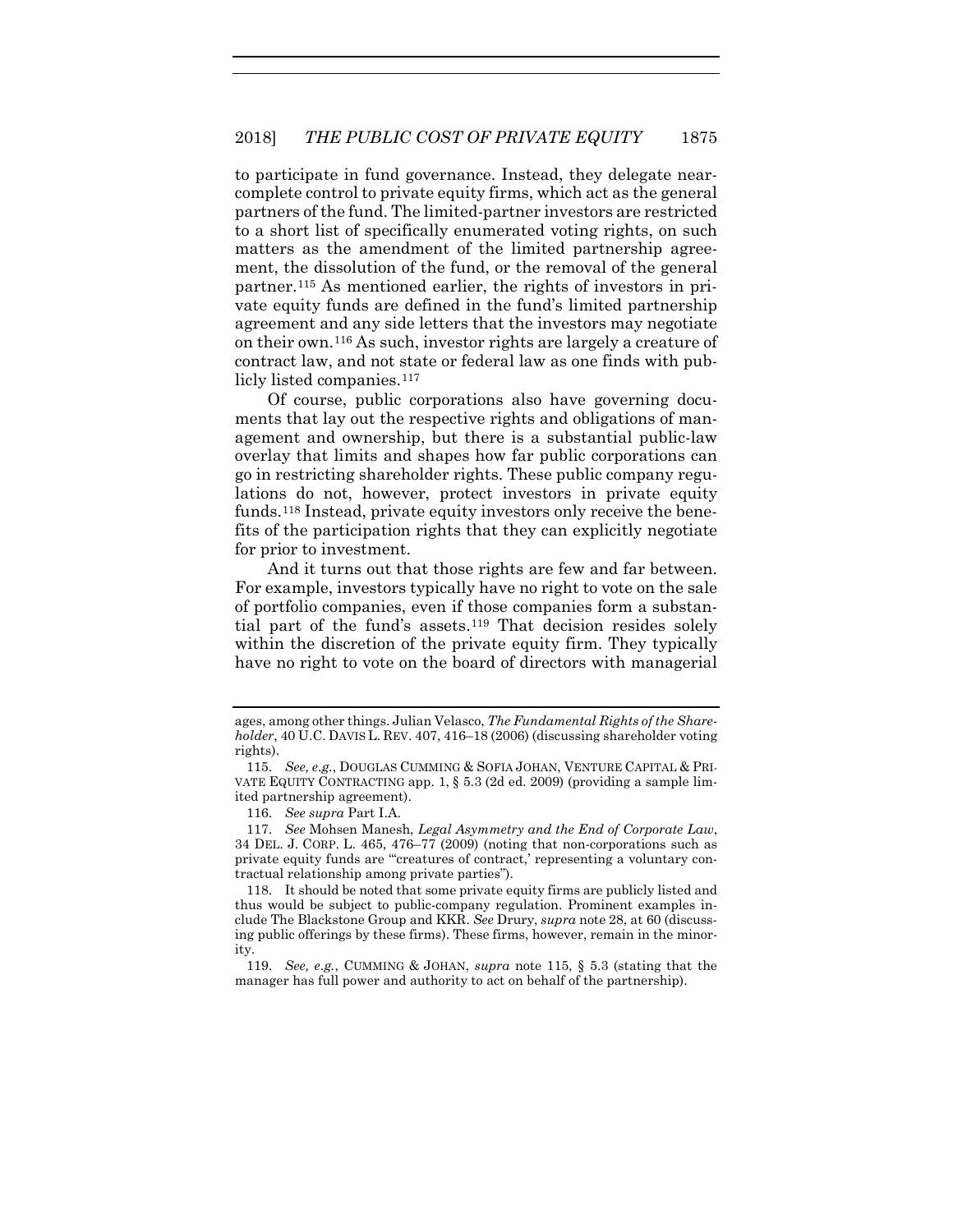to participate in fund governance. Instead, they delegate near-complete control to private equity firms, which act as the general partners of the fund. The limited-partner investors are restricted to a short list of specifically enumerated voting rights, on such matters as the amendment of the limited partnership agreement, the dissolution of the fund, or the removal of the general partner.[115] As mentioned earlier, the rights of investors in private equity funds are defined in the fund's limited partnership agreement and any side letters that the investors may negotiate on their own.[116] As such, investor rights are largely a creature of contract law, and not state or federal law as one finds with publicly listed companies.[117]

Of course, public corporations also have governing documents that lay out the respective rights and obligations of management and ownership, but there is a substantial public-law overlay that limits and shapes how far public corporations can go in restricting shareholder rights. These public company regulations do not, however, protect investors in private equity funds.[118] Instead, private equity investors only receive the benefits of the participation rights that they can explicitly negotiate for prior to investment.

And it turns out that those rights are few and far between. For example, investors typically have no right to vote on the sale of portfolio companies, even if those companies form a substantial part of the fund's assets.[119] That decision resides solely within the discretion of the private equity firm. They typically have no right to vote on the board of directors with managerial

---

ages, among other things. Julian Velasco, *The Fundamental Rights of the Shareholder*, 40 U.C. DAVIS L. REV. 407, 416–18 (2006) (discussing shareholder voting rights).

115. *See, e.g.*, DOUGLAS CUMMING & SOFIA JOHAN, VENTURE CAPITAL & PRIVATE EQUITY CONTRACTING app. 1, § 5.3 (2d ed. 2009) (providing a sample limited partnership agreement).

116. *See supra* Part I.A.

117. *See* Mohsen Manesh, *Legal Asymmetry and the End of Corporate Law*, 34 DEL. J. CORP. L. 465, 476–77 (2009) (noting that non-corporations such as private equity funds are "'creatures of contract,' representing a voluntary contractual relationship among private parties").

118. It should be noted that some private equity firms are publicly listed and thus would be subject to public-company regulation. Prominent examples include The Blackstone Group and KKR. *See* Drury, *supra* note 28, at 60 (discussing public offerings by these firms). These firms, however, remain in the minority.

119. *See, e.g.*, CUMMING & JOHAN, *supra* note 115, § 5.3 (stating that the manager has full power and authority to act on behalf of the partnership).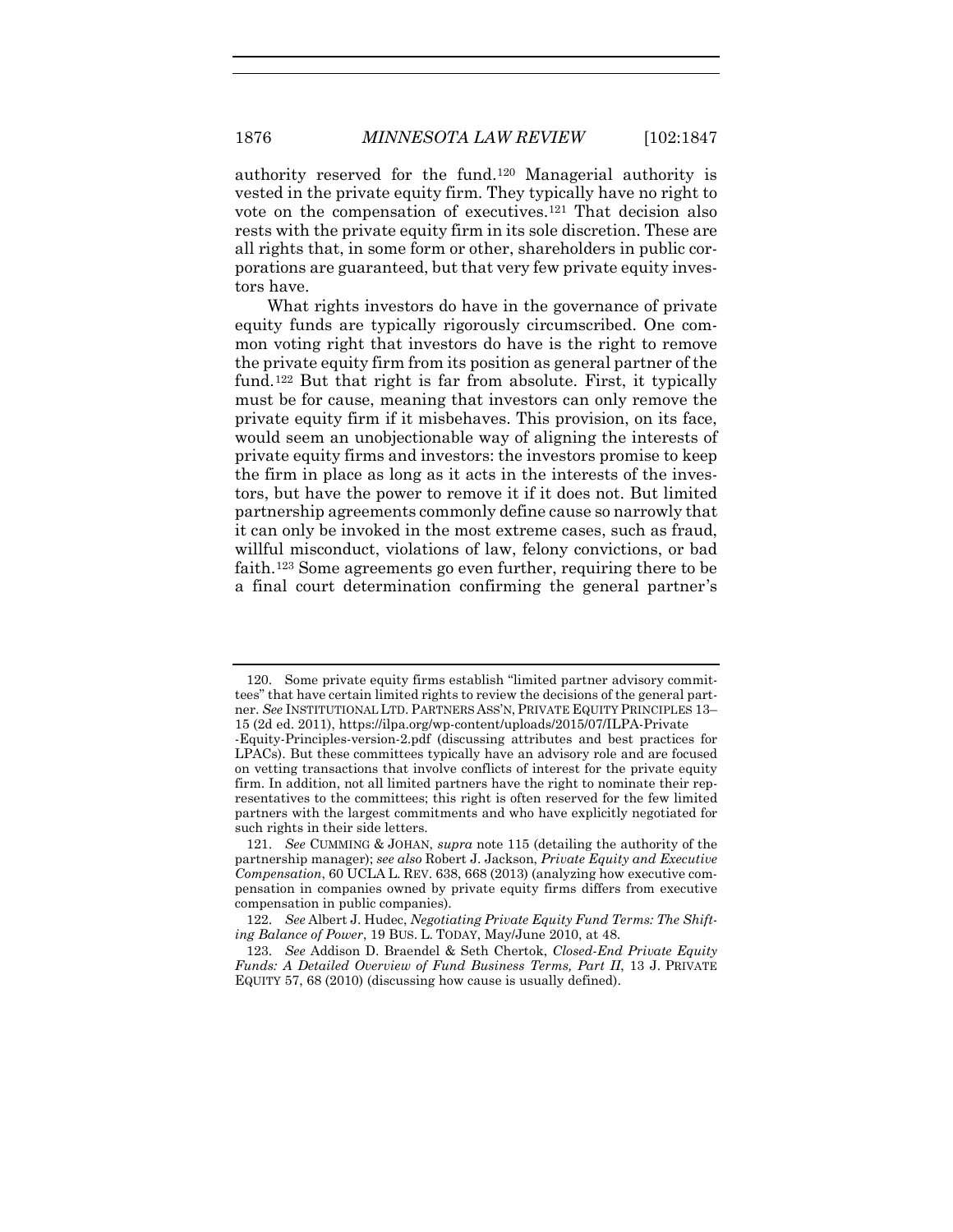authority reserved for the fund.[120] Managerial authority is vested in the private equity firm. They typically have no right to vote on the compensation of executives.[121] That decision also rests with the private equity firm in its sole discretion. These are all rights that, in some form or other, shareholders in public corporations are guaranteed, but that very few private equity investors have.

What rights investors do have in the governance of private equity funds are typically rigorously circumscribed. One common voting right that investors do have is the right to remove the private equity firm from its position as general partner of the fund.[122] But that right is far from absolute. First, it typically must be for cause, meaning that investors can only remove the private equity firm if it misbehaves. This provision, on its face, would seem an unobjectionable way of aligning the interests of private equity firms and investors: the investors promise to keep the firm in place as long as it acts in the interests of the investors, but have the power to remove it if it does not. But limited partnership agreements commonly define cause so narrowly that it can only be invoked in the most extreme cases, such as fraud, willful misconduct, violations of law, felony convictions, or bad faith.[123] Some agreements go even further, requiring there to be a final court determination confirming the general partner's

---

120. Some private equity firms establish "limited partner advisory committees" that have certain limited rights to review the decisions of the general partner. *See* INSTITUTIONAL LTD. PARTNERS ASS'N, PRIVATE EQUITY PRINCIPLES 13–15 (2d ed. 2011), https://ilpa.org/wp-content/uploads/2015/07/ILPA-Private-Equity-Principles-version-2.pdf (discussing attributes and best practices for LPACs). But these committees typically have an advisory role and are focused on vetting transactions that involve conflicts of interest for the private equity firm. In addition, not all limited partners have the right to nominate their representatives to the committees; this right is often reserved for the few limited partners with the largest commitments and who have explicitly negotiated for such rights in their side letters.

121. *See* CUMMING & JOHAN, *supra* note 115 (detailing the authority of the partnership manager); *see also* Robert J. Jackson, *Private Equity and Executive Compensation*, 60 UCLA L. REV. 638, 668 (2013) (analyzing how executive compensation in companies owned by private equity firms differs from executive compensation in public companies).

122. *See* Albert J. Hudec, *Negotiating Private Equity Fund Terms: The Shifting Balance of Power*, 19 BUS. L. TODAY, May/June 2010, at 48.

123. *See* Addison D. Braendel & Seth Chertok, *Closed-End Private Equity Funds: A Detailed Overview of Fund Business Terms, Part II*, 13 J. PRIVATE EQUITY 57, 68 (2010) (discussing how cause is usually defined).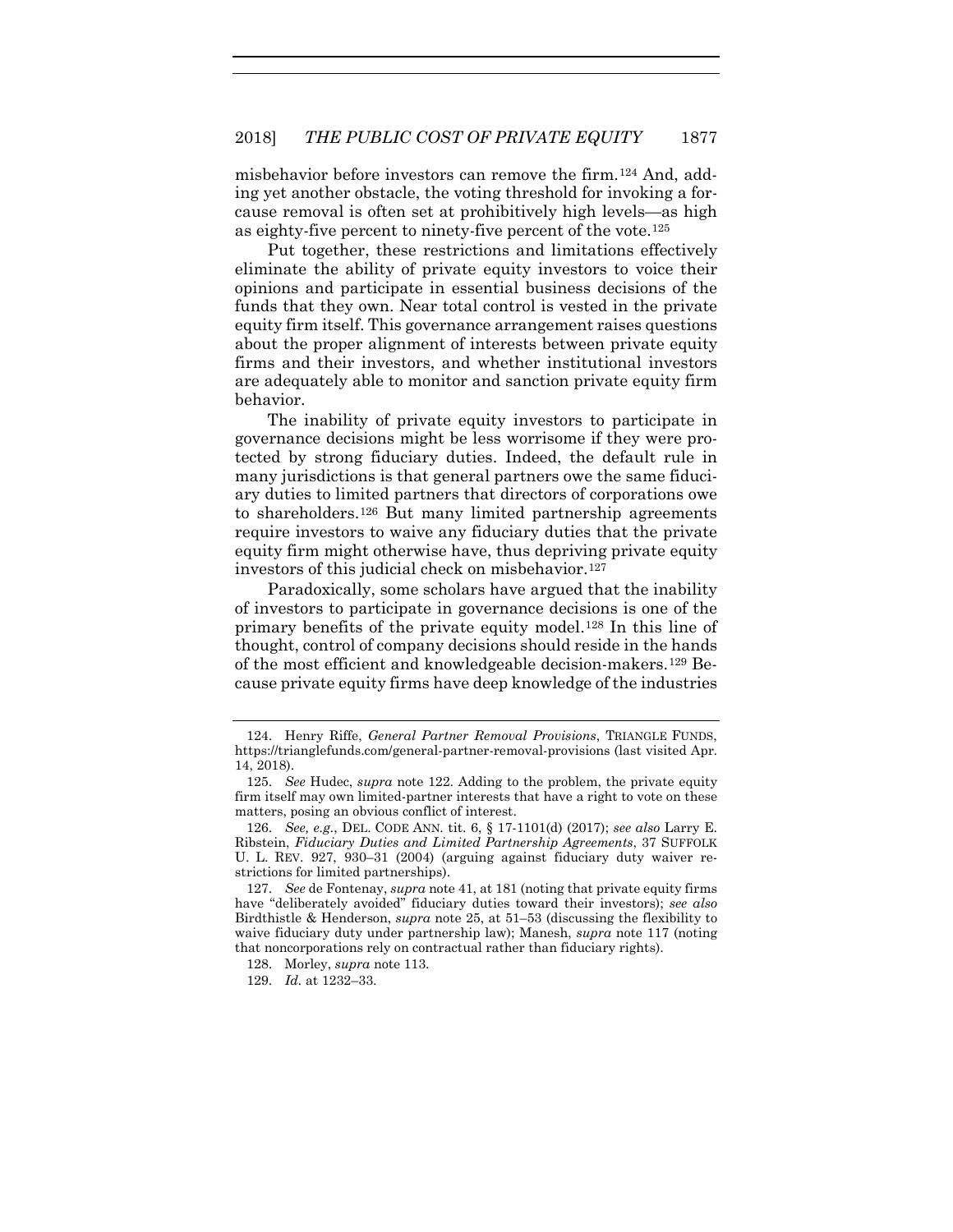misbehavior before investors can remove the firm.[124] And, adding yet another obstacle, the voting threshold for invoking a for-cause removal is often set at prohibitively high levels—as high as eighty-five percent to ninety-five percent of the vote.[125]

Put together, these restrictions and limitations effectively eliminate the ability of private equity investors to voice their opinions and participate in essential business decisions of the funds that they own. Near total control is vested in the private equity firm itself. This governance arrangement raises questions about the proper alignment of interests between private equity firms and their investors, and whether institutional investors are adequately able to monitor and sanction private equity firm behavior.

The inability of private equity investors to participate in governance decisions might be less worrisome if they were protected by strong fiduciary duties. Indeed, the default rule in many jurisdictions is that general partners owe the same fiduciary duties to limited partners that directors of corporations owe to shareholders.[126] But many limited partnership agreements require investors to waive any fiduciary duties that the private equity firm might otherwise have, thus depriving private equity investors of this judicial check on misbehavior.[127]

Paradoxically, some scholars have argued that the inability of investors to participate in governance decisions is one of the primary benefits of the private equity model.[128] In this line of thought, control of company decisions should reside in the hands of the most efficient and knowledgeable decision-makers.[129] Because private equity firms have deep knowledge of the industries

---

124. Henry Riffe, *General Partner Removal Provisions*, TRIANGLE FUNDS, https://trianglefunds.com/general-partner-removal-provisions (last visited Apr. 14, 2018).

125. *See* Hudec, *supra* note 122. Adding to the problem, the private equity firm itself may own limited-partner interests that have a right to vote on these matters, posing an obvious conflict of interest.

126. *See, e.g.*, DEL. CODE ANN. tit. 6, § 17-1101(d) (2017); *see also* Larry E. Ribstein, *Fiduciary Duties and Limited Partnership Agreements*, 37 SUFFOLK U. L. REV. 927, 930–31 (2004) (arguing against fiduciary duty waiver restrictions for limited partnerships).

127. *See* de Fontenay, *supra* note 41, at 181 (noting that private equity firms have "deliberately avoided" fiduciary duties toward their investors); *see also* Birdthistle & Henderson, *supra* note 25, at 51–53 (discussing the flexibility to waive fiduciary duty under partnership law); Manesh, *supra* note 117 (noting that noncorporations rely on contractual rather than fiduciary rights).

128. Morley, *supra* note 113.

129. *Id.* at 1232–33.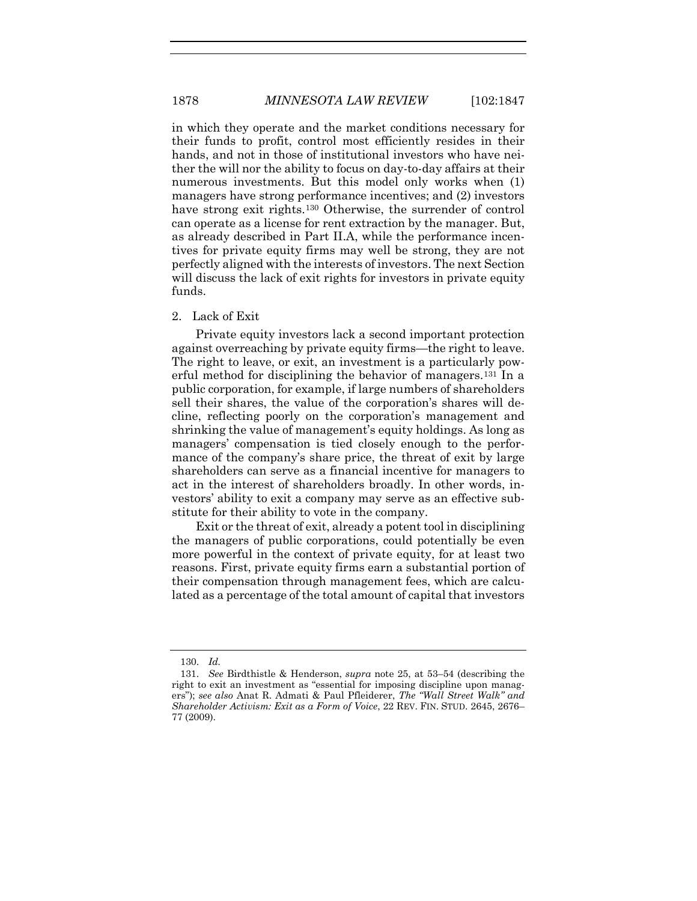in which they operate and the market conditions necessary for their funds to profit, control most efficiently resides in their hands, and not in those of institutional investors who have neither the will nor the ability to focus on day-to-day affairs at their numerous investments. But this model only works when (1) managers have strong performance incentives; and (2) investors have strong exit rights.[130] Otherwise, the surrender of control can operate as a license for rent extraction by the manager. But, as already described in Part II.A, while the performance incentives for private equity firms may well be strong, they are not perfectly aligned with the interests of investors. The next Section will discuss the lack of exit rights for investors in private equity funds.

### 2. Lack of Exit

Private equity investors lack a second important protection against overreaching by private equity firms—the right to leave. The right to leave, or exit, an investment is a particularly powerful method for disciplining the behavior of managers.[131] In a public corporation, for example, if large numbers of shareholders sell their shares, the value of the corporation's shares will decline, reflecting poorly on the corporation's management and shrinking the value of management's equity holdings. As long as managers' compensation is tied closely enough to the performance of the company's share price, the threat of exit by large shareholders can serve as a financial incentive for managers to act in the interest of shareholders broadly. In other words, investors' ability to exit a company may serve as an effective substitute for their ability to vote in the company.

Exit or the threat of exit, already a potent tool in disciplining the managers of public corporations, could potentially be even more powerful in the context of private equity, for at least two reasons. First, private equity firms earn a substantial portion of their compensation through management fees, which are calculated as a percentage of the total amount of capital that investors

---

130. *Id.*

131. *See* Birdthistle & Henderson, *supra* note 25, at 53–54 (describing the right to exit an investment as "essential for imposing discipline upon managers"); *see also* Anat R. Admati & Paul Pfleiderer, *The "Wall Street Walk" and Shareholder Activism: Exit as a Form of Voice*, 22 REV. FIN. STUD. 2645, 2676–77 (2009).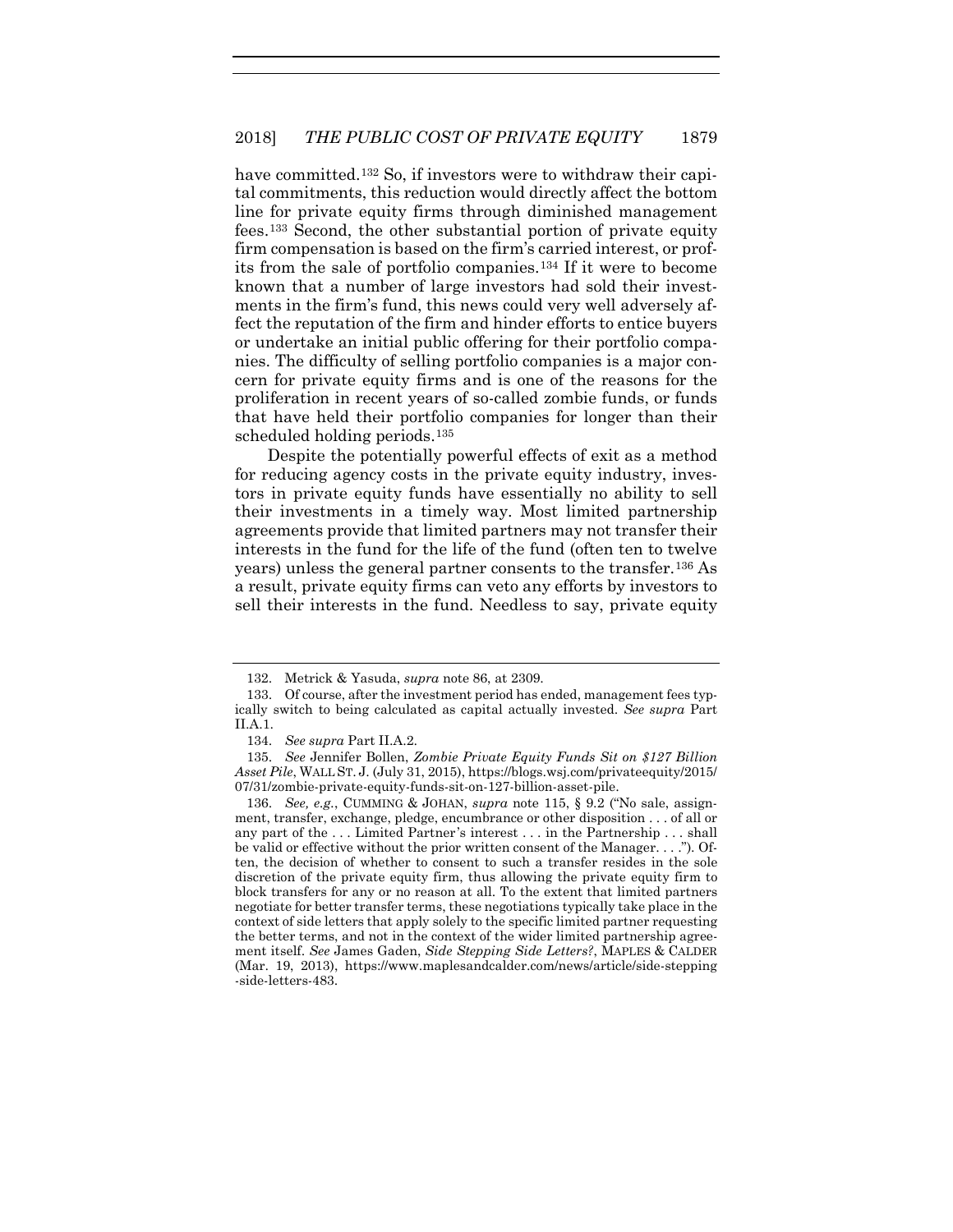have committed.[132] So, if investors were to withdraw their capital commitments, this reduction would directly affect the bottom line for private equity firms through diminished management fees.[133] Second, the other substantial portion of private equity firm compensation is based on the firm's carried interest, or profits from the sale of portfolio companies.[134] If it were to become known that a number of large investors had sold their investments in the firm's fund, this news could very well adversely affect the reputation of the firm and hinder efforts to entice buyers or undertake an initial public offering for their portfolio companies. The difficulty of selling portfolio companies is a major concern for private equity firms and is one of the reasons for the proliferation in recent years of so-called zombie funds, or funds that have held their portfolio companies for longer than their scheduled holding periods.[135]

Despite the potentially powerful effects of exit as a method for reducing agency costs in the private equity industry, investors in private equity funds have essentially no ability to sell their investments in a timely way. Most limited partnership agreements provide that limited partners may not transfer their interests in the fund for the life of the fund (often ten to twelve years) unless the general partner consents to the transfer.[136] As a result, private equity firms can veto any efforts by investors to sell their interests in the fund. Needless to say, private equity

---

132. Metrick & Yasuda, *supra* note 86, at 2309.

133. Of course, after the investment period has ended, management fees typically switch to being calculated as capital actually invested. *See supra* Part II.A.1.

134. *See supra* Part II.A.2.

135. *See* Jennifer Bollen, *Zombie Private Equity Funds Sit on $127 Billion Asset Pile*, WALL ST. J. (July 31, 2015), https://blogs.wsj.com/privateequity/2015/07/31/zombie-private-equity-funds-sit-on-127-billion-asset-pile.

136. *See, e.g.*, CUMMING & JOHAN, *supra* note 115, § 9.2 ("No sale, assignment, transfer, exchange, pledge, encumbrance or other disposition . . . of all or any part of the . . . Limited Partner's interest . . . in the Partnership . . . shall be valid or effective without the prior written consent of the Manager. . . ."). Often, the decision of whether to consent to such a transfer resides in the sole discretion of the private equity firm, thus allowing the private equity firm to block transfers for any or no reason at all. To the extent that limited partners negotiate for better transfer terms, these negotiations typically take place in the context of side letters that apply solely to the specific limited partner requesting the better terms, and not in the context of the wider limited partnership agreement itself. *See* James Gaden, *Side Stepping Side Letters?*, MAPLES & CALDER (Mar. 19, 2013), https://www.maplesandcalder.com/news/article/side-stepping-side-letters-483.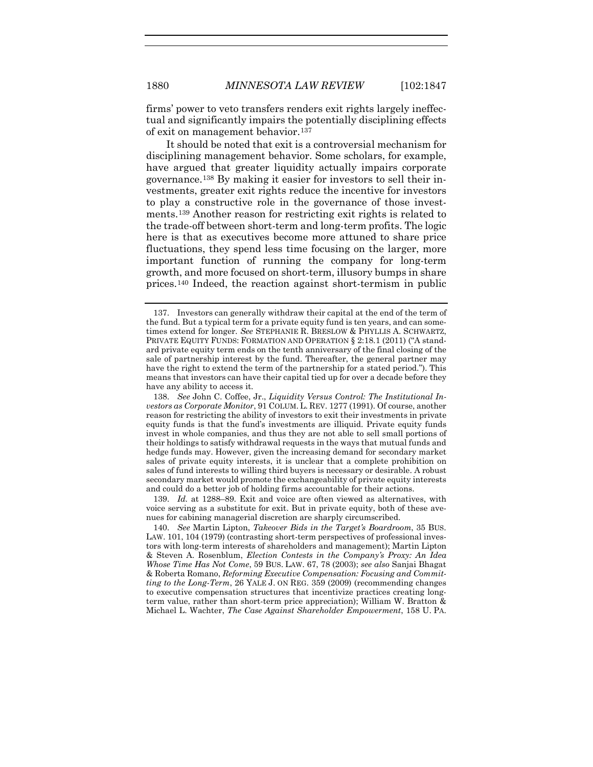firms' power to veto transfers renders exit rights largely ineffectual and significantly impairs the potentially disciplining effects of exit on management behavior.[137]

It should be noted that exit is a controversial mechanism for disciplining management behavior. Some scholars, for example, have argued that greater liquidity actually impairs corporate governance.[138] By making it easier for investors to sell their investments, greater exit rights reduce the incentive for investors to play a constructive role in the governance of those investments.[139] Another reason for restricting exit rights is related to the trade-off between short-term and long-term profits. The logic here is that as executives become more attuned to share price fluctuations, they spend less time focusing on the larger, more important function of running the company for long-term growth, and more focused on short-term, illusory bumps in share prices.[140] Indeed, the reaction against short-termism in public

---

137. Investors can generally withdraw their capital at the end of the term of the fund. But a typical term for a private equity fund is ten years, and can sometimes extend for longer. *See* STEPHANIE R. BRESLOW & PHYLLIS A. SCHWARTZ, PRIVATE EQUITY FUNDS: FORMATION AND OPERATION § 2:18.1 (2011) ("A standard private equity term ends on the tenth anniversary of the final closing of the sale of partnership interest by the fund. Thereafter, the general partner may have the right to extend the term of the partnership for a stated period."). This means that investors can have their capital tied up for over a decade before they have any ability to access it.

138. *See* John C. Coffee, Jr., *Liquidity Versus Control: The Institutional Investors as Corporate Monitor*, 91 COLUM. L. REV. 1277 (1991). Of course, another reason for restricting the ability of investors to exit their investments in private equity funds is that the fund's investments are illiquid. Private equity funds invest in whole companies, and thus they are not able to sell small portions of their holdings to satisfy withdrawal requests in the ways that mutual funds and hedge funds may. However, given the increasing demand for secondary market sales of private equity interests, it is unclear that a complete prohibition on sales of fund interests to willing third buyers is necessary or desirable. A robust secondary market would promote the exchangeability of private equity interests and could do a better job of holding firms accountable for their actions.

139. *Id.* at 1288–89. Exit and voice are often viewed as alternatives, with voice serving as a substitute for exit. But in private equity, both of these avenues for cabining managerial discretion are sharply circumscribed.

140. *See* Martin Lipton, *Takeover Bids in the Target's Boardroom*, 35 BUS. LAW. 101, 104 (1979) (contrasting short-term perspectives of professional investors with long-term interests of shareholders and management); Martin Lipton & Steven A. Rosenblum, *Election Contests in the Company's Proxy: An Idea Whose Time Has Not Come*, 59 BUS. LAW. 67, 78 (2003); *see also* Sanjai Bhagat & Roberta Romano, *Reforming Executive Compensation: Focusing and Committing to the Long-Term*, 26 YALE J. ON REG. 359 (2009) (recommending changes to executive compensation structures that incentivize practices creating long-term value, rather than short-term price appreciation); William W. Bratton & Michael L. Wachter, *The Case Against Shareholder Empowerment*, 158 U. PA.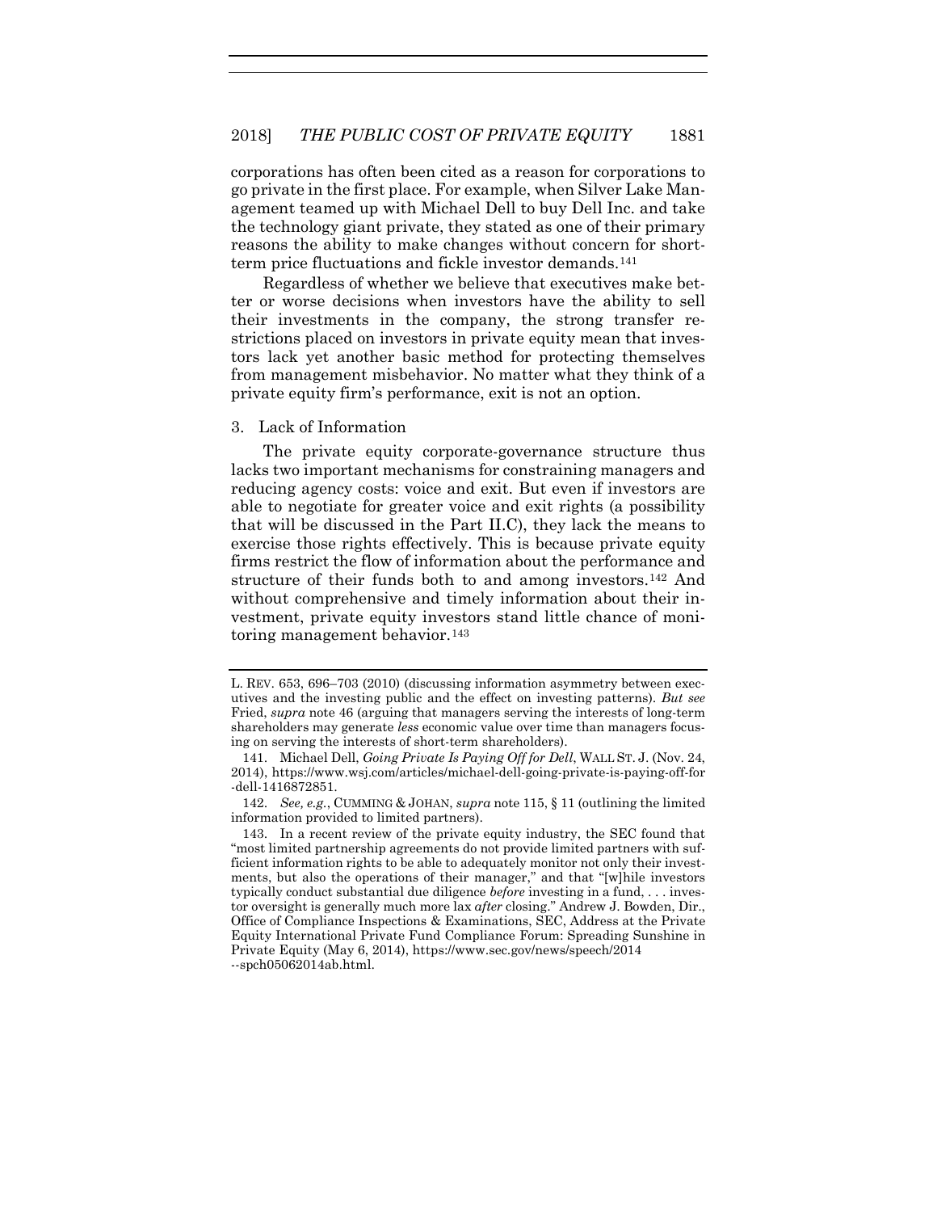corporations has often been cited as a reason for corporations to go private in the first place. For example, when Silver Lake Management teamed up with Michael Dell to buy Dell Inc. and take the technology giant private, they stated as one of their primary reasons the ability to make changes without concern for short-term price fluctuations and fickle investor demands.[141]

Regardless of whether we believe that executives make better or worse decisions when investors have the ability to sell their investments in the company, the strong transfer restrictions placed on investors in private equity mean that investors lack yet another basic method for protecting themselves from management misbehavior. No matter what they think of a private equity firm's performance, exit is not an option.

### 3. Lack of Information

The private equity corporate-governance structure thus lacks two important mechanisms for constraining managers and reducing agency costs: voice and exit. But even if investors are able to negotiate for greater voice and exit rights (a possibility that will be discussed in the Part II.C), they lack the means to exercise those rights effectively. This is because private equity firms restrict the flow of information about the performance and structure of their funds both to and among investors.[142] And without comprehensive and timely information about their investment, private equity investors stand little chance of monitoring management behavior.[143]

---

L. REV. 653, 696–703 (2010) (discussing information asymmetry between executives and the investing public and the effect on investing patterns). *But see* Fried, *supra* note 46 (arguing that managers serving the interests of long-term shareholders may generate *less* economic value over time than managers focusing on serving the interests of short-term shareholders).

141. Michael Dell, *Going Private Is Paying Off for Dell*, WALL ST. J. (Nov. 24, 2014), https://www.wsj.com/articles/michael-dell-going-private-is-paying-off-for-dell-1416872851.

142. *See, e.g.*, CUMMING & JOHAN, *supra* note 115, § 11 (outlining the limited information provided to limited partners).

143. In a recent review of the private equity industry, the SEC found that "most limited partnership agreements do not provide limited partners with sufficient information rights to be able to adequately monitor not only their investments, but also the operations of their manager," and that "[w]hile investors typically conduct substantial due diligence *before* investing in a fund, . . . investor oversight is generally much more lax *after* closing." Andrew J. Bowden, Dir., Office of Compliance Inspections & Examinations, SEC, Address at the Private Equity International Private Fund Compliance Forum: Spreading Sunshine in Private Equity (May 6, 2014), https://www.sec.gov/news/speech/2014--spch05062014ab.html.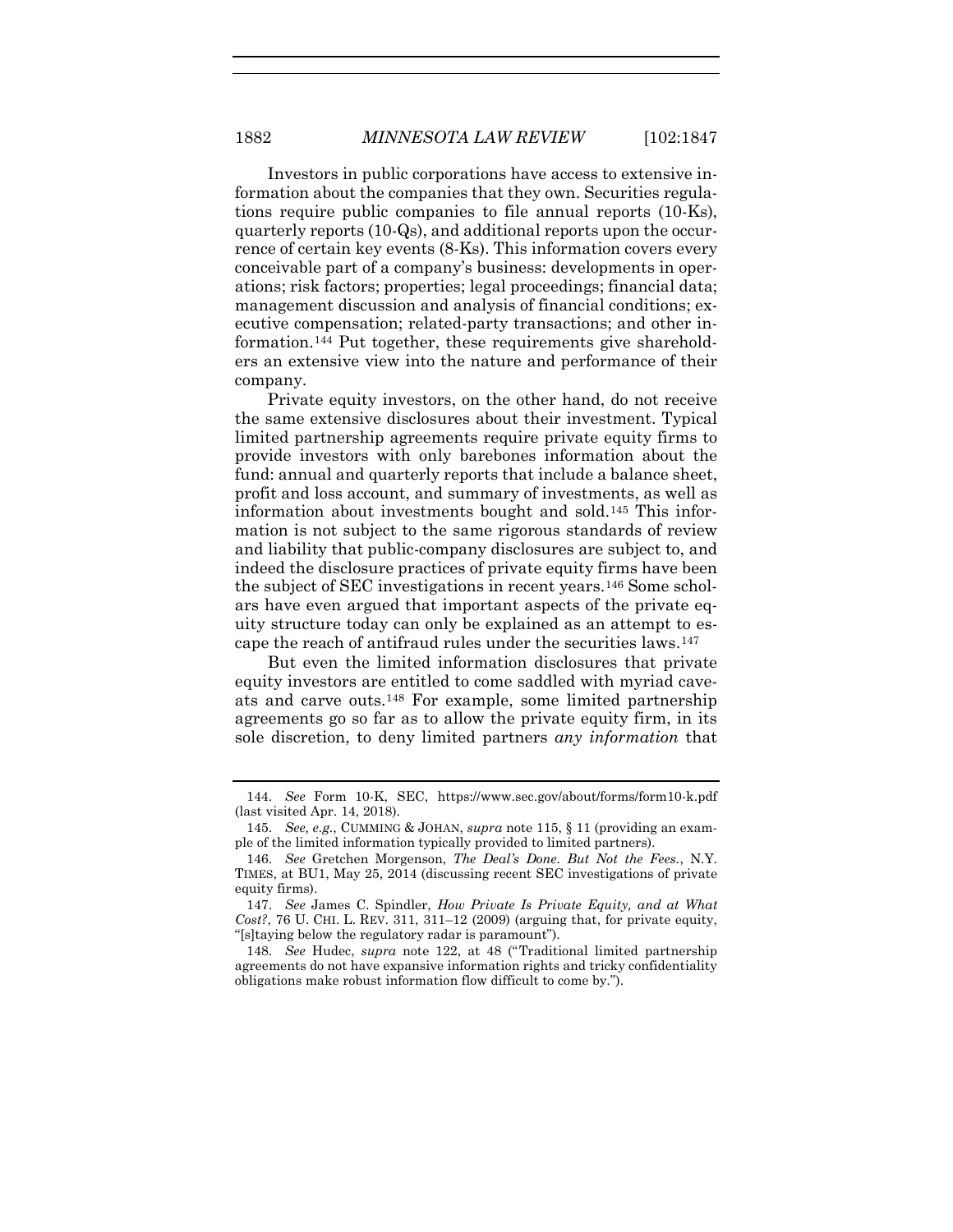Investors in public corporations have access to extensive information about the companies that they own. Securities regulations require public companies to file annual reports (10-Ks), quarterly reports (10-Qs), and additional reports upon the occurrence of certain key events (8-Ks). This information covers every conceivable part of a company's business: developments in operations; risk factors; properties; legal proceedings; financial data; management discussion and analysis of financial conditions; executive compensation; related-party transactions; and other information.[144] Put together, these requirements give shareholders an extensive view into the nature and performance of their company.

Private equity investors, on the other hand, do not receive the same extensive disclosures about their investment. Typical limited partnership agreements require private equity firms to provide investors with only barebones information about the fund: annual and quarterly reports that include a balance sheet, profit and loss account, and summary of investments, as well as information about investments bought and sold.[145] This information is not subject to the same rigorous standards of review and liability that public-company disclosures are subject to, and indeed the disclosure practices of private equity firms have been the subject of SEC investigations in recent years.[146] Some scholars have even argued that important aspects of the private equity structure today can only be explained as an attempt to escape the reach of antifraud rules under the securities laws.[147]

But even the limited information disclosures that private equity investors are entitled to come saddled with myriad caveats and carve outs.[148] For example, some limited partnership agreements go so far as to allow the private equity firm, in its sole discretion, to deny limited partners *any information* that

---

144. *See* Form 10-K, SEC, https://www.sec.gov/about/forms/form10-k.pdf (last visited Apr. 14, 2018).

145. *See, e.g.*, CUMMING & JOHAN, *supra* note 115, § 11 (providing an example of the limited information typically provided to limited partners).

146. *See* Gretchen Morgenson, *The Deal's Done. But Not the Fees.*, N.Y. TIMES, at BU1, May 25, 2014 (discussing recent SEC investigations of private equity firms).

147. *See* James C. Spindler, *How Private Is Private Equity, and at What Cost?*, 76 U. CHI. L. REV. 311, 311–12 (2009) (arguing that, for private equity, "[s]taying below the regulatory radar is paramount").

148. *See* Hudec, *supra* note 122, at 48 ("Traditional limited partnership agreements do not have expansive information rights and tricky confidentiality obligations make robust information flow difficult to come by.").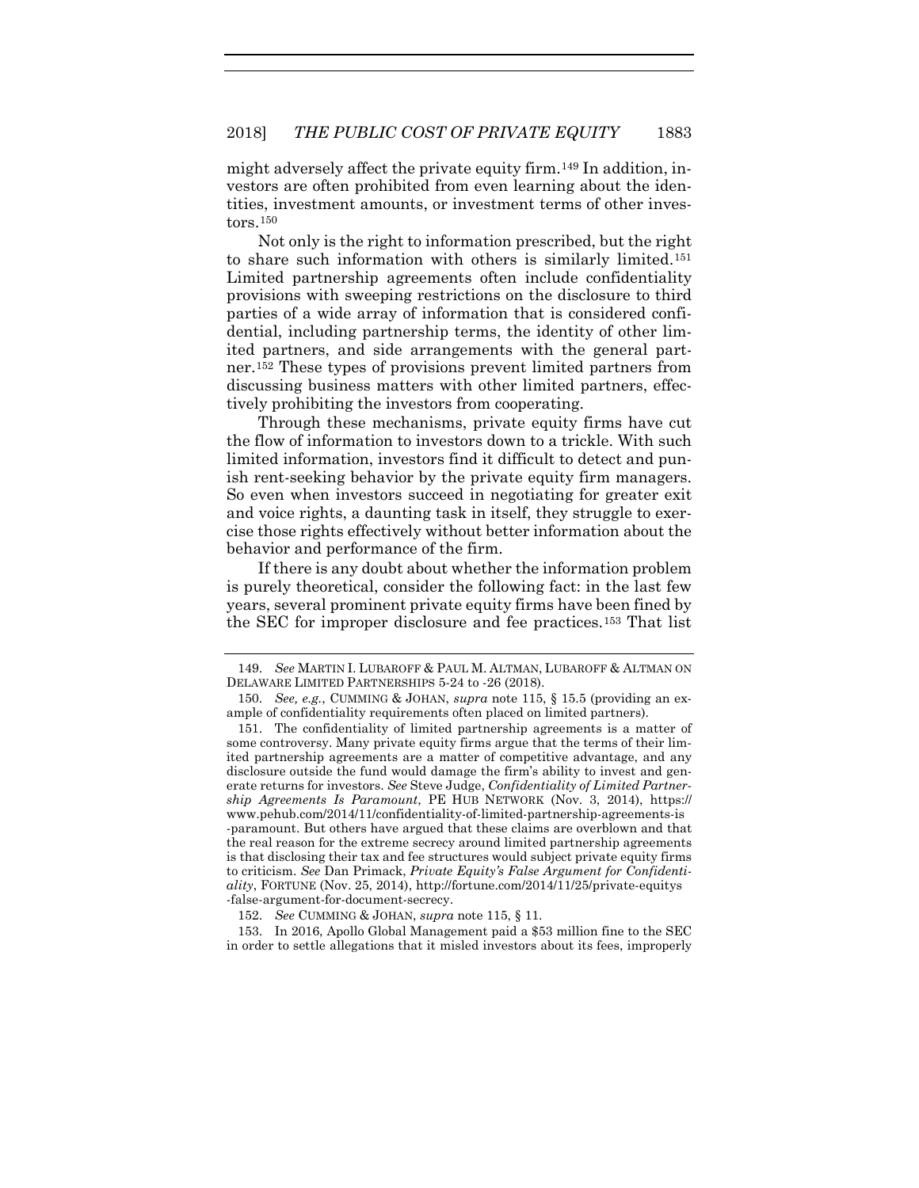might adversely affect the private equity firm.[149] In addition, investors are often prohibited from even learning about the identities, investment amounts, or investment terms of other investors.[150]

Not only is the right to information prescribed, but the right to share such information with others is similarly limited.[151] Limited partnership agreements often include confidentiality provisions with sweeping restrictions on the disclosure to third parties of a wide array of information that is considered confidential, including partnership terms, the identity of other limited partners, and side arrangements with the general partner.[152] These types of provisions prevent limited partners from discussing business matters with other limited partners, effectively prohibiting the investors from cooperating.

Through these mechanisms, private equity firms have cut the flow of information to investors down to a trickle. With such limited information, investors find it difficult to detect and punish rent-seeking behavior by the private equity firm managers. So even when investors succeed in negotiating for greater exit and voice rights, a daunting task in itself, they struggle to exercise those rights effectively without better information about the behavior and performance of the firm.

If there is any doubt about whether the information problem is purely theoretical, consider the following fact: in the last few years, several prominent private equity firms have been fined by the SEC for improper disclosure and fee practices.[153] That list

---

149. *See* MARTIN I. LUBAROFF & PAUL M. ALTMAN, LUBAROFF & ALTMAN ON DELAWARE LIMITED PARTNERSHIPS 5-24 to -26 (2018).

150. *See, e.g.*, CUMMING & JOHAN, *supra* note 115, § 15.5 (providing an example of confidentiality requirements often placed on limited partners).

151. The confidentiality of limited partnership agreements is a matter of some controversy. Many private equity firms argue that the terms of their limited partnership agreements are a matter of competitive advantage, and any disclosure outside the fund would damage the firm's ability to invest and generate returns for investors. *See* Steve Judge, *Confidentiality of Limited Partnership Agreements Is Paramount*, PE HUB NETWORK (Nov. 3, 2014), https://www.pehub.com/2014/11/confidentiality-of-limited-partnership-agreements-is-paramount. But others have argued that these claims are overblown and that the real reason for the extreme secrecy around limited partnership agreements is that disclosing their tax and fee structures would subject private equity firms to criticism. *See* Dan Primack, *Private Equity's False Argument for Confidentiality*, FORTUNE (Nov. 25, 2014), http://fortune.com/2014/11/25/private-equitys-false-argument-for-document-secrecy.

152. *See* CUMMING & JOHAN, *supra* note 115, § 11.

153. In 2016, Apollo Global Management paid a $53 million fine to the SEC in order to settle allegations that it misled investors about its fees, improperly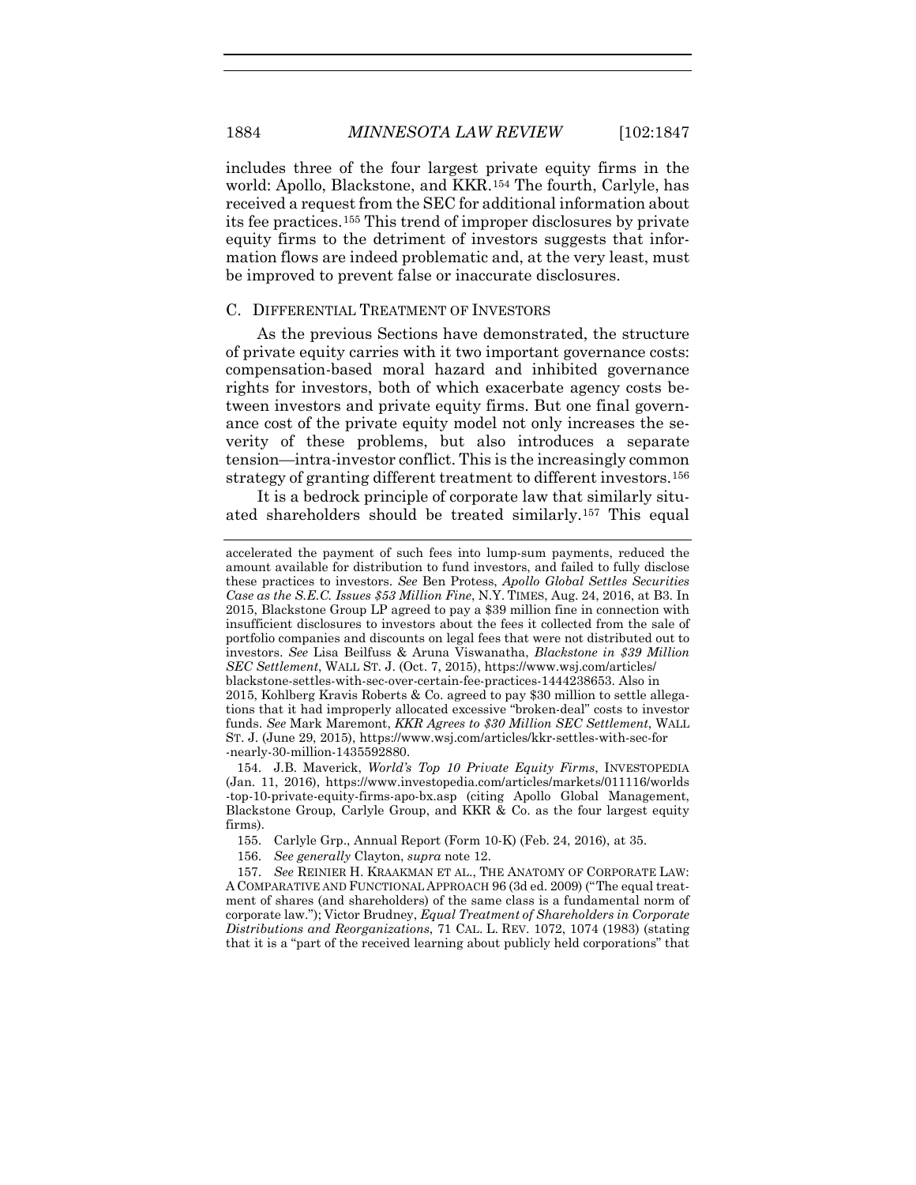includes three of the four largest private equity firms in the world: Apollo, Blackstone, and KKR.[154] The fourth, Carlyle, has received a request from the SEC for additional information about its fee practices.[155] This trend of improper disclosures by private equity firms to the detriment of investors suggests that information flows are indeed problematic and, at the very least, must be improved to prevent false or inaccurate disclosures.

### C. DIFFERENTIAL TREATMENT OF INVESTORS

As the previous Sections have demonstrated, the structure of private equity carries with it two important governance costs: compensation-based moral hazard and inhibited governance rights for investors, both of which exacerbate agency costs between investors and private equity firms. But one final governance cost of the private equity model not only increases the severity of these problems, but also introduces a separate tension—intra-investor conflict. This is the increasingly common strategy of granting different treatment to different investors.[156]

It is a bedrock principle of corporate law that similarly situated shareholders should be treated similarly.[157] This equal

---

accelerated the payment of such fees into lump-sum payments, reduced the amount available for distribution to fund investors, and failed to fully disclose these practices to investors. *See* Ben Protess, *Apollo Global Settles Securities Case as the S.E.C. Issues $53 Million Fine*, N.Y. TIMES, Aug. 24, 2016, at B3. In 2015, Blackstone Group LP agreed to pay a $39 million fine in connection with insufficient disclosures to investors about the fees it collected from the sale of portfolio companies and discounts on legal fees that were not distributed out to investors. *See* Lisa Beilfuss & Aruna Viswanatha, *Blackstone in $39 Million SEC Settlement*, WALL ST. J. (Oct. 7, 2015), https://www.wsj.com/articles/blackstone-settles-with-sec-over-certain-fee-practices-1444238653. Also in 2015, Kohlberg Kravis Roberts & Co. agreed to pay $30 million to settle allegations that it had improperly allocated excessive "broken-deal" costs to investor funds. *See* Mark Maremont, *KKR Agrees to $30 Million SEC Settlement*, WALL ST. J. (June 29, 2015), https://www.wsj.com/articles/kkr-settles-with-sec-for-nearly-30-million-1435592880.

154. J.B. Maverick, *World's Top 10 Private Equity Firms*, INVESTOPEDIA (Jan. 11, 2016), https://www.investopedia.com/articles/markets/011116/worlds-top-10-private-equity-firms-apo-bx.asp (citing Apollo Global Management, Blackstone Group, Carlyle Group, and KKR & Co. as the four largest equity firms).

155. Carlyle Grp., Annual Report (Form 10-K) (Feb. 24, 2016), at 35.

156. *See generally* Clayton, *supra* note 12.

157. *See* REINIER H. KRAAKMAN ET AL., THE ANATOMY OF CORPORATE LAW: A COMPARATIVE AND FUNCTIONAL APPROACH 96 (3d ed. 2009) ("The equal treatment of shares (and shareholders) of the same class is a fundamental norm of corporate law."); Victor Brudney, *Equal Treatment of Shareholders in Corporate Distributions and Reorganizations*, 71 CAL. L. REV. 1072, 1074 (1983) (stating that it is a "part of the received learning about publicly held corporations" that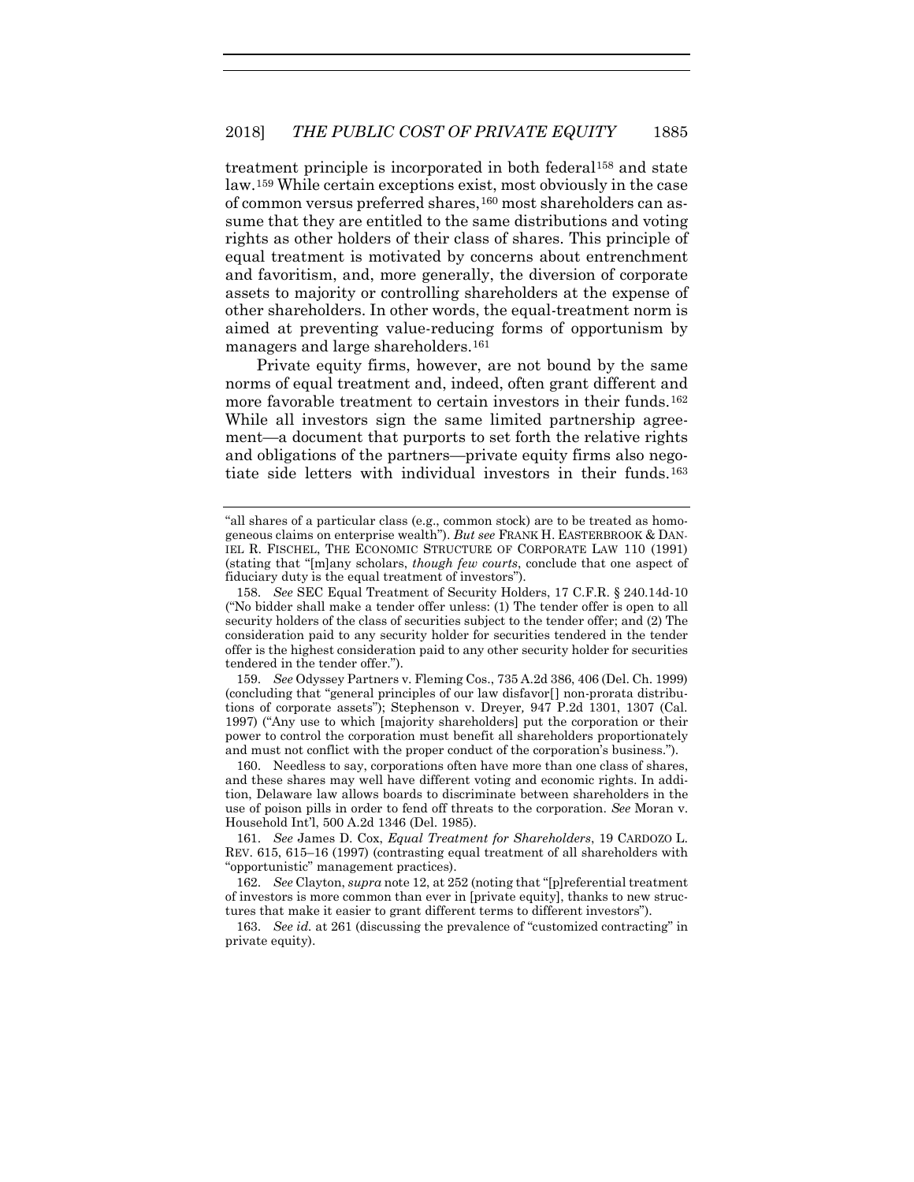treatment principle is incorporated in both federal[158] and state law.[159] While certain exceptions exist, most obviously in the case of common versus preferred shares,[160] most shareholders can assume that they are entitled to the same distributions and voting rights as other holders of their class of shares. This principle of equal treatment is motivated by concerns about entrenchment and favoritism, and, more generally, the diversion of corporate assets to majority or controlling shareholders at the expense of other shareholders. In other words, the equal-treatment norm is aimed at preventing value-reducing forms of opportunism by managers and large shareholders.[161]

Private equity firms, however, are not bound by the same norms of equal treatment and, indeed, often grant different and more favorable treatment to certain investors in their funds.[162] While all investors sign the same limited partnership agreement—a document that purports to set forth the relative rights and obligations of the partners—private equity firms also negotiate side letters with individual investors in their funds.[163]

---

"all shares of a particular class (e.g., common stock) are to be treated as homogeneous claims on enterprise wealth"). *But see* FRANK H. EASTERBROOK & DANIEL R. FISCHEL, THE ECONOMIC STRUCTURE OF CORPORATE LAW 110 (1991) (stating that "[m]any scholars, *though few courts*, conclude that one aspect of fiduciary duty is the equal treatment of investors").

158. *See* SEC Equal Treatment of Security Holders, 17 C.F.R. § 240.14d-10 ("No bidder shall make a tender offer unless: (1) The tender offer is open to all security holders of the class of securities subject to the tender offer; and (2) The consideration paid to any security holder for securities tendered in the tender offer is the highest consideration paid to any other security holder for securities tendered in the tender offer.").

159. *See* Odyssey Partners v. Fleming Cos., 735 A.2d 386, 406 (Del. Ch. 1999) (concluding that "general principles of our law disfavor[] non-prorata distributions of corporate assets"); Stephenson v. Dreyer*,* 947 P.2d 1301, 1307 (Cal. 1997) ("Any use to which [majority shareholders] put the corporation or their power to control the corporation must benefit all shareholders proportionately and must not conflict with the proper conduct of the corporation's business.").

160. Needless to say, corporations often have more than one class of shares, and these shares may well have different voting and economic rights. In addition, Delaware law allows boards to discriminate between shareholders in the use of poison pills in order to fend off threats to the corporation. *See* Moran v. Household Int'l, 500 A.2d 1346 (Del. 1985).

161. *See* James D. Cox, *Equal Treatment for Shareholders*, 19 CARDOZO L. REV. 615, 615–16 (1997) (contrasting equal treatment of all shareholders with "opportunistic" management practices).

162. *See* Clayton, *supra* note 12, at 252 (noting that "[p]referential treatment of investors is more common than ever in [private equity], thanks to new structures that make it easier to grant different terms to different investors").

163. *See id.* at 261 (discussing the prevalence of "customized contracting" in private equity).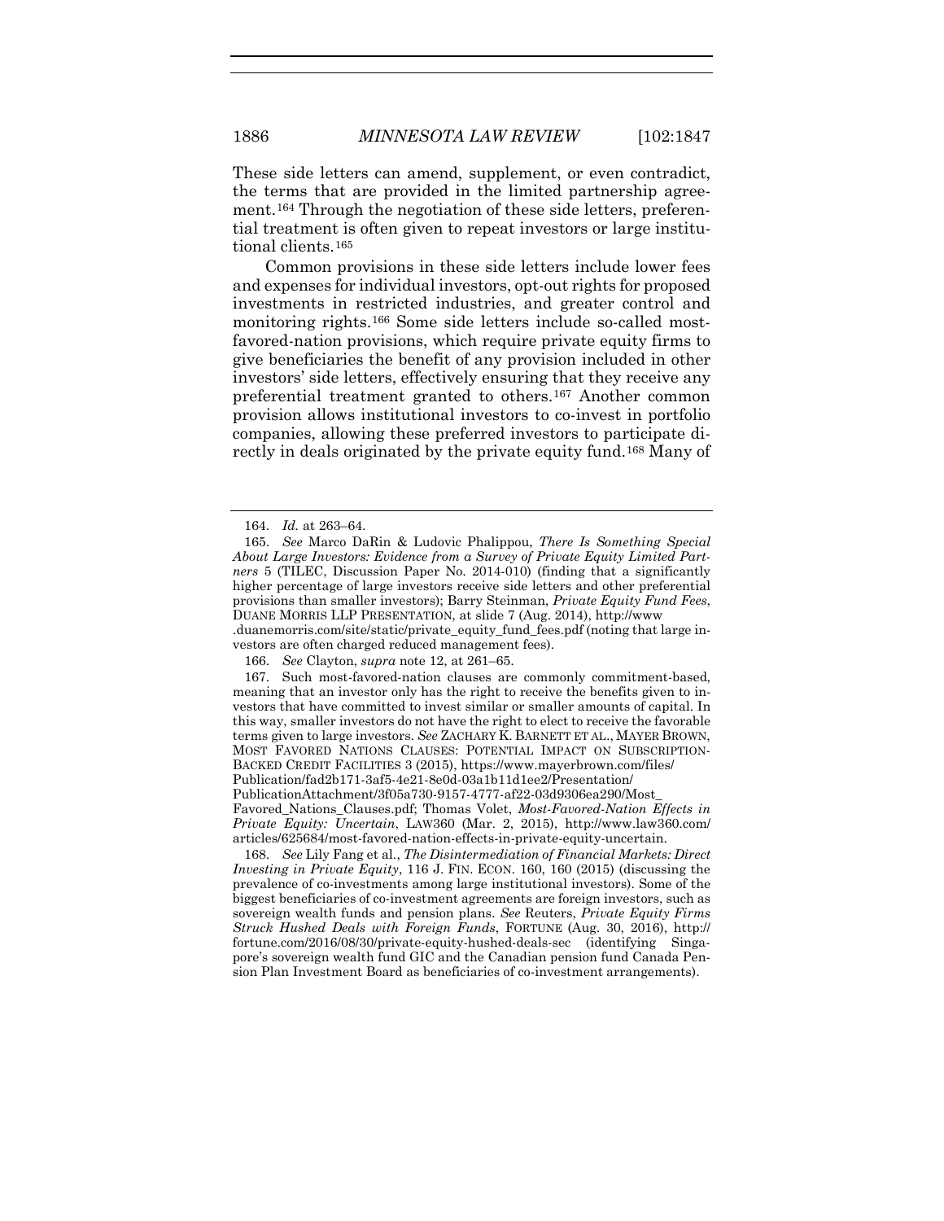These side letters can amend, supplement, or even contradict, the terms that are provided in the limited partnership agreement.[164] Through the negotiation of these side letters, preferential treatment is often given to repeat investors or large institutional clients.[165]

Common provisions in these side letters include lower fees and expenses for individual investors, opt-out rights for proposed investments in restricted industries, and greater control and monitoring rights.[166] Some side letters include so-called most-favored-nation provisions, which require private equity firms to give beneficiaries the benefit of any provision included in other investors' side letters, effectively ensuring that they receive any preferential treatment granted to others.[167] Another common provision allows institutional investors to co-invest in portfolio companies, allowing these preferred investors to participate directly in deals originated by the private equity fund.[168] Many of

---

164. *Id.* at 263–64.

165. *See* Marco DaRin & Ludovic Phalippou, *There Is Something Special About Large Investors: Evidence from a Survey of Private Equity Limited Partners* 5 (TILEC, Discussion Paper No. 2014-010) (finding that a significantly higher percentage of large investors receive side letters and other preferential provisions than smaller investors); Barry Steinman, *Private Equity Fund Fees*, DUANE MORRIS LLP PRESENTATION, at slide 7 (Aug. 2014), http://www.duanemorris.com/site/static/private_equity_fund_fees.pdf (noting that large investors are often charged reduced management fees).

166. *See* Clayton, *supra* note 12, at 261–65.

167. Such most-favored-nation clauses are commonly commitment-based, meaning that an investor only has the right to receive the benefits given to investors that have committed to invest similar or smaller amounts of capital. In this way, smaller investors do not have the right to elect to receive the favorable terms given to large investors. *See* ZACHARY K. BARNETT ET AL., MAYER BROWN, MOST FAVORED NATIONS CLAUSES: POTENTIAL IMPACT ON SUBSCRIPTION-BACKED CREDIT FACILITIES 3 (2015), https://www.mayerbrown.com/files/Publication/fad2b171-3af5-4e21-8e0d-03a1b11d1ee2/Presentation/PublicationAttachment/3f05a730-9157-4777-af22-03d9306ea290/Most_Favored_Nations_Clauses.pdf; Thomas Volet, *Most-Favored-Nation Effects in Private Equity: Uncertain*, LAW360 (Mar. 2, 2015), http://www.law360.com/articles/625684/most-favored-nation-effects-in-private-equity-uncertain.

168. *See* Lily Fang et al., *The Disintermediation of Financial Markets: Direct Investing in Private Equity*, 116 J. FIN. ECON. 160, 160 (2015) (discussing the prevalence of co-investments among large institutional investors). Some of the biggest beneficiaries of co-investment agreements are foreign investors, such as sovereign wealth funds and pension plans. *See* Reuters, *Private Equity Firms Struck Hushed Deals with Foreign Funds*, FORTUNE (Aug. 30, 2016), http://fortune.com/2016/08/30/private-equity-hushed-deals-sec (identifying Singapore's sovereign wealth fund GIC and the Canadian pension fund Canada Pension Plan Investment Board as beneficiaries of co-investment arrangements).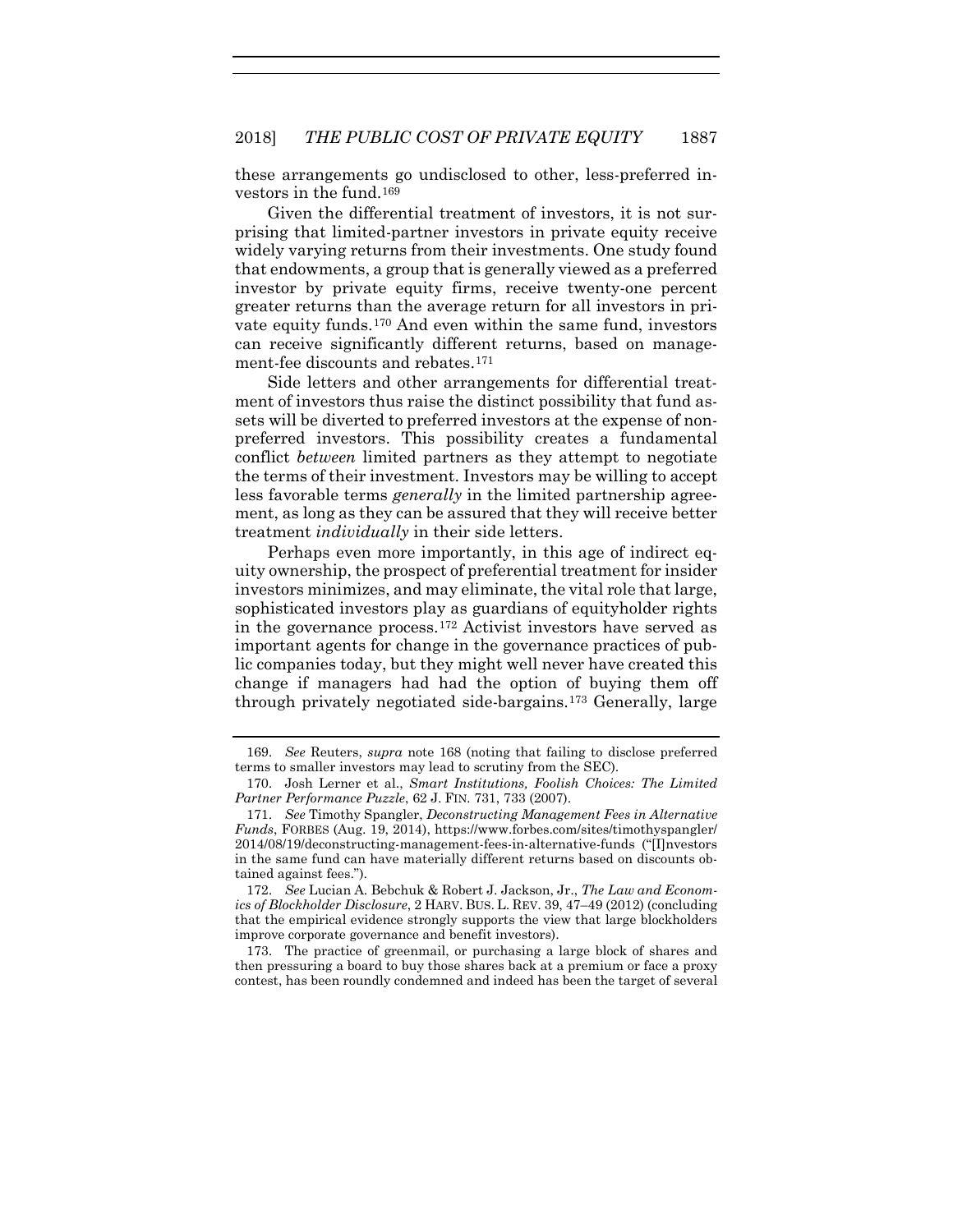these arrangements go undisclosed to other, less-preferred investors in the fund.[169]

Given the differential treatment of investors, it is not surprising that limited-partner investors in private equity receive widely varying returns from their investments. One study found that endowments, a group that is generally viewed as a preferred investor by private equity firms, receive twenty-one percent greater returns than the average return for all investors in private equity funds.[170] And even within the same fund, investors can receive significantly different returns, based on management-fee discounts and rebates.[171]

Side letters and other arrangements for differential treatment of investors thus raise the distinct possibility that fund assets will be diverted to preferred investors at the expense of nonpreferred investors. This possibility creates a fundamental conflict *between* limited partners as they attempt to negotiate the terms of their investment. Investors may be willing to accept less favorable terms *generally* in the limited partnership agreement, as long as they can be assured that they will receive better treatment *individually* in their side letters.

Perhaps even more importantly, in this age of indirect equity ownership, the prospect of preferential treatment for insider investors minimizes, and may eliminate, the vital role that large, sophisticated investors play as guardians of equityholder rights in the governance process.[172] Activist investors have served as important agents for change in the governance practices of public companies today, but they might well never have created this change if managers had had the option of buying them off through privately negotiated side-bargains.[173] Generally, large

---

169. *See* Reuters, *supra* note 168 (noting that failing to disclose preferred terms to smaller investors may lead to scrutiny from the SEC).

170. Josh Lerner et al., *Smart Institutions, Foolish Choices: The Limited Partner Performance Puzzle*, 62 J. FIN. 731, 733 (2007).

171. *See* Timothy Spangler, *Deconstructing Management Fees in Alternative Funds*, FORBES (Aug. 19, 2014), https://www.forbes.com/sites/timothyspangler/2014/08/19/deconstructing-management-fees-in-alternative-funds ("[I]nvestors in the same fund can have materially different returns based on discounts obtained against fees.").

172. *See* Lucian A. Bebchuk & Robert J. Jackson, Jr., *The Law and Economics of Blockholder Disclosure*, 2 HARV. BUS. L. REV. 39, 47–49 (2012) (concluding that the empirical evidence strongly supports the view that large blockholders improve corporate governance and benefit investors).

173. The practice of greenmail, or purchasing a large block of shares and then pressuring a board to buy those shares back at a premium or face a proxy contest, has been roundly condemned and indeed has been the target of several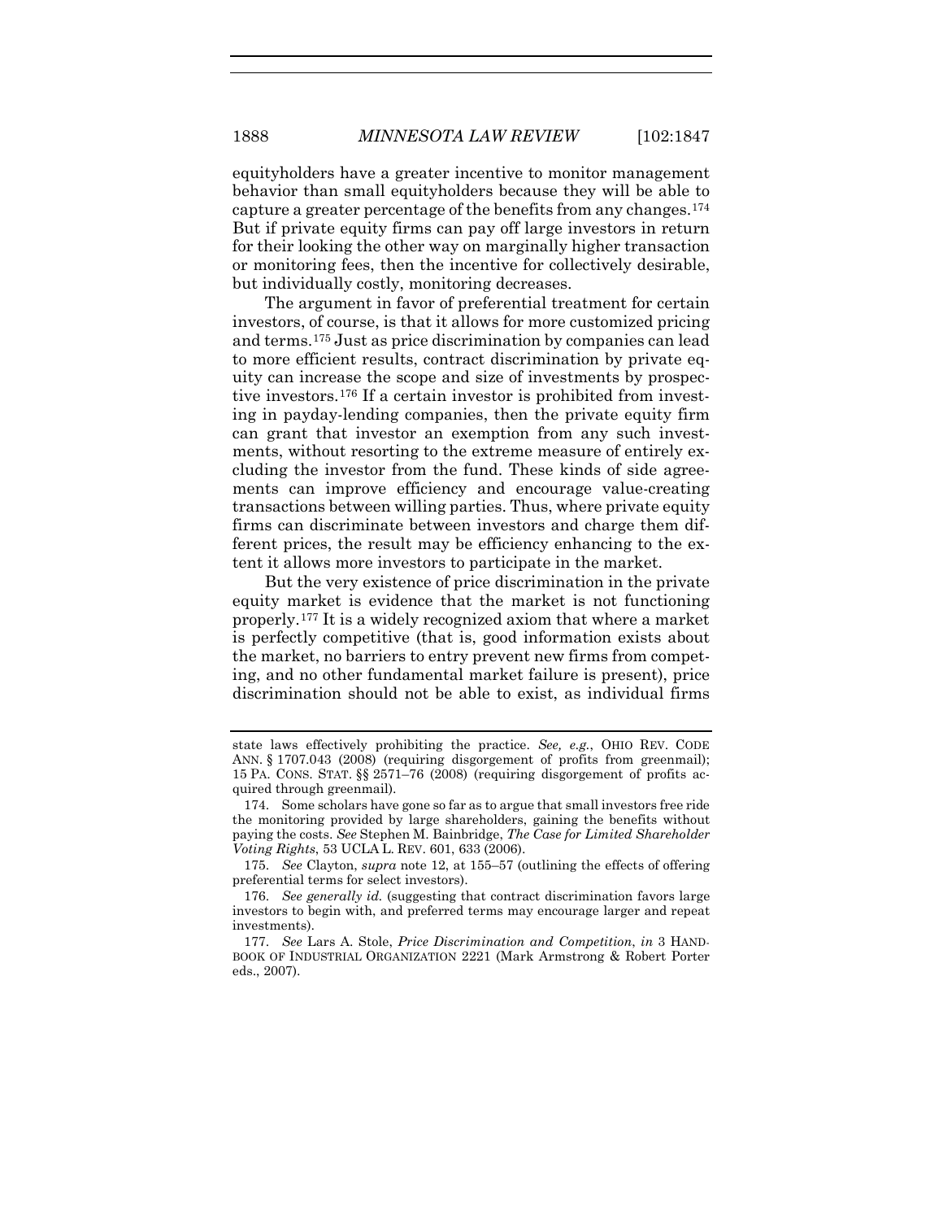equityholders have a greater incentive to monitor management behavior than small equityholders because they will be able to capture a greater percentage of the benefits from any changes.[174] But if private equity firms can pay off large investors in return for their looking the other way on marginally higher transaction or monitoring fees, then the incentive for collectively desirable, but individually costly, monitoring decreases.

The argument in favor of preferential treatment for certain investors, of course, is that it allows for more customized pricing and terms.[175] Just as price discrimination by companies can lead to more efficient results, contract discrimination by private equity can increase the scope and size of investments by prospective investors.[176] If a certain investor is prohibited from investing in payday-lending companies, then the private equity firm can grant that investor an exemption from any such investments, without resorting to the extreme measure of entirely excluding the investor from the fund. These kinds of side agreements can improve efficiency and encourage value-creating transactions between willing parties. Thus, where private equity firms can discriminate between investors and charge them different prices, the result may be efficiency enhancing to the extent it allows more investors to participate in the market.

But the very existence of price discrimination in the private equity market is evidence that the market is not functioning properly.[177] It is a widely recognized axiom that where a market is perfectly competitive (that is, good information exists about the market, no barriers to entry prevent new firms from competing, and no other fundamental market failure is present), price discrimination should not be able to exist, as individual firms

---

state laws effectively prohibiting the practice. *See, e.g.*, OHIO REV. CODE ANN. § 1707.043 (2008) (requiring disgorgement of profits from greenmail); 15 PA. CONS. STAT. §§ 2571–76 (2008) (requiring disgorgement of profits acquired through greenmail).

174. Some scholars have gone so far as to argue that small investors free ride the monitoring provided by large shareholders, gaining the benefits without paying the costs. *See* Stephen M. Bainbridge, *The Case for Limited Shareholder Voting Rights*, 53 UCLA L. REV. 601, 633 (2006).

175. *See* Clayton, *supra* note 12, at 155–57 (outlining the effects of offering preferential terms for select investors).

176. *See generally id.* (suggesting that contract discrimination favors large investors to begin with, and preferred terms may encourage larger and repeat investments).

177. *See* Lars A. Stole, *Price Discrimination and Competition*, *in* 3 HANDBOOK OF INDUSTRIAL ORGANIZATION 2221 (Mark Armstrong & Robert Porter eds., 2007).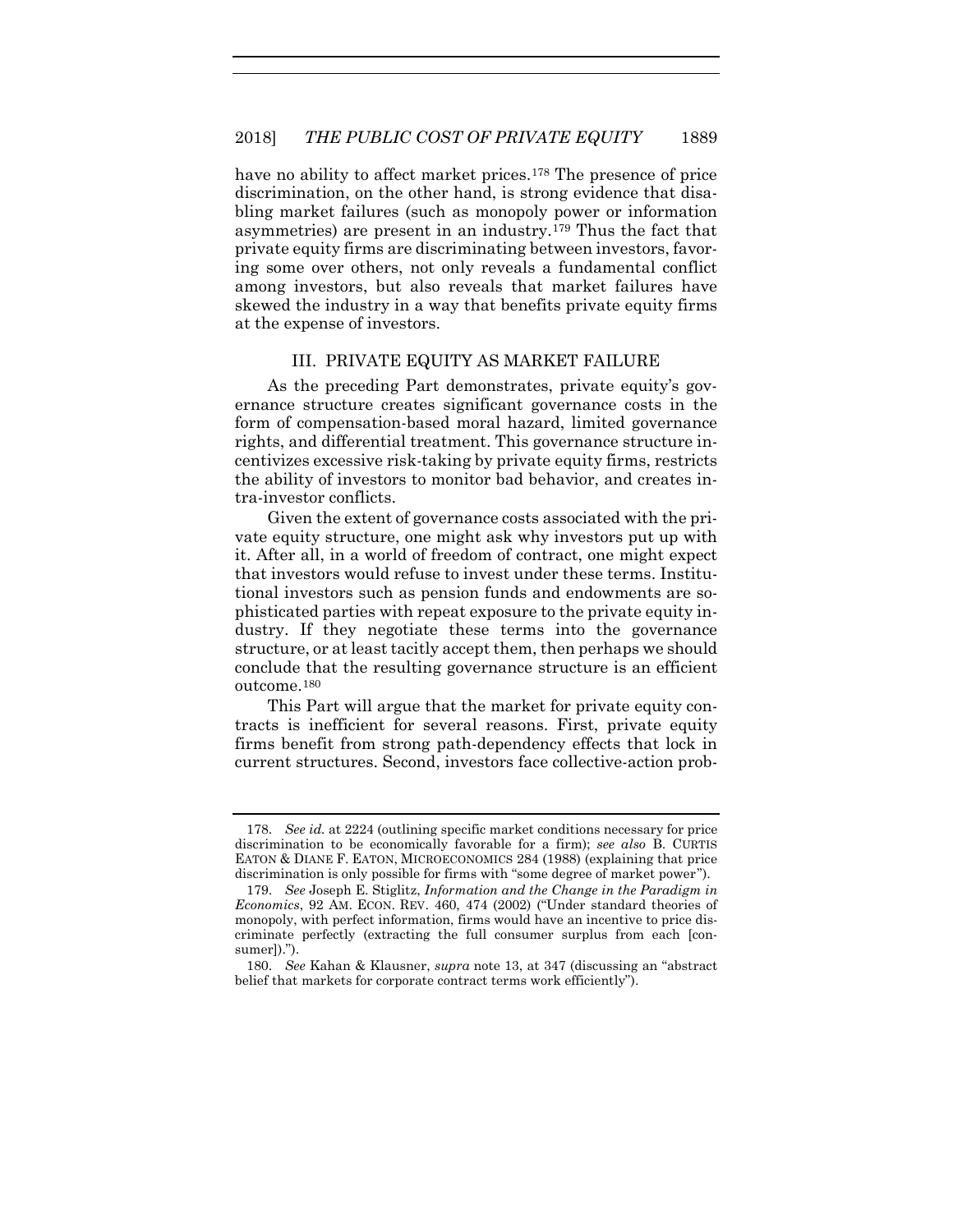have no ability to affect market prices.[178] The presence of price discrimination, on the other hand, is strong evidence that disabling market failures (such as monopoly power or information asymmetries) are present in an industry.[179] Thus the fact that private equity firms are discriminating between investors, favoring some over others, not only reveals a fundamental conflict among investors, but also reveals that market failures have skewed the industry in a way that benefits private equity firms at the expense of investors.

## III. PRIVATE EQUITY AS MARKET FAILURE

As the preceding Part demonstrates, private equity's governance structure creates significant governance costs in the form of compensation-based moral hazard, limited governance rights, and differential treatment. This governance structure incentivizes excessive risk-taking by private equity firms, restricts the ability of investors to monitor bad behavior, and creates intra-investor conflicts.

Given the extent of governance costs associated with the private equity structure, one might ask why investors put up with it. After all, in a world of freedom of contract, one might expect that investors would refuse to invest under these terms. Institutional investors such as pension funds and endowments are sophisticated parties with repeat exposure to the private equity industry. If they negotiate these terms into the governance structure, or at least tacitly accept them, then perhaps we should conclude that the resulting governance structure is an efficient outcome.[180]

This Part will argue that the market for private equity contracts is inefficient for several reasons. First, private equity firms benefit from strong path-dependency effects that lock in current structures. Second, investors face collective-action prob-

---

178. *See id.* at 2224 (outlining specific market conditions necessary for price discrimination to be economically favorable for a firm); *see also* B. CURTIS EATON & DIANE F. EATON, MICROECONOMICS 284 (1988) (explaining that price discrimination is only possible for firms with "some degree of market power").

179. *See* Joseph E. Stiglitz, *Information and the Change in the Paradigm in Economics*, 92 AM. ECON. REV. 460, 474 (2002) ("Under standard theories of monopoly, with perfect information, firms would have an incentive to price discriminate perfectly (extracting the full consumer surplus from each [consumer]).").

180. *See* Kahan & Klausner, *supra* note 13, at 347 (discussing an "abstract belief that markets for corporate contract terms work efficiently").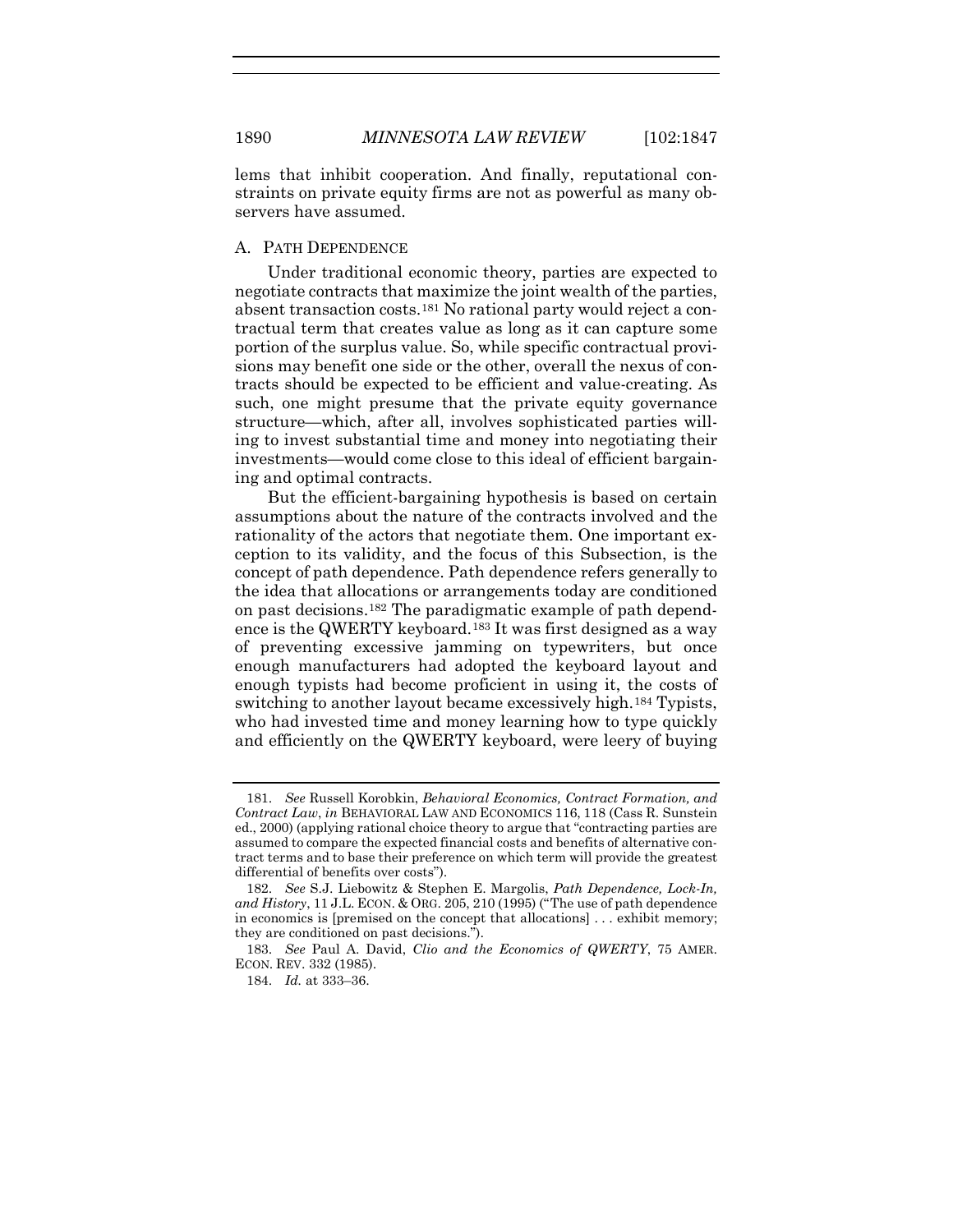lems that inhibit cooperation. And finally, reputational constraints on private equity firms are not as powerful as many observers have assumed.

### A. PATH DEPENDENCE

Under traditional economic theory, parties are expected to negotiate contracts that maximize the joint wealth of the parties, absent transaction costs.[181] No rational party would reject a contractual term that creates value as long as it can capture some portion of the surplus value. So, while specific contractual provisions may benefit one side or the other, overall the nexus of contracts should be expected to be efficient and value-creating. As such, one might presume that the private equity governance structure—which, after all, involves sophisticated parties willing to invest substantial time and money into negotiating their investments—would come close to this ideal of efficient bargaining and optimal contracts.

But the efficient-bargaining hypothesis is based on certain assumptions about the nature of the contracts involved and the rationality of the actors that negotiate them. One important exception to its validity, and the focus of this Subsection, is the concept of path dependence. Path dependence refers generally to the idea that allocations or arrangements today are conditioned on past decisions.[182] The paradigmatic example of path dependence is the QWERTY keyboard.[183] It was first designed as a way of preventing excessive jamming on typewriters, but once enough manufacturers had adopted the keyboard layout and enough typists had become proficient in using it, the costs of switching to another layout became excessively high.[184] Typists, who had invested time and money learning how to type quickly and efficiently on the QWERTY keyboard, were leery of buying

---

181. *See* Russell Korobkin, *Behavioral Economics, Contract Formation, and Contract Law*, *in* BEHAVIORAL LAW AND ECONOMICS 116, 118 (Cass R. Sunstein ed., 2000) (applying rational choice theory to argue that "contracting parties are assumed to compare the expected financial costs and benefits of alternative contract terms and to base their preference on which term will provide the greatest differential of benefits over costs").

182. *See* S.J. Liebowitz & Stephen E. Margolis, *Path Dependence, Lock-In, and History*, 11 J.L. ECON. & ORG. 205, 210 (1995) ("The use of path dependence in economics is [premised on the concept that allocations] . . . exhibit memory; they are conditioned on past decisions.").

183. *See* Paul A. David, *Clio and the Economics of QWERTY*, 75 AMER. ECON. REV. 332 (1985).

184. *Id.* at 333–36.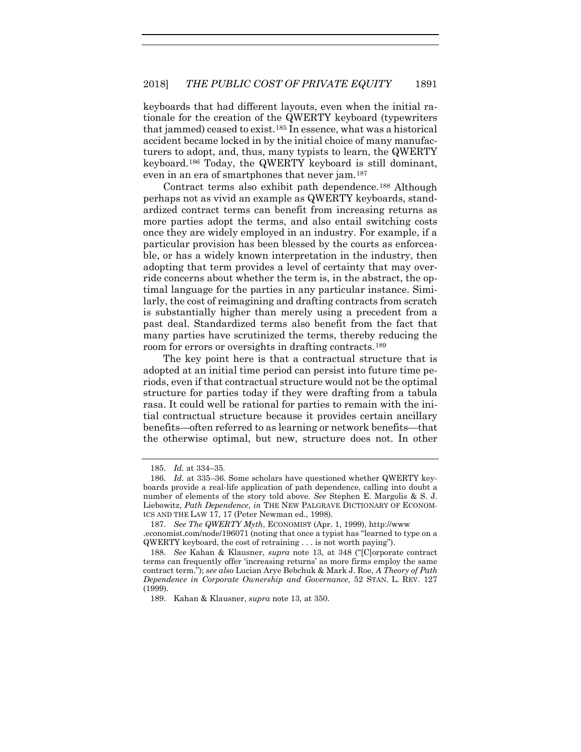keyboards that had different layouts, even when the initial rationale for the creation of the QWERTY keyboard (typewriters that jammed) ceased to exist.[185] In essence, what was a historical accident became locked in by the initial choice of many manufacturers to adopt, and, thus, many typists to learn, the QWERTY keyboard.[186] Today, the QWERTY keyboard is still dominant, even in an era of smartphones that never jam.[187]

Contract terms also exhibit path dependence.[188] Although perhaps not as vivid an example as QWERTY keyboards, standardized contract terms can benefit from increasing returns as more parties adopt the terms, and also entail switching costs once they are widely employed in an industry. For example, if a particular provision has been blessed by the courts as enforceable, or has a widely known interpretation in the industry, then adopting that term provides a level of certainty that may override concerns about whether the term is, in the abstract, the optimal language for the parties in any particular instance. Similarly, the cost of reimagining and drafting contracts from scratch is substantially higher than merely using a precedent from a past deal. Standardized terms also benefit from the fact that many parties have scrutinized the terms, thereby reducing the room for errors or oversights in drafting contracts.[189]

The key point here is that a contractual structure that is adopted at an initial time period can persist into future time periods, even if that contractual structure would not be the optimal structure for parties today if they were drafting from a tabula rasa. It could well be rational for parties to remain with the initial contractual structure because it provides certain ancillary benefits—often referred to as learning or network benefits—that the otherwise optimal, but new, structure does not. In other

---

185. *Id.* at 334–35.

186. *Id.* at 335–36. Some scholars have questioned whether QWERTY keyboards provide a real-life application of path dependence, calling into doubt a number of elements of the story told above. *See* Stephen E. Margolis & S. J. Liebowitz, *Path Dependence*, *in* THE NEW PALGRAVE DICTIONARY OF ECONOMICS AND THE LAW 17, 17 (Peter Newman ed., 1998).

187. *See The QWERTY Myth*, ECONOMIST (Apr. 1, 1999), http://www.economist.com/node/196071 (noting that once a typist has "learned to type on a QWERTY keyboard, the cost of retraining . . . is not worth paying").

188. *See* Kahan & Klausner, *supra* note 13, at 348 ("[C]orporate contract terms can frequently offer 'increasing returns' as more firms employ the same contract term."); *see also* Lucian Arye Bebchuk & Mark J. Roe, *A Theory of Path Dependence in Corporate Ownership and Governance*, 52 STAN. L. REV. 127 (1999).

189. Kahan & Klausner, *supra* note 13, at 350.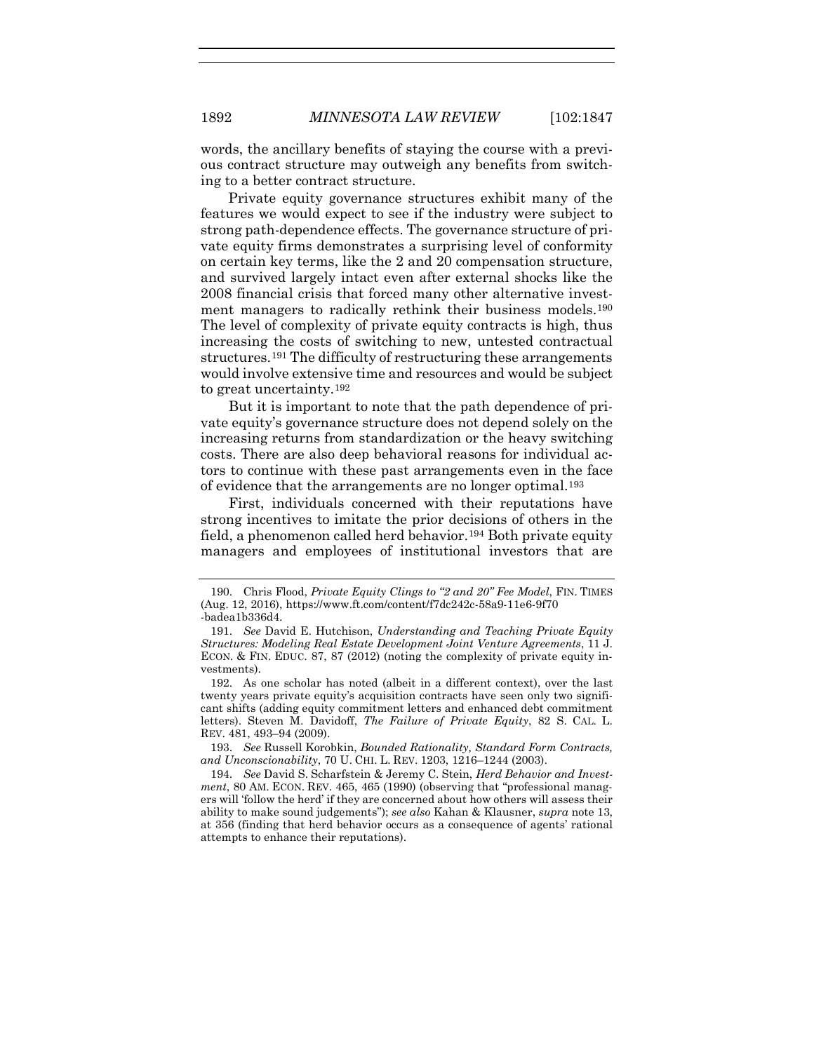words, the ancillary benefits of staying the course with a previous contract structure may outweigh any benefits from switching to a better contract structure.

Private equity governance structures exhibit many of the features we would expect to see if the industry were subject to strong path-dependence effects. The governance structure of private equity firms demonstrates a surprising level of conformity on certain key terms, like the 2 and 20 compensation structure, and survived largely intact even after external shocks like the 2008 financial crisis that forced many other alternative investment managers to radically rethink their business models.[190] The level of complexity of private equity contracts is high, thus increasing the costs of switching to new, untested contractual structures.[191] The difficulty of restructuring these arrangements would involve extensive time and resources and would be subject to great uncertainty.[192]

But it is important to note that the path dependence of private equity's governance structure does not depend solely on the increasing returns from standardization or the heavy switching costs. There are also deep behavioral reasons for individual actors to continue with these past arrangements even in the face of evidence that the arrangements are no longer optimal.[193]

First, individuals concerned with their reputations have strong incentives to imitate the prior decisions of others in the field, a phenomenon called herd behavior.[194] Both private equity managers and employees of institutional investors that are

---

190. Chris Flood, *Private Equity Clings to "2 and 20" Fee Model*, FIN. TIMES (Aug. 12, 2016), https://www.ft.com/content/f7dc242c-58a9-11e6-9f70-badea1b336d4.

191. *See* David E. Hutchison, *Understanding and Teaching Private Equity Structures: Modeling Real Estate Development Joint Venture Agreements*, 11 J. ECON. & FIN. EDUC. 87, 87 (2012) (noting the complexity of private equity investments).

192. As one scholar has noted (albeit in a different context), over the last twenty years private equity's acquisition contracts have seen only two significant shifts (adding equity commitment letters and enhanced debt commitment letters). Steven M. Davidoff, *The Failure of Private Equity*, 82 S. CAL. L. REV. 481, 493–94 (2009).

193. *See* Russell Korobkin, *Bounded Rationality, Standard Form Contracts, and Unconscionability*, 70 U. CHI. L. REV. 1203, 1216–1244 (2003).

194. *See* David S. Scharfstein & Jeremy C. Stein, *Herd Behavior and Investment*, 80 AM. ECON. REV. 465, 465 (1990) (observing that "professional managers will 'follow the herd' if they are concerned about how others will assess their ability to make sound judgements"); *see also* Kahan & Klausner, *supra* note 13, at 356 (finding that herd behavior occurs as a consequence of agents' rational attempts to enhance their reputations).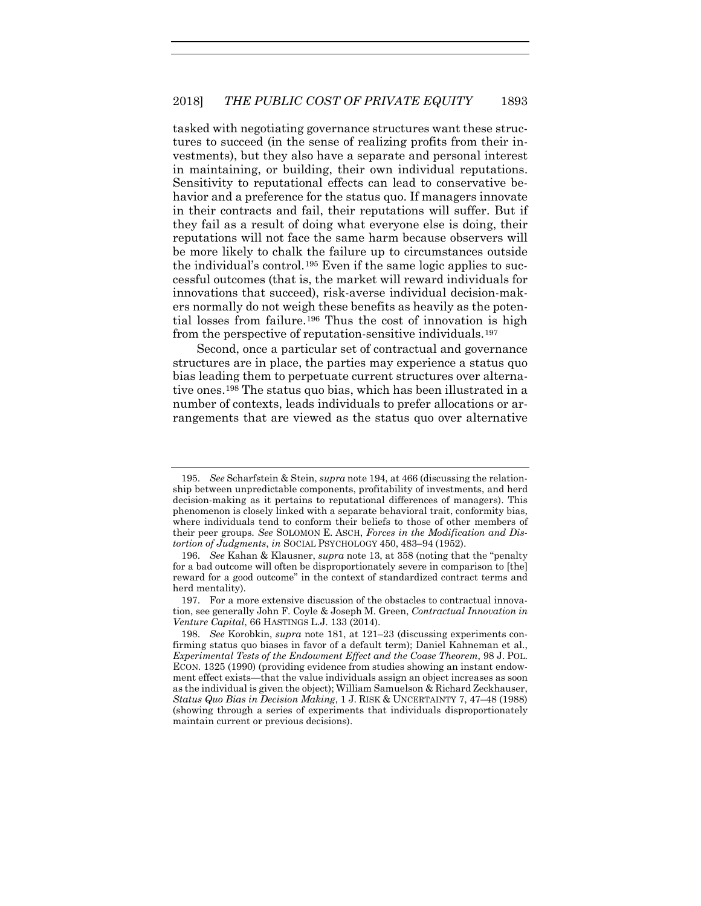tasked with negotiating governance structures want these structures to succeed (in the sense of realizing profits from their investments), but they also have a separate and personal interest in maintaining, or building, their own individual reputations. Sensitivity to reputational effects can lead to conservative behavior and a preference for the status quo. If managers innovate in their contracts and fail, their reputations will suffer. But if they fail as a result of doing what everyone else is doing, their reputations will not face the same harm because observers will be more likely to chalk the failure up to circumstances outside the individual's control.[195] Even if the same logic applies to successful outcomes (that is, the market will reward individuals for innovations that succeed), risk-averse individual decision-makers normally do not weigh these benefits as heavily as the potential losses from failure.[196] Thus the cost of innovation is high from the perspective of reputation-sensitive individuals.[197]

Second, once a particular set of contractual and governance structures are in place, the parties may experience a status quo bias leading them to perpetuate current structures over alternative ones.[198] The status quo bias, which has been illustrated in a number of contexts, leads individuals to prefer allocations or arrangements that are viewed as the status quo over alternative

---

195. *See* Scharfstein & Stein, *supra* note 194, at 466 (discussing the relationship between unpredictable components, profitability of investments, and herd decision-making as it pertains to reputational differences of managers). This phenomenon is closely linked with a separate behavioral trait, conformity bias, where individuals tend to conform their beliefs to those of other members of their peer groups. *See* SOLOMON E. ASCH, *Forces in the Modification and Distortion of Judgments*, *in* SOCIAL PSYCHOLOGY 450, 483–94 (1952).

196. *See* Kahan & Klausner, *supra* note 13, at 358 (noting that the "penalty for a bad outcome will often be disproportionately severe in comparison to [the] reward for a good outcome" in the context of standardized contract terms and herd mentality).

197. For a more extensive discussion of the obstacles to contractual innovation, see generally John F. Coyle & Joseph M. Green, *Contractual Innovation in Venture Capital*, 66 HASTINGS L.J. 133 (2014).

198. *See* Korobkin, *supra* note 181, at 121–23 (discussing experiments confirming status quo biases in favor of a default term); Daniel Kahneman et al., *Experimental Tests of the Endowment Effect and the Coase Theorem*, 98 J. POL. ECON. 1325 (1990) (providing evidence from studies showing an instant endowment effect exists—that the value individuals assign an object increases as soon as the individual is given the object); William Samuelson & Richard Zeckhauser, *Status Quo Bias in Decision Making*, 1 J. RISK & UNCERTAINTY 7, 47–48 (1988) (showing through a series of experiments that individuals disproportionately maintain current or previous decisions).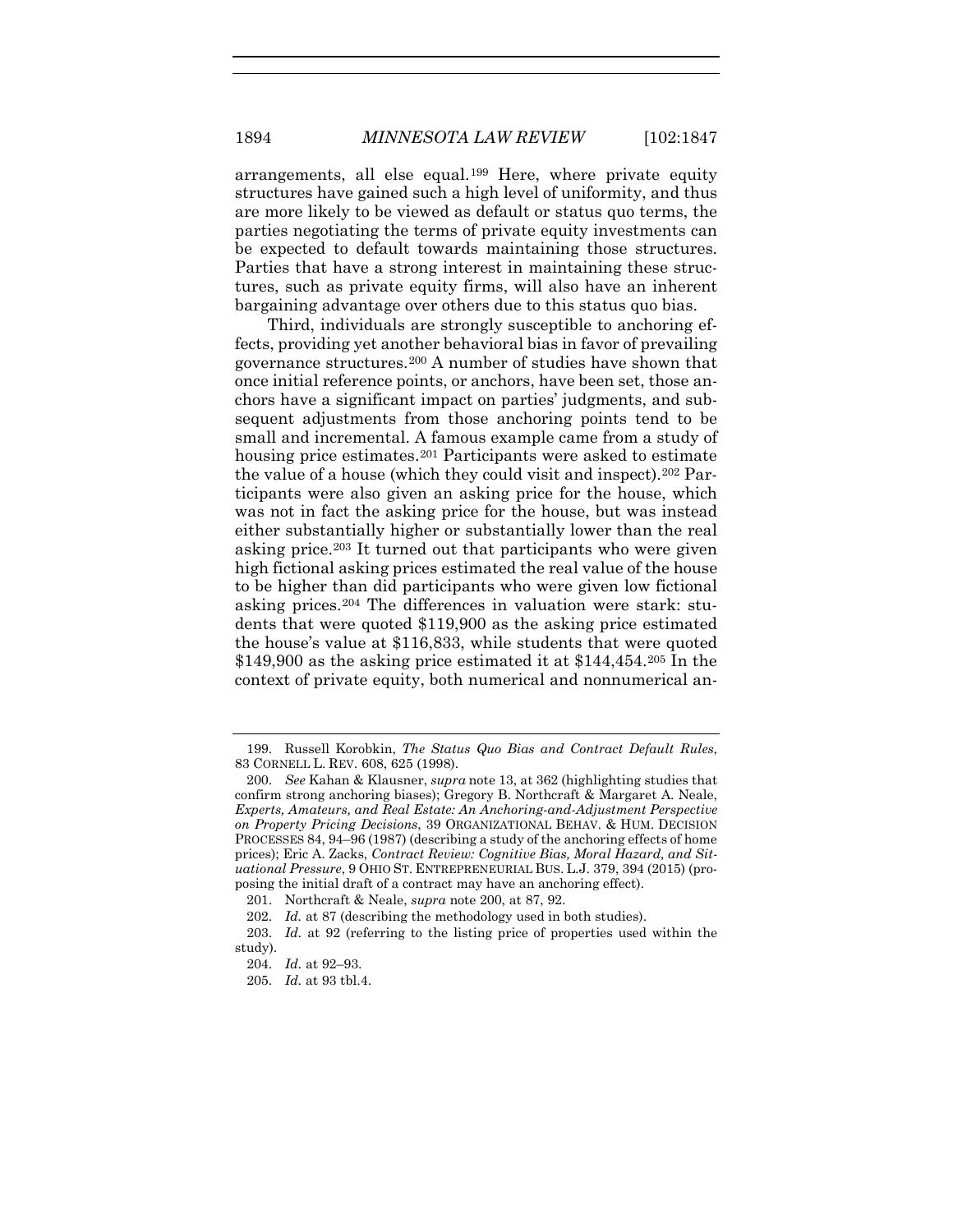arrangements, all else equal.[199] Here, where private equity structures have gained such a high level of uniformity, and thus are more likely to be viewed as default or status quo terms, the parties negotiating the terms of private equity investments can be expected to default towards maintaining those structures. Parties that have a strong interest in maintaining these structures, such as private equity firms, will also have an inherent bargaining advantage over others due to this status quo bias.

Third, individuals are strongly susceptible to anchoring effects, providing yet another behavioral bias in favor of prevailing governance structures.[200] A number of studies have shown that once initial reference points, or anchors, have been set, those anchors have a significant impact on parties' judgments, and subsequent adjustments from those anchoring points tend to be small and incremental. A famous example came from a study of housing price estimates.[201] Participants were asked to estimate the value of a house (which they could visit and inspect).[202] Participants were also given an asking price for the house, which was not in fact the asking price for the house, but was instead either substantially higher or substantially lower than the real asking price.[203] It turned out that participants who were given high fictional asking prices estimated the real value of the house to be higher than did participants who were given low fictional asking prices.[204] The differences in valuation were stark: students that were quoted $119,900 as the asking price estimated the house's value at $116,833, while students that were quoted $149,900 as the asking price estimated it at $144,454.[205] In the context of private equity, both numerical and nonnumerical an-

---

199. Russell Korobkin, *The Status Quo Bias and Contract Default Rules*, 83 CORNELL L. REV. 608, 625 (1998).

200. *See* Kahan & Klausner, *supra* note 13, at 362 (highlighting studies that confirm strong anchoring biases); Gregory B. Northcraft & Margaret A. Neale, *Experts, Amateurs, and Real Estate: An Anchoring-and-Adjustment Perspective on Property Pricing Decisions*, 39 ORGANIZATIONAL BEHAV. & HUM. DECISION PROCESSES 84, 94–96 (1987) (describing a study of the anchoring effects of home prices); Eric A. Zacks, *Contract Review: Cognitive Bias, Moral Hazard, and Situational Pressure*, 9 OHIO ST. ENTREPRENEURIAL BUS. L.J. 379, 394 (2015) (proposing the initial draft of a contract may have an anchoring effect).

201. Northcraft & Neale, *supra* note 200, at 87, 92.

202. *Id.* at 87 (describing the methodology used in both studies).

203. *Id.* at 92 (referring to the listing price of properties used within the study).

204. *Id.* at 92–93.

205. *Id.* at 93 tbl.4.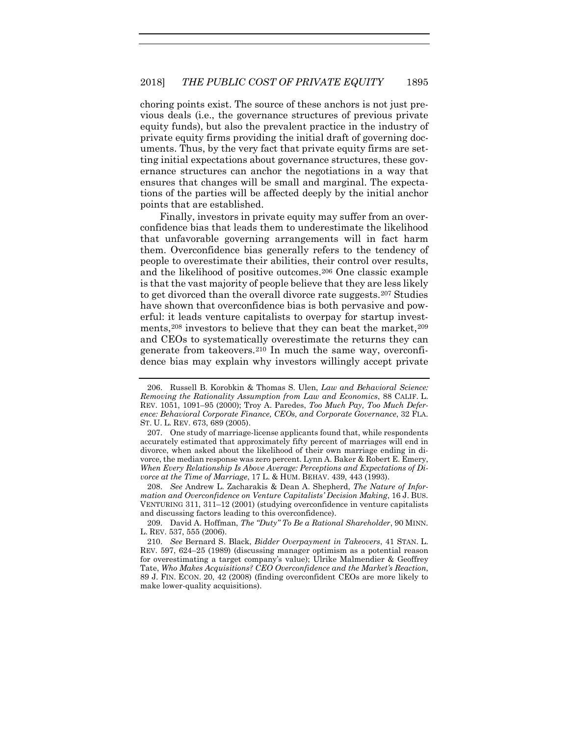choring points exist. The source of these anchors is not just previous deals (i.e., the governance structures of previous private equity funds), but also the prevalent practice in the industry of private equity firms providing the initial draft of governing documents. Thus, by the very fact that private equity firms are setting initial expectations about governance structures, these governance structures can anchor the negotiations in a way that ensures that changes will be small and marginal. The expectations of the parties will be affected deeply by the initial anchor points that are established.

Finally, investors in private equity may suffer from an overconfidence bias that leads them to underestimate the likelihood that unfavorable governing arrangements will in fact harm them. Overconfidence bias generally refers to the tendency of people to overestimate their abilities, their control over results, and the likelihood of positive outcomes.[206] One classic example is that the vast majority of people believe that they are less likely to get divorced than the overall divorce rate suggests.[207] Studies have shown that overconfidence bias is both pervasive and powerful: it leads venture capitalists to overpay for startup investments,[208] investors to believe that they can beat the market,[209] and CEOs to systematically overestimate the returns they can generate from takeovers.[210] In much the same way, overconfidence bias may explain why investors willingly accept private

---

206. Russell B. Korobkin & Thomas S. Ulen, *Law and Behavioral Science: Removing the Rationality Assumption from Law and Economics*, 88 CALIF. L. REV. 1051, 1091–95 (2000); Troy A. Paredes, *Too Much Pay, Too Much Deference: Behavioral Corporate Finance, CEOs, and Corporate Governance*, 32 FLA. ST. U. L. REV. 673, 689 (2005).

207. One study of marriage-license applicants found that, while respondents accurately estimated that approximately fifty percent of marriages will end in divorce, when asked about the likelihood of their own marriage ending in divorce, the median response was zero percent. Lynn A. Baker & Robert E. Emery, *When Every Relationship Is Above Average: Perceptions and Expectations of Divorce at the Time of Marriage*, 17 L. & HUM. BEHAV. 439, 443 (1993).

208. *See* Andrew L. Zacharakis & Dean A. Shepherd, *The Nature of Information and Overconfidence on Venture Capitalists' Decision Making*, 16 J. BUS. VENTURING 311, 311–12 (2001) (studying overconfidence in venture capitalists and discussing factors leading to this overconfidence).

209. David A. Hoffman, *The "Duty" To Be a Rational Shareholder*, 90 MINN. L. REV. 537, 555 (2006).

210. *See* Bernard S. Black, *Bidder Overpayment in Takeovers*, 41 STAN. L. REV. 597, 624–25 (1989) (discussing manager optimism as a potential reason for overestimating a target company's value); Ulrike Malmendier & Geoffrey Tate, *Who Makes Acquisitions? CEO Overconfidence and the Market's Reaction*, 89 J. FIN. ECON. 20, 42 (2008) (finding overconfident CEOs are more likely to make lower-quality acquisitions).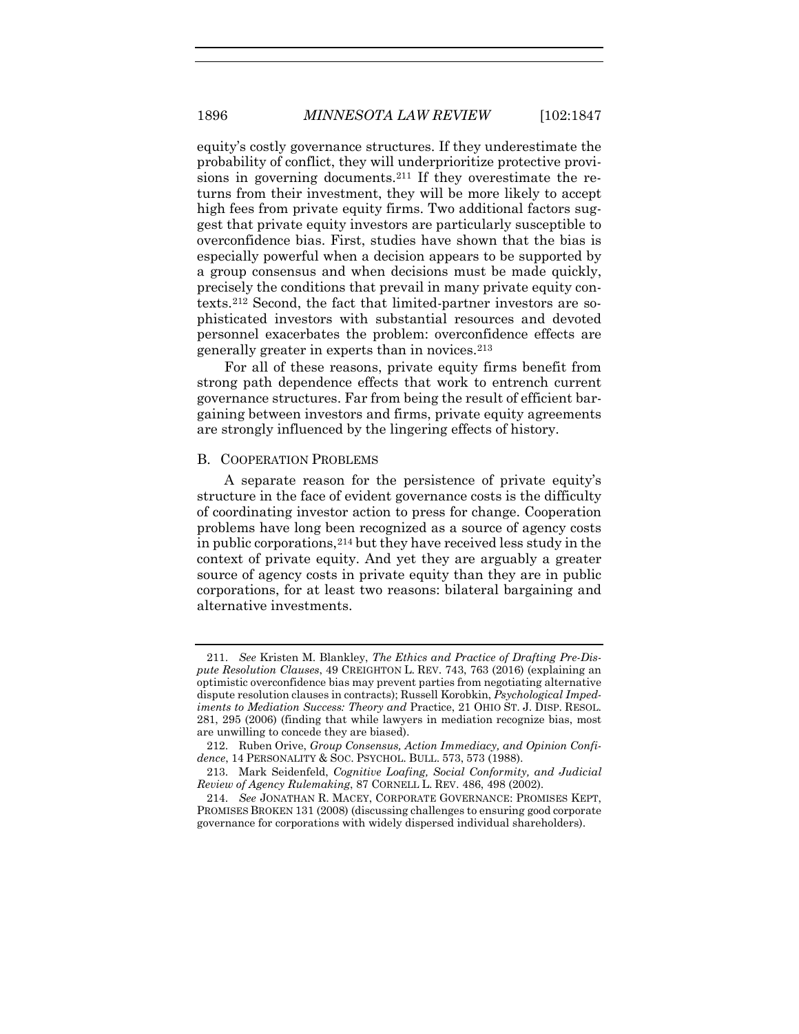equity's costly governance structures. If they underestimate the probability of conflict, they will underprioritize protective provisions in governing documents.[211] If they overestimate the returns from their investment, they will be more likely to accept high fees from private equity firms. Two additional factors suggest that private equity investors are particularly susceptible to overconfidence bias. First, studies have shown that the bias is especially powerful when a decision appears to be supported by a group consensus and when decisions must be made quickly, precisely the conditions that prevail in many private equity contexts.[212] Second, the fact that limited-partner investors are sophisticated investors with substantial resources and devoted personnel exacerbates the problem: overconfidence effects are generally greater in experts than in novices.[213]

For all of these reasons, private equity firms benefit from strong path dependence effects that work to entrench current governance structures. Far from being the result of efficient bargaining between investors and firms, private equity agreements are strongly influenced by the lingering effects of history.

### B. Cooperation Problems

A separate reason for the persistence of private equity's structure in the face of evident governance costs is the difficulty of coordinating investor action to press for change. Cooperation problems have long been recognized as a source of agency costs in public corporations,[214] but they have received less study in the context of private equity. And yet they are arguably a greater source of agency costs in private equity than they are in public corporations, for at least two reasons: bilateral bargaining and alternative investments.

---

211. *See* Kristen M. Blankley, *The Ethics and Practice of Drafting Pre-Dispute Resolution Clauses*, 49 CREIGHTON L. REV. 743, 763 (2016) (explaining an optimistic overconfidence bias may prevent parties from negotiating alternative dispute resolution clauses in contracts); Russell Korobkin, *Psychological Impediments to Mediation Success: Theory and* Practice, 21 OHIO ST. J. DISP. RESOL. 281, 295 (2006) (finding that while lawyers in mediation recognize bias, most are unwilling to concede they are biased).

212. Ruben Orive, *Group Consensus, Action Immediacy, and Opinion Confidence*, 14 PERSONALITY & SOC. PSYCHOL. BULL. 573, 573 (1988).

213. Mark Seidenfeld, *Cognitive Loafing, Social Conformity, and Judicial Review of Agency Rulemaking*, 87 CORNELL L. REV. 486, 498 (2002).

214. *See* JONATHAN R. MACEY, CORPORATE GOVERNANCE: PROMISES KEPT, PROMISES BROKEN 131 (2008) (discussing challenges to ensuring good corporate governance for corporations with widely dispersed individual shareholders).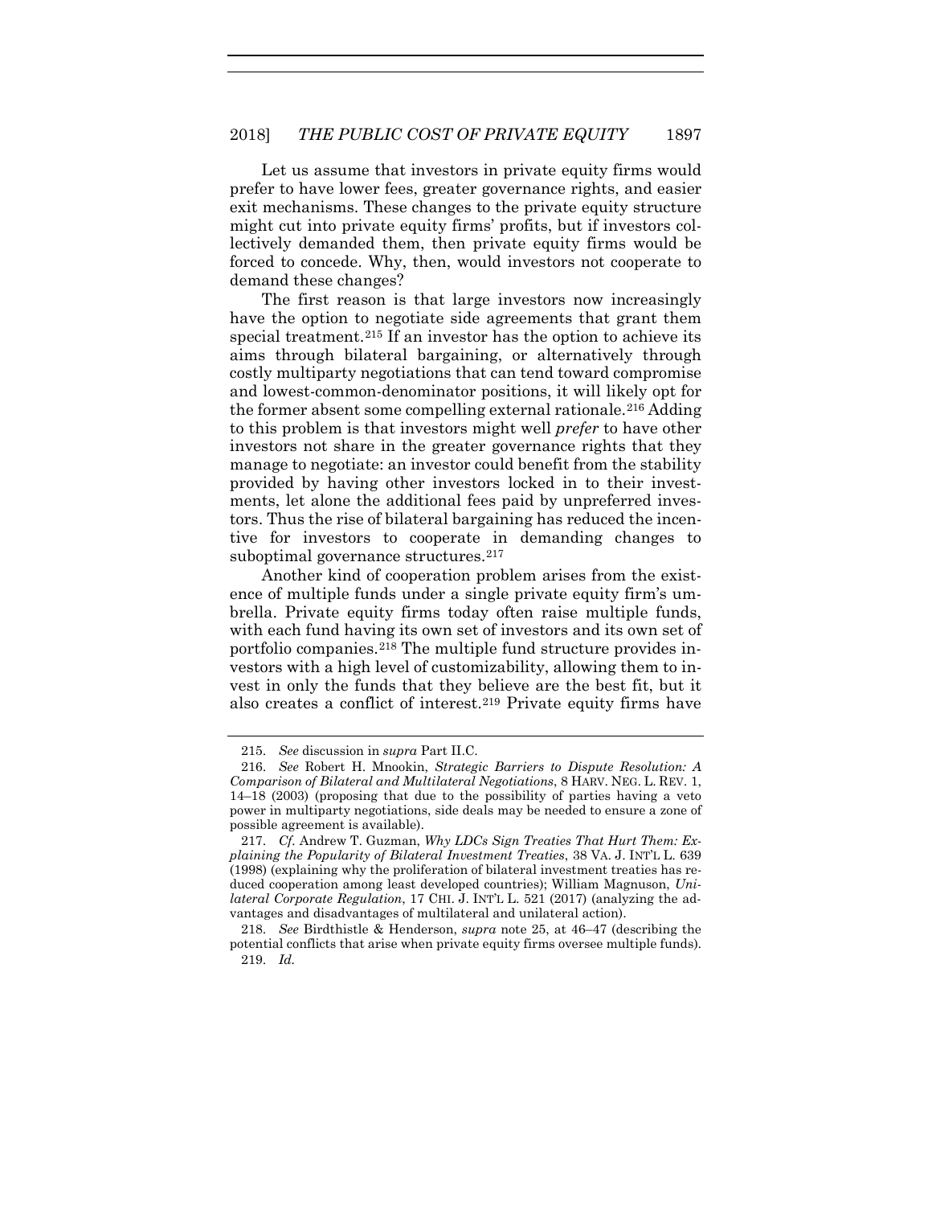Let us assume that investors in private equity firms would prefer to have lower fees, greater governance rights, and easier exit mechanisms. These changes to the private equity structure might cut into private equity firms' profits, but if investors collectively demanded them, then private equity firms would be forced to concede. Why, then, would investors not cooperate to demand these changes?

The first reason is that large investors now increasingly have the option to negotiate side agreements that grant them special treatment.[215] If an investor has the option to achieve its aims through bilateral bargaining, or alternatively through costly multiparty negotiations that can tend toward compromise and lowest-common-denominator positions, it will likely opt for the former absent some compelling external rationale.[216] Adding to this problem is that investors might well *prefer* to have other investors not share in the greater governance rights that they manage to negotiate: an investor could benefit from the stability provided by having other investors locked in to their investments, let alone the additional fees paid by unpreferred investors. Thus the rise of bilateral bargaining has reduced the incentive for investors to cooperate in demanding changes to suboptimal governance structures.[217]

Another kind of cooperation problem arises from the existence of multiple funds under a single private equity firm's umbrella. Private equity firms today often raise multiple funds, with each fund having its own set of investors and its own set of portfolio companies.[218] The multiple fund structure provides investors with a high level of customizability, allowing them to invest in only the funds that they believe are the best fit, but it also creates a conflict of interest.[219] Private equity firms have

---

215. *See* discussion in *supra* Part II.C.

216. *See* Robert H. Mnookin, *Strategic Barriers to Dispute Resolution: A Comparison of Bilateral and Multilateral Negotiations*, 8 HARV. NEG. L. REV. 1, 14–18 (2003) (proposing that due to the possibility of parties having a veto power in multiparty negotiations, side deals may be needed to ensure a zone of possible agreement is available).

217. *Cf.* Andrew T. Guzman, *Why LDCs Sign Treaties That Hurt Them: Explaining the Popularity of Bilateral Investment Treaties*, 38 VA. J. INT'L L. 639 (1998) (explaining why the proliferation of bilateral investment treaties has reduced cooperation among least developed countries); William Magnuson, *Unilateral Corporate Regulation*, 17 CHI. J. INT'L L. 521 (2017) (analyzing the advantages and disadvantages of multilateral and unilateral action).

218. *See* Birdthistle & Henderson, *supra* note 25, at 46–47 (describing the potential conflicts that arise when private equity firms oversee multiple funds).

219. *Id.*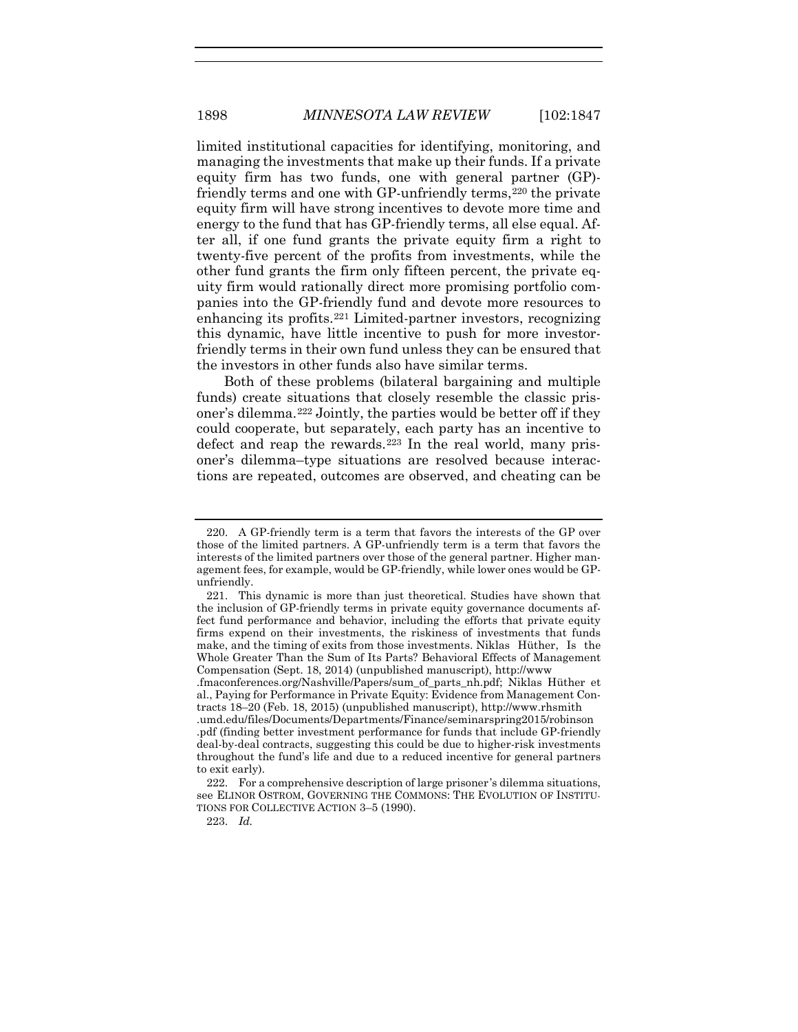limited institutional capacities for identifying, monitoring, and managing the investments that make up their funds. If a private equity firm has two funds, one with general partner (GP)-friendly terms and one with GP-unfriendly terms,[220] the private equity firm will have strong incentives to devote more time and energy to the fund that has GP-friendly terms, all else equal. After all, if one fund grants the private equity firm a right to twenty-five percent of the profits from investments, while the other fund grants the firm only fifteen percent, the private equity firm would rationally direct more promising portfolio companies into the GP-friendly fund and devote more resources to enhancing its profits.[221] Limited-partner investors, recognizing this dynamic, have little incentive to push for more investor-friendly terms in their own fund unless they can be ensured that the investors in other funds also have similar terms.

Both of these problems (bilateral bargaining and multiple funds) create situations that closely resemble the classic prisoner's dilemma.[222] Jointly, the parties would be better off if they could cooperate, but separately, each party has an incentive to defect and reap the rewards.[223] In the real world, many prisoner's dilemma–type situations are resolved because interactions are repeated, outcomes are observed, and cheating can be

---

220. A GP-friendly term is a term that favors the interests of the GP over those of the limited partners. A GP-unfriendly term is a term that favors the interests of the limited partners over those of the general partner. Higher management fees, for example, would be GP-friendly, while lower ones would be GP-unfriendly.

221. This dynamic is more than just theoretical. Studies have shown that the inclusion of GP-friendly terms in private equity governance documents affect fund performance and behavior, including the efforts that private equity firms expend on their investments, the riskiness of investments that funds make, and the timing of exits from those investments. Niklas Hüther, Is the Whole Greater Than the Sum of Its Parts? Behavioral Effects of Management Compensation (Sept. 18, 2014) (unpublished manuscript), http://www.fmaconferences.org/Nashville/Papers/sum_of_parts_nh.pdf; Niklas Hüther et al., Paying for Performance in Private Equity: Evidence from Management Contracts 18–20 (Feb. 18, 2015) (unpublished manuscript), http://www.rhsmith.umd.edu/files/Departments/Finance/seminarspring2015/robinson.pdf (finding better investment performance for funds that include GP-friendly deal-by-deal contracts, suggesting this could be due to higher-risk investments throughout the fund's life and due to a reduced incentive for general partners to exit early).

222. For a comprehensive description of large prisoner's dilemma situations, see ELINOR OSTROM, GOVERNING THE COMMONS: THE EVOLUTION OF INSTITUTIONS FOR COLLECTIVE ACTION 3–5 (1990).

223. *Id.*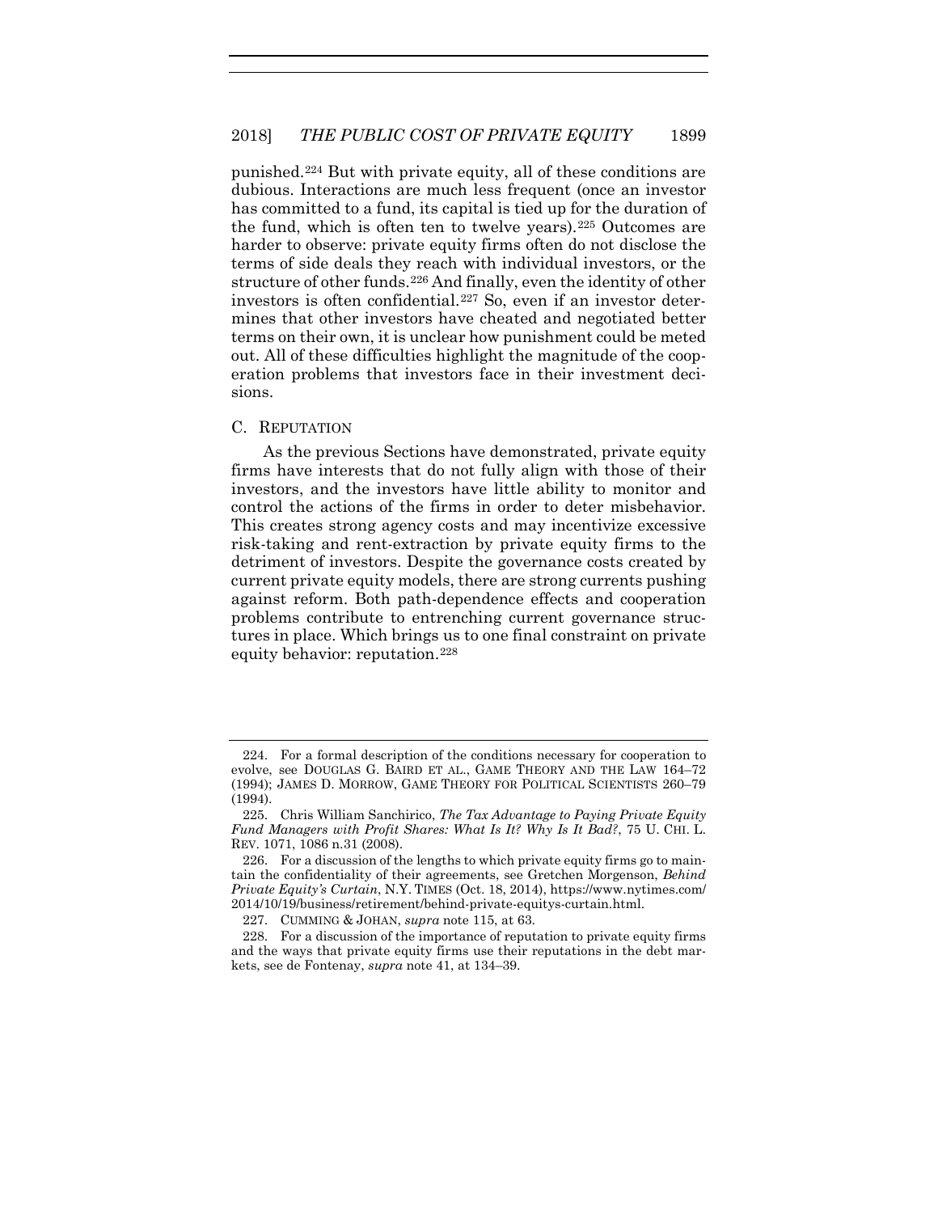punished.[224] But with private equity, all of these conditions are dubious. Interactions are much less frequent (once an investor has committed to a fund, its capital is tied up for the duration of the fund, which is often ten to twelve years).[225] Outcomes are harder to observe: private equity firms often do not disclose the terms of side deals they reach with individual investors, or the structure of other funds.[226] And finally, even the identity of other investors is often confidential.[227] So, even if an investor determines that other investors have cheated and negotiated better terms on their own, it is unclear how punishment could be meted out. All of these difficulties highlight the magnitude of the cooperation problems that investors face in their investment decisions.

## C. REPUTATION

As the previous Sections have demonstrated, private equity firms have interests that do not fully align with those of their investors, and the investors have little ability to monitor and control the actions of the firms in order to deter misbehavior. This creates strong agency costs and may incentivize excessive risk-taking and rent-extraction by private equity firms to the detriment of investors. Despite the governance costs created by current private equity models, there are strong currents pushing against reform. Both path-dependence effects and cooperation problems contribute to entrenching current governance structures in place. Which brings us to one final constraint on private equity behavior: reputation.[228]

---

224. For a formal description of the conditions necessary for cooperation to evolve, see DOUGLAS G. BAIRD ET AL., GAME THEORY AND THE LAW 164–72 (1994); JAMES D. MORROW, GAME THEORY FOR POLITICAL SCIENTISTS 260–79 (1994).

225. Chris William Sanchirico, *The Tax Advantage to Paying Private Equity Fund Managers with Profit Shares: What Is It? Why Is It Bad?*, 75 U. CHI. L. REV. 1071, 1086 n.31 (2008).

226. For a discussion of the lengths to which private equity firms go to maintain the confidentiality of their agreements, see Gretchen Morgenson, *Behind Private Equity's Curtain*, N.Y. TIMES (Oct. 18, 2014), https://www.nytimes.com/2014/10/19/business/retirement/behind-private-equitys-curtain.html.

227. CUMMING & JOHAN, *supra* note 115, at 63.

228. For a discussion of the importance of reputation to private equity firms and the ways that private equity firms use their reputations in the debt markets, see de Fontenay, *supra* note 41, at 134–39.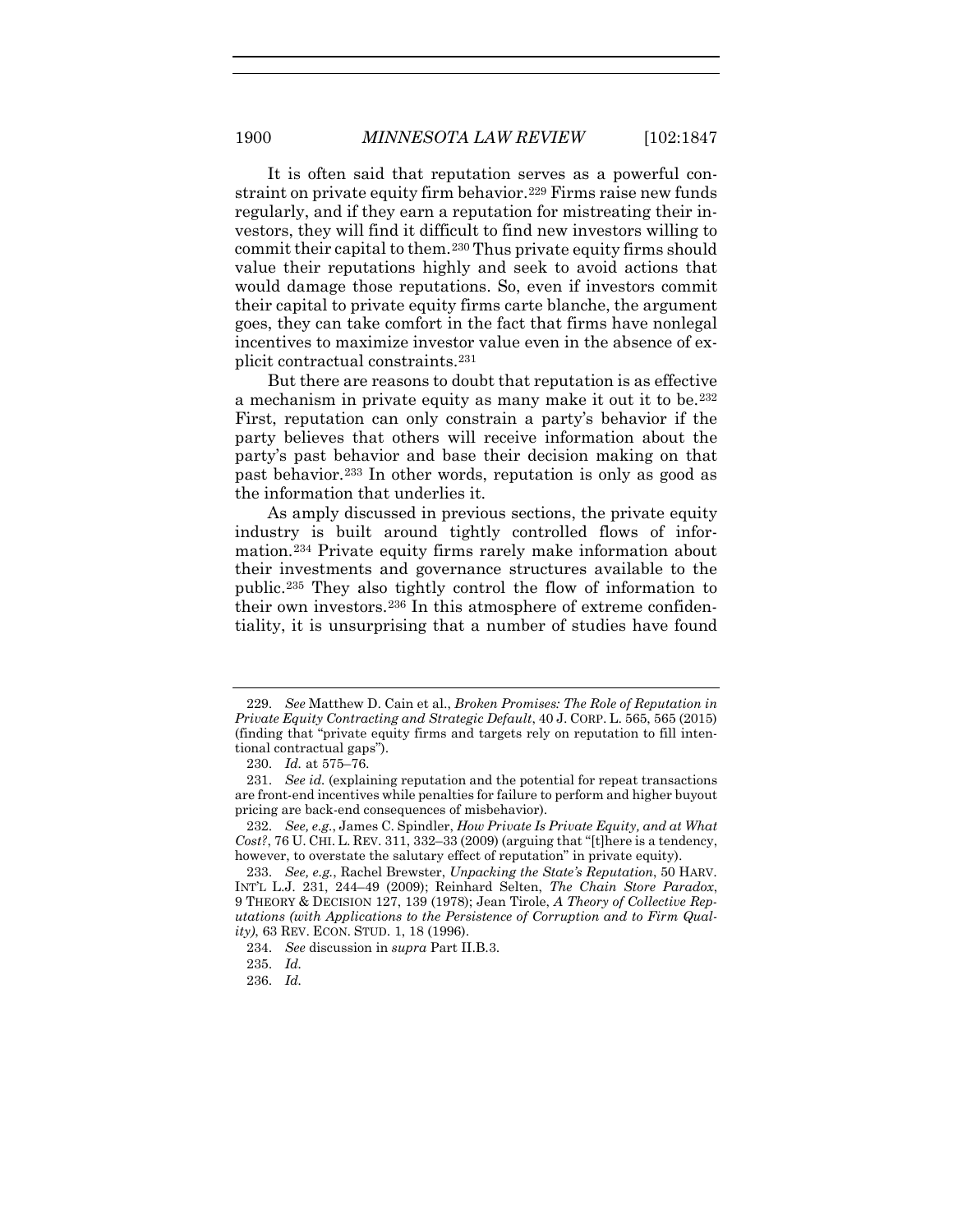It is often said that reputation serves as a powerful constraint on private equity firm behavior.[229] Firms raise new funds regularly, and if they earn a reputation for mistreating their investors, they will find it difficult to find new investors willing to commit their capital to them.[230] Thus private equity firms should value their reputations highly and seek to avoid actions that would damage those reputations. So, even if investors commit their capital to private equity firms carte blanche, the argument goes, they can take comfort in the fact that firms have nonlegal incentives to maximize investor value even in the absence of explicit contractual constraints.[231]

But there are reasons to doubt that reputation is as effective a mechanism in private equity as many make it out it to be.[232] First, reputation can only constrain a party's behavior if the party believes that others will receive information about the party's past behavior and base their decision making on that past behavior.[233] In other words, reputation is only as good as the information that underlies it.

As amply discussed in previous sections, the private equity industry is built around tightly controlled flows of information.[234] Private equity firms rarely make information about their investments and governance structures available to the public.[235] They also tightly control the flow of information to their own investors.[236] In this atmosphere of extreme confidentiality, it is unsurprising that a number of studies have found

---

229. *See* Matthew D. Cain et al., *Broken Promises: The Role of Reputation in Private Equity Contracting and Strategic Default*, 40 J. CORP. L. 565, 565 (2015) (finding that "private equity firms and targets rely on reputation to fill intentional contractual gaps").

230. *Id.* at 575–76.

231. *See id.* (explaining reputation and the potential for repeat transactions are front-end incentives while penalties for failure to perform and higher buyout pricing are back-end consequences of misbehavior).

232. *See, e.g.*, James C. Spindler, *How Private Is Private Equity, and at What Cost?*, 76 U. CHI. L. REV. 311, 332–33 (2009) (arguing that "[t]here is a tendency, however, to overstate the salutary effect of reputation" in private equity).

233. *See, e.g.*, Rachel Brewster, *Unpacking the State's Reputation*, 50 HARV. INT'L L.J. 231, 244–49 (2009); Reinhard Selten, *The Chain Store Paradox*, 9 THEORY & DECISION 127, 139 (1978); Jean Tirole, *A Theory of Collective Reputations (with Applications to the Persistence of Corruption and to Firm Quality)*, 63 REV. ECON. STUD. 1, 18 (1996).

234. *See* discussion in *supra* Part II.B.3.

235. *Id.*

236. *Id.*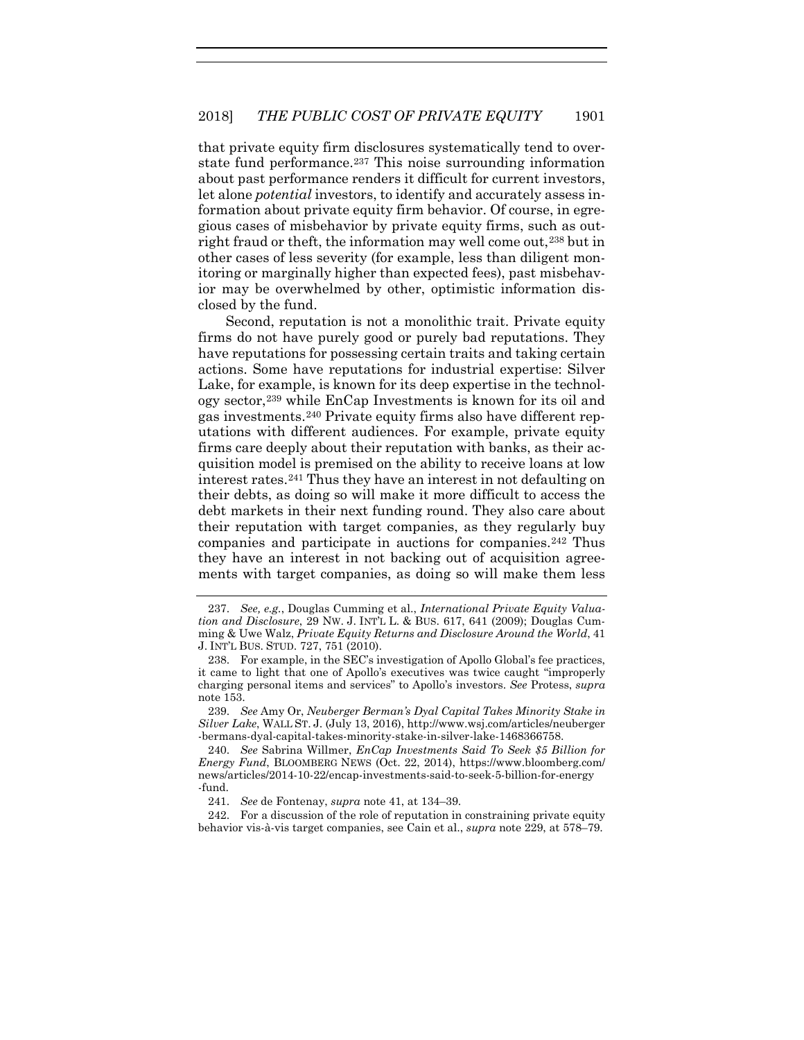that private equity firm disclosures systematically tend to overstate fund performance.[237] This noise surrounding information about past performance renders it difficult for current investors, let alone *potential* investors, to identify and accurately assess information about private equity firm behavior. Of course, in egregious cases of misbehavior by private equity firms, such as outright fraud or theft, the information may well come out,[238] but in other cases of less severity (for example, less than diligent monitoring or marginally higher than expected fees), past misbehavior may be overwhelmed by other, optimistic information disclosed by the fund.

Second, reputation is not a monolithic trait. Private equity firms do not have purely good or purely bad reputations. They have reputations for possessing certain traits and taking certain actions. Some have reputations for industrial expertise: Silver Lake, for example, is known for its deep expertise in the technology sector,[239] while EnCap Investments is known for its oil and gas investments.[240] Private equity firms also have different reputations with different audiences. For example, private equity firms care deeply about their reputation with banks, as their acquisition model is premised on the ability to receive loans at low interest rates.[241] Thus they have an interest in not defaulting on their debts, as doing so will make it more difficult to access the debt markets in their next funding round. They also care about their reputation with target companies, as they regularly buy companies and participate in auctions for companies.[242] Thus they have an interest in not backing out of acquisition agreements with target companies, as doing so will make them less

---

237. *See, e.g.*, Douglas Cumming et al., *International Private Equity Valuation and Disclosure*, 29 NW. J. INT'L L. & BUS. 617, 641 (2009); Douglas Cumming & Uwe Walz, *Private Equity Returns and Disclosure Around the World*, 41 J. INT'L BUS. STUD. 727, 751 (2010).

238. For example, in the SEC's investigation of Apollo Global's fee practices, it came to light that one of Apollo's executives was twice caught "improperly charging personal items and services" to Apollo's investors. *See* Protess, *supra* note 153.

239. *See* Amy Or, *Neuberger Berman's Dyal Capital Takes Minority Stake in Silver Lake*, WALL ST. J. (July 13, 2016), http://www.wsj.com/articles/neuberger-bermans-dyal-capital-takes-minority-stake-in-silver-lake-1468366758.

240. *See* Sabrina Willmer, *EnCap Investments Said To Seek $5 Billion for Energy Fund*, BLOOMBERG NEWS (Oct. 22, 2014), https://www.bloomberg.com/news/articles/2014-10-22/encap-investments-said-to-seek-5-billion-for-energy-fund.

241. *See* de Fontenay, *supra* note 41, at 134–39.

242. For a discussion of the role of reputation in constraining private equity behavior vis-à-vis target companies, see Cain et al., *supra* note 229, at 578–79.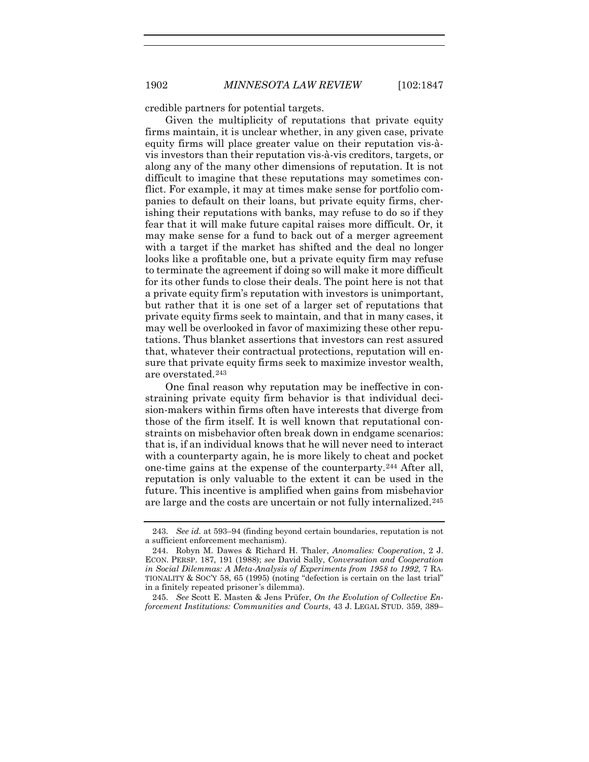credible partners for potential targets.

Given the multiplicity of reputations that private equity firms maintain, it is unclear whether, in any given case, private equity firms will place greater value on their reputation vis-à-vis investors than their reputation vis-à-vis creditors, targets, or along any of the many other dimensions of reputation. It is not difficult to imagine that these reputations may sometimes conflict. For example, it may at times make sense for portfolio companies to default on their loans, but private equity firms, cherishing their reputations with banks, may refuse to do so if they fear that it will make future capital raises more difficult. Or, it may make sense for a fund to back out of a merger agreement with a target if the market has shifted and the deal no longer looks like a profitable one, but a private equity firm may refuse to terminate the agreement if doing so will make it more difficult for its other funds to close their deals. The point here is not that a private equity firm's reputation with investors is unimportant, but rather that it is one set of a larger set of reputations that private equity firms seek to maintain, and that in many cases, it may well be overlooked in favor of maximizing these other reputations. Thus blanket assertions that investors can rest assured that, whatever their contractual protections, reputation will ensure that private equity firms seek to maximize investor wealth, are overstated.[243]

One final reason why reputation may be ineffective in constraining private equity firm behavior is that individual decision-makers within firms often have interests that diverge from those of the firm itself. It is well known that reputational constraints on misbehavior often break down in endgame scenarios: that is, if an individual knows that he will never need to interact with a counterparty again, he is more likely to cheat and pocket one-time gains at the expense of the counterparty.[244] After all, reputation is only valuable to the extent it can be used in the future. This incentive is amplified when gains from misbehavior are large and the costs are uncertain or not fully internalized.[245]

---

243. *See id.* at 593–94 (finding beyond certain boundaries, reputation is not a sufficient enforcement mechanism).

244. Robyn M. Dawes & Richard H. Thaler, *Anomalies: Cooperation*, 2 J. ECON. PERSP. 187, 191 (1988); *see* David Sally, *Conversation and Cooperation in Social Dilemmas: A Meta-Analysis of Experiments from 1958 to 1992*, 7 RATIONALITY & SOC'Y 58, 65 (1995) (noting "defection is certain on the last trial" in a finitely repeated prisoner's dilemma).

245. *See* Scott E. Masten & Jens Prüfer, *On the Evolution of Collective Enforcement Institutions: Communities and Courts*, 43 J. LEGAL STUD. 359, 389–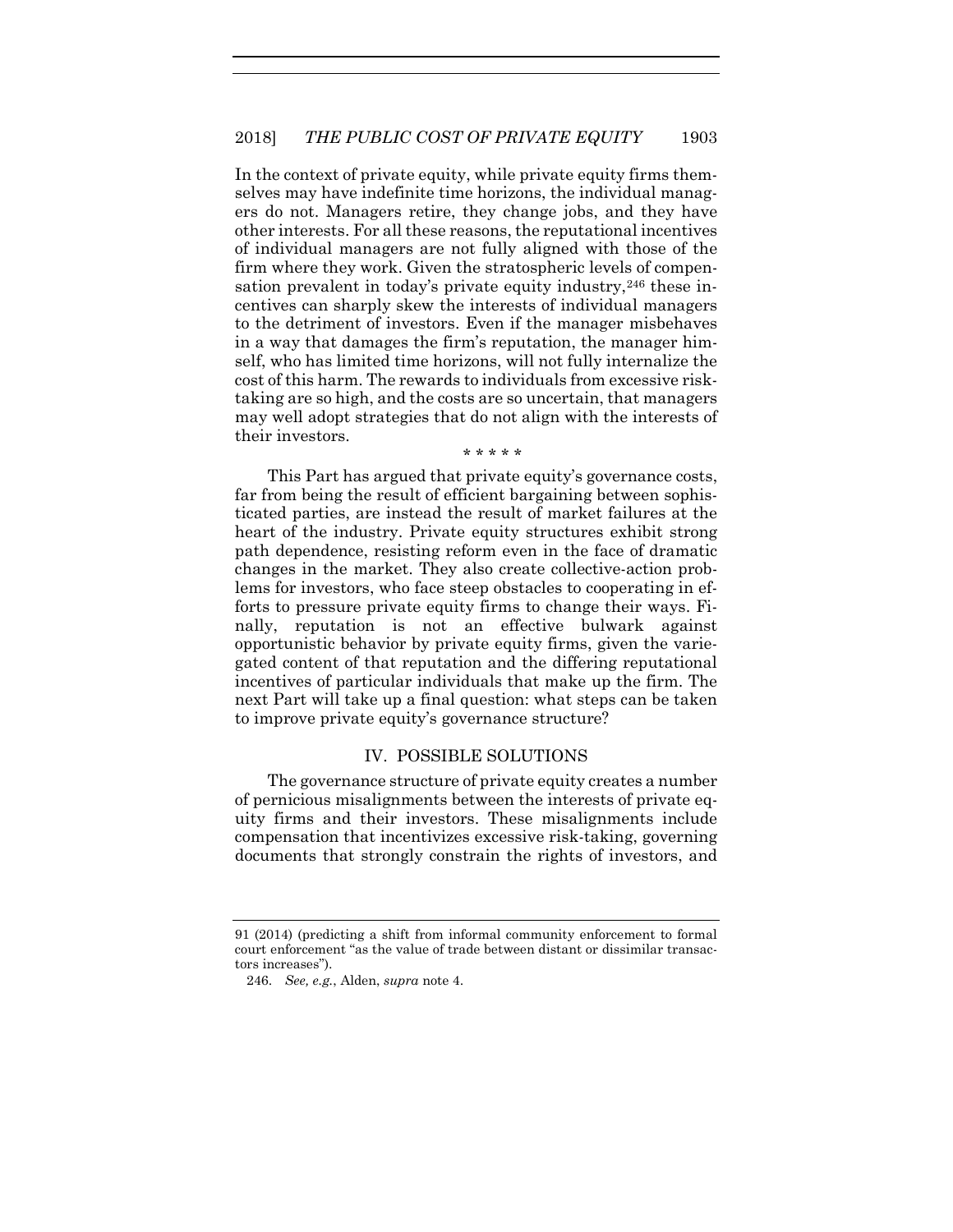In the context of private equity, while private equity firms themselves may have indefinite time horizons, the individual managers do not. Managers retire, they change jobs, and they have other interests. For all these reasons, the reputational incentives of individual managers are not fully aligned with those of the firm where they work. Given the stratospheric levels of compensation prevalent in today's private equity industry,[246] these incentives can sharply skew the interests of individual managers to the detriment of investors. Even if the manager misbehaves in a way that damages the firm's reputation, the manager himself, who has limited time horizons, will not fully internalize the cost of this harm. The rewards to individuals from excessive risk-taking are so high, and the costs are so uncertain, that managers may well adopt strategies that do not align with the interests of their investors.

\* \* \* \* \*

This Part has argued that private equity's governance costs, far from being the result of efficient bargaining between sophisticated parties, are instead the result of market failures at the heart of the industry. Private equity structures exhibit strong path dependence, resisting reform even in the face of dramatic changes in the market. They also create collective-action problems for investors, who face steep obstacles to cooperating in efforts to pressure private equity firms to change their ways. Finally, reputation is not an effective bulwark against opportunistic behavior by private equity firms, given the variegated content of that reputation and the differing reputational incentives of particular individuals that make up the firm. The next Part will take up a final question: what steps can be taken to improve private equity's governance structure?

## IV. POSSIBLE SOLUTIONS

The governance structure of private equity creates a number of pernicious misalignments between the interests of private equity firms and their investors. These misalignments include compensation that incentivizes excessive risk-taking, governing documents that strongly constrain the rights of investors, and

---

91 (2014) (predicting a shift from informal community enforcement to formal court enforcement "as the value of trade between distant or dissimilar transactors increases").

246. *See, e.g.*, Alden, *supra* note 4.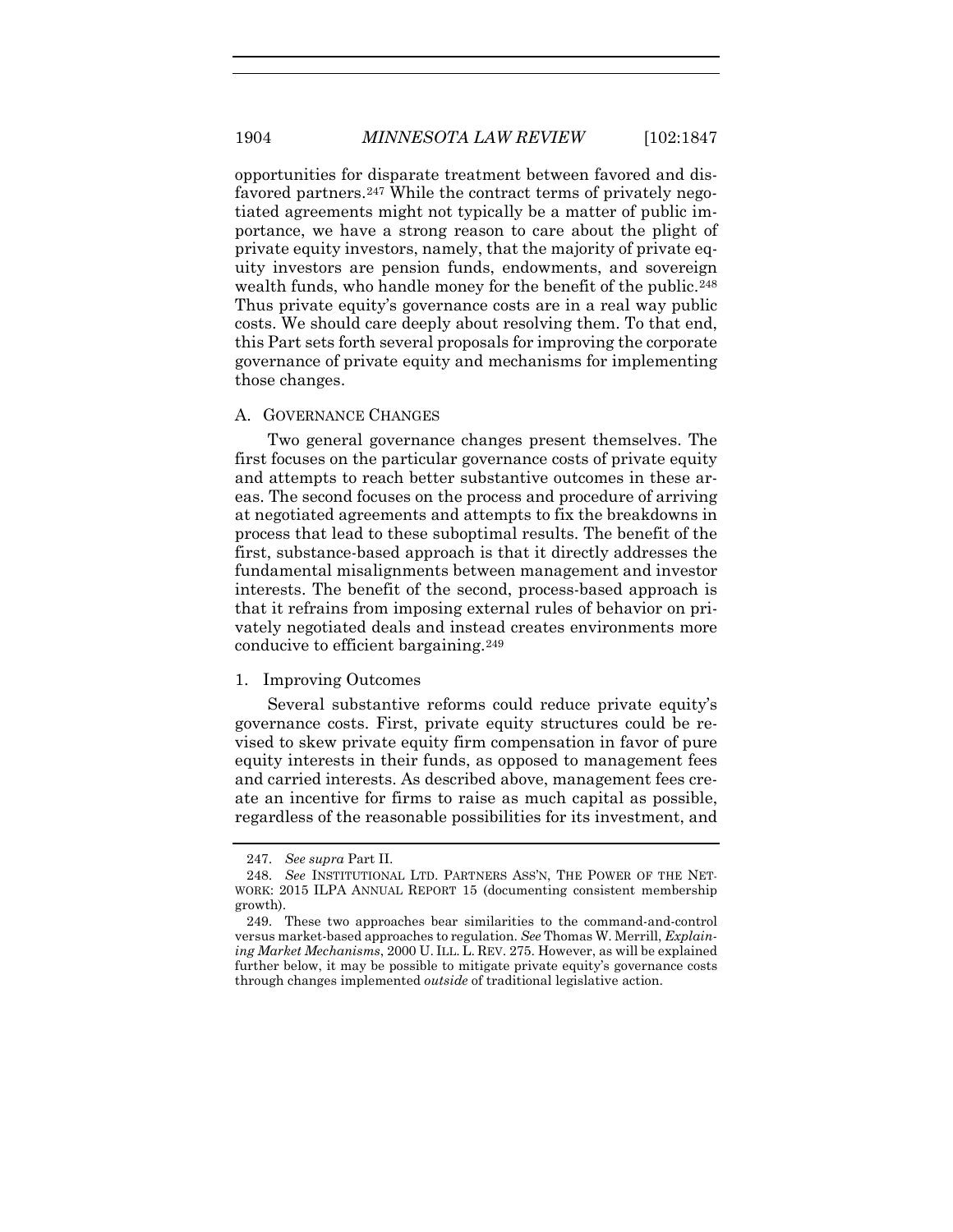opportunities for disparate treatment between favored and disfavored partners.[247] While the contract terms of privately negotiated agreements might not typically be a matter of public importance, we have a strong reason to care about the plight of private equity investors, namely, that the majority of private equity investors are pension funds, endowments, and sovereign wealth funds, who handle money for the benefit of the public.[248] Thus private equity's governance costs are in a real way public costs. We should care deeply about resolving them. To that end, this Part sets forth several proposals for improving the corporate governance of private equity and mechanisms for implementing those changes.

## A. GOVERNANCE CHANGES

Two general governance changes present themselves. The first focuses on the particular governance costs of private equity and attempts to reach better substantive outcomes in these areas. The second focuses on the process and procedure of arriving at negotiated agreements and attempts to fix the breakdowns in process that lead to these suboptimal results. The benefit of the first, substance-based approach is that it directly addresses the fundamental misalignments between management and investor interests. The benefit of the second, process-based approach is that it refrains from imposing external rules of behavior on privately negotiated deals and instead creates environments more conducive to efficient bargaining.[249]

### 1. Improving Outcomes

Several substantive reforms could reduce private equity's governance costs. First, private equity structures could be revised to skew private equity firm compensation in favor of pure equity interests in their funds, as opposed to management fees and carried interests. As described above, management fees create an incentive for firms to raise as much capital as possible, regardless of the reasonable possibilities for its investment, and

---

247. *See supra* Part II.

248. *See* INSTITUTIONAL LTD. PARTNERS ASS'N, THE POWER OF THE NETWORK: 2015 ILPA ANNUAL REPORT 15 (documenting consistent membership growth).

249. These two approaches bear similarities to the command-and-control versus market-based approaches to regulation. *See* Thomas W. Merrill, *Explaining Market Mechanisms*, 2000 U. ILL. L. REV. 275. However, as will be explained further below, it may be possible to mitigate private equity's governance costs through changes implemented *outside* of traditional legislative action.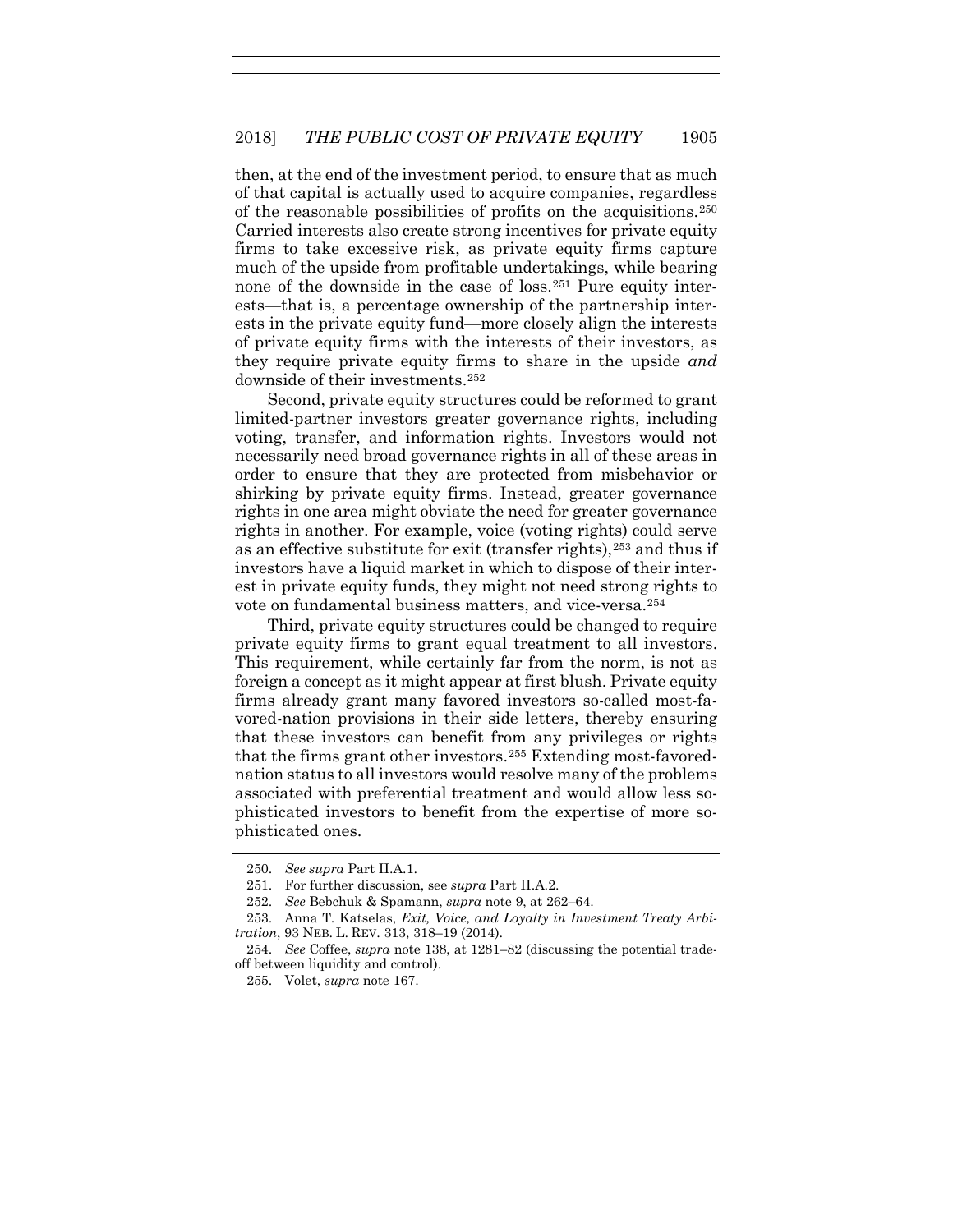then, at the end of the investment period, to ensure that as much of that capital is actually used to acquire companies, regardless of the reasonable possibilities of profits on the acquisitions.[250] Carried interests also create strong incentives for private equity firms to take excessive risk, as private equity firms capture much of the upside from profitable undertakings, while bearing none of the downside in the case of loss.[251] Pure equity interests—that is, a percentage ownership of the partnership interests in the private equity fund—more closely align the interests of private equity firms with the interests of their investors, as they require private equity firms to share in the upside *and* downside of their investments.[252]

Second, private equity structures could be reformed to grant limited-partner investors greater governance rights, including voting, transfer, and information rights. Investors would not necessarily need broad governance rights in all of these areas in order to ensure that they are protected from misbehavior or shirking by private equity firms. Instead, greater governance rights in one area might obviate the need for greater governance rights in another. For example, voice (voting rights) could serve as an effective substitute for exit (transfer rights),[253] and thus if investors have a liquid market in which to dispose of their interest in private equity funds, they might not need strong rights to vote on fundamental business matters, and vice-versa.[254]

Third, private equity structures could be changed to require private equity firms to grant equal treatment to all investors. This requirement, while certainly far from the norm, is not as foreign a concept as it might appear at first blush. Private equity firms already grant many favored investors so-called most-favored-nation provisions in their side letters, thereby ensuring that these investors can benefit from any privileges or rights that the firms grant other investors.[255] Extending most-favored-nation status to all investors would resolve many of the problems associated with preferential treatment and would allow less sophisticated investors to benefit from the expertise of more sophisticated ones.

250. *See supra* Part II.A.1.

251. For further discussion, see *supra* Part II.A.2.

252. *See* Bebchuk & Spamann, *supra* note 9, at 262–64.

253. Anna T. Katselas, *Exit, Voice, and Loyalty in Investment Treaty Arbitration*, 93 NEB. L. REV. 313, 318–19 (2014).

254. *See* Coffee, *supra* note 138, at 1281–82 (discussing the potential tradeoff between liquidity and control).

255. Volet, *supra* note 167.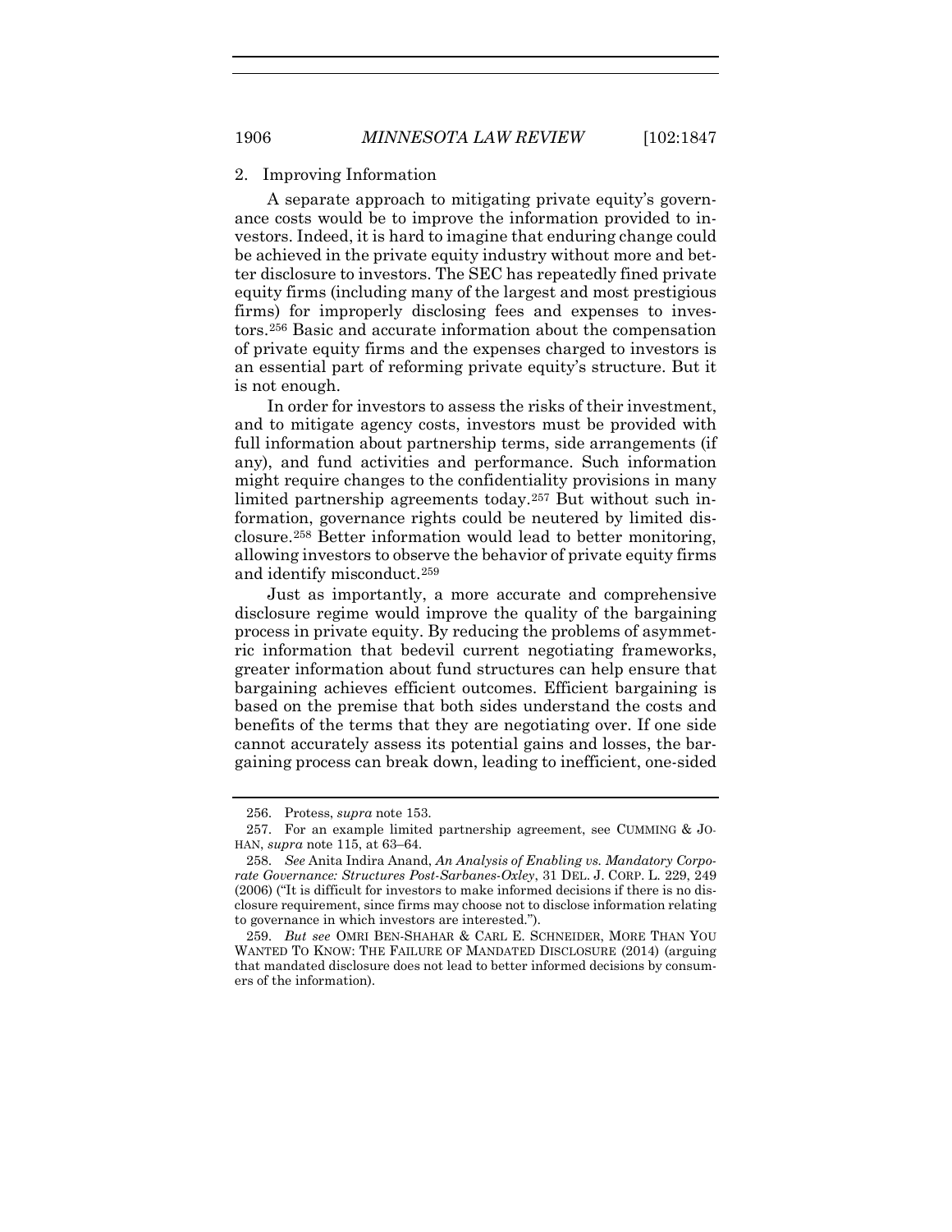### 2. Improving Information

A separate approach to mitigating private equity's governance costs would be to improve the information provided to investors. Indeed, it is hard to imagine that enduring change could be achieved in the private equity industry without more and better disclosure to investors. The SEC has repeatedly fined private equity firms (including many of the largest and most prestigious firms) for improperly disclosing fees and expenses to investors.[256] Basic and accurate information about the compensation of private equity firms and the expenses charged to investors is an essential part of reforming private equity's structure. But it is not enough.

In order for investors to assess the risks of their investment, and to mitigate agency costs, investors must be provided with full information about partnership terms, side arrangements (if any), and fund activities and performance. Such information might require changes to the confidentiality provisions in many limited partnership agreements today.[257] But without such information, governance rights could be neutered by limited disclosure.[258] Better information would lead to better monitoring, allowing investors to observe the behavior of private equity firms and identify misconduct.[259]

Just as importantly, a more accurate and comprehensive disclosure regime would improve the quality of the bargaining process in private equity. By reducing the problems of asymmetric information that bedevil current negotiating frameworks, greater information about fund structures can help ensure that bargaining achieves efficient outcomes. Efficient bargaining is based on the premise that both sides understand the costs and benefits of the terms that they are negotiating over. If one side cannot accurately assess its potential gains and losses, the bargaining process can break down, leading to inefficient, one-sided

---

256. Protess, *supra* note 153.

257. For an example limited partnership agreement, see CUMMING & JOHAN, *supra* note 115, at 63–64.

258. *See* Anita Indira Anand, *An Analysis of Enabling vs. Mandatory Corporate Governance: Structures Post-Sarbanes-Oxley*, 31 DEL. J. CORP. L. 229, 249 (2006) ("It is difficult for investors to make informed decisions if there is no disclosure requirement, since firms may choose not to disclose information relating to governance in which investors are interested.").

259. *But see* OMRI BEN-SHAHAR & CARL E. SCHNEIDER, MORE THAN YOU WANTED TO KNOW: THE FAILURE OF MANDATED DISCLOSURE (2014) (arguing that mandated disclosure does not lead to better informed decisions by consumers of the information).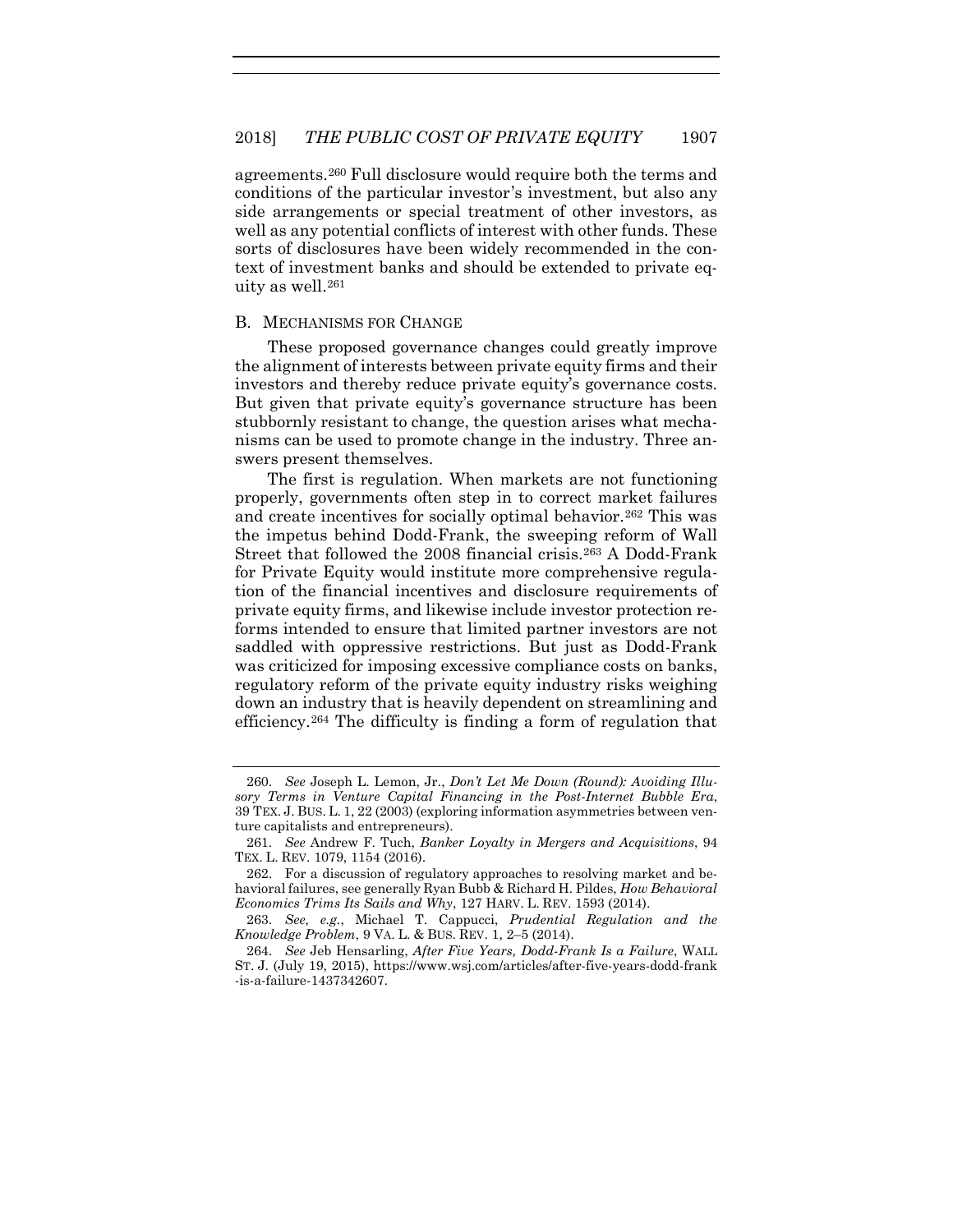agreements.[260] Full disclosure would require both the terms and conditions of the particular investor's investment, but also any side arrangements or special treatment of other investors, as well as any potential conflicts of interest with other funds. These sorts of disclosures have been widely recommended in the context of investment banks and should be extended to private equity as well.[261]

### B. Mechanisms for Change

These proposed governance changes could greatly improve the alignment of interests between private equity firms and their investors and thereby reduce private equity's governance costs. But given that private equity's governance structure has been stubbornly resistant to change, the question arises what mechanisms can be used to promote change in the industry. Three answers present themselves.

The first is regulation. When markets are not functioning properly, governments often step in to correct market failures and create incentives for socially optimal behavior.[262] This was the impetus behind Dodd-Frank, the sweeping reform of Wall Street that followed the 2008 financial crisis.[263] A Dodd-Frank for Private Equity would institute more comprehensive regulation of the financial incentives and disclosure requirements of private equity firms, and likewise include investor protection reforms intended to ensure that limited partner investors are not saddled with oppressive restrictions. But just as Dodd-Frank was criticized for imposing excessive compliance costs on banks, regulatory reform of the private equity industry risks weighing down an industry that is heavily dependent on streamlining and efficiency.[264] The difficulty is finding a form of regulation that

---

260. *See* Joseph L. Lemon, Jr., *Don't Let Me Down (Round): Avoiding Illusory Terms in Venture Capital Financing in the Post-Internet Bubble Era*, 39 TEX. J. BUS. L. 1, 22 (2003) (exploring information asymmetries between venture capitalists and entrepreneurs).

261. *See* Andrew F. Tuch, *Banker Loyalty in Mergers and Acquisitions*, 94 TEX. L. REV. 1079, 1154 (2016).

262. For a discussion of regulatory approaches to resolving market and behavioral failures, see generally Ryan Bubb & Richard H. Pildes, *How Behavioral Economics Trims Its Sails and Why*, 127 HARV. L. REV. 1593 (2014).

263. *See, e.g.*, Michael T. Cappucci, *Prudential Regulation and the Knowledge Problem*, 9 VA. L. & BUS. REV. 1, 2–5 (2014).

264. *See* Jeb Hensarling, *After Five Years, Dodd-Frank Is a Failure*, WALL ST. J. (July 19, 2015), https://www.wsj.com/articles/after-five-years-dodd-frank-is-a-failure-1437342607.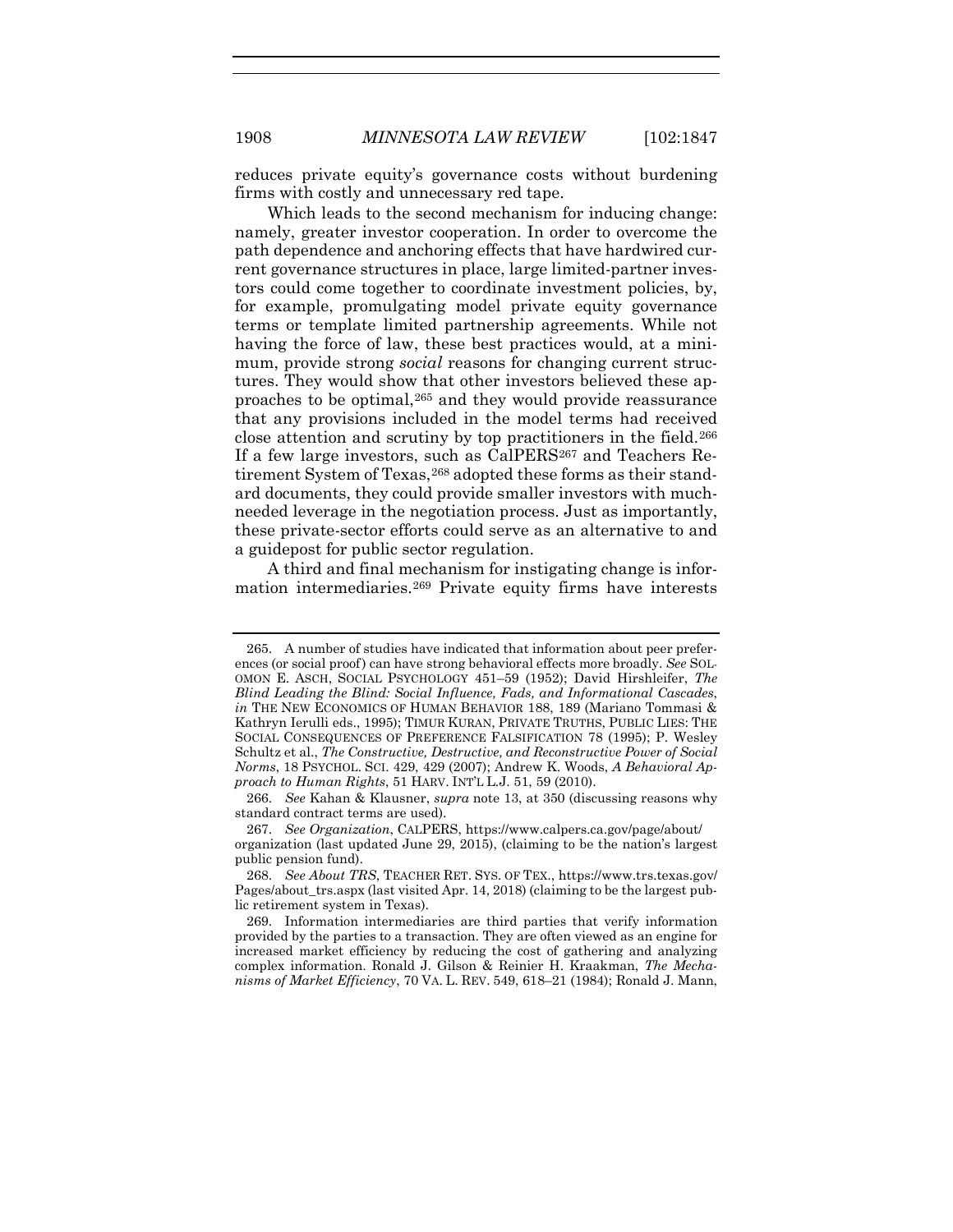reduces private equity's governance costs without burdening firms with costly and unnecessary red tape.

Which leads to the second mechanism for inducing change: namely, greater investor cooperation. In order to overcome the path dependence and anchoring effects that have hardwired current governance structures in place, large limited-partner investors could come together to coordinate investment policies, by, for example, promulgating model private equity governance terms or template limited partnership agreements. While not having the force of law, these best practices would, at a minimum, provide strong *social* reasons for changing current structures. They would show that other investors believed these approaches to be optimal,[265] and they would provide reassurance that any provisions included in the model terms had received close attention and scrutiny by top practitioners in the field.[266] If a few large investors, such as CalPERS[267] and Teachers Retirement System of Texas,[268] adopted these forms as their standard documents, they could provide smaller investors with much-needed leverage in the negotiation process. Just as importantly, these private-sector efforts could serve as an alternative to and a guidepost for public sector regulation.

A third and final mechanism for instigating change is information intermediaries.[269] Private equity firms have interests

---

265. A number of studies have indicated that information about peer preferences (or social proof) can have strong behavioral effects more broadly. *See* SOLOMON E. ASCH, SOCIAL PSYCHOLOGY 451–59 (1952); David Hirshleifer, *The Blind Leading the Blind: Social Influence, Fads, and Informational Cascades*, *in* THE NEW ECONOMICS OF HUMAN BEHAVIOR 188, 189 (Mariano Tommasi & Kathryn Ierulli eds., 1995); TIMUR KURAN, PRIVATE TRUTHS, PUBLIC LIES: THE SOCIAL CONSEQUENCES OF PREFERENCE FALSIFICATION 78 (1995); P. Wesley Schultz et al., *The Constructive, Destructive, and Reconstructive Power of Social Norms*, 18 PSYCHOL. SCI. 429, 429 (2007); Andrew K. Woods, *A Behavioral Approach to Human Rights*, 51 HARV. INT'L L.J. 51, 59 (2010).

266. *See* Kahan & Klausner, *supra* note 13, at 350 (discussing reasons why standard contract terms are used).

267. *See Organization*, CALPERS, https://www.calpers.ca.gov/page/about/organization (last updated June 29, 2015), (claiming to be the nation's largest public pension fund).

268. *See About TRS*, TEACHER RET. SYS. OF TEX., https://www.trs.texas.gov/Pages/about_trs.aspx (last visited Apr. 14, 2018) (claiming to be the largest public retirement system in Texas).

269. Information intermediaries are third parties that verify information provided by the parties to a transaction. They are often viewed as an engine for increased market efficiency by reducing the cost of gathering and analyzing complex information. Ronald J. Gilson & Reinier H. Kraakman, *The Mechanisms of Market Efficiency*, 70 VA. L. REV. 549, 618–21 (1984); Ronald J. Mann,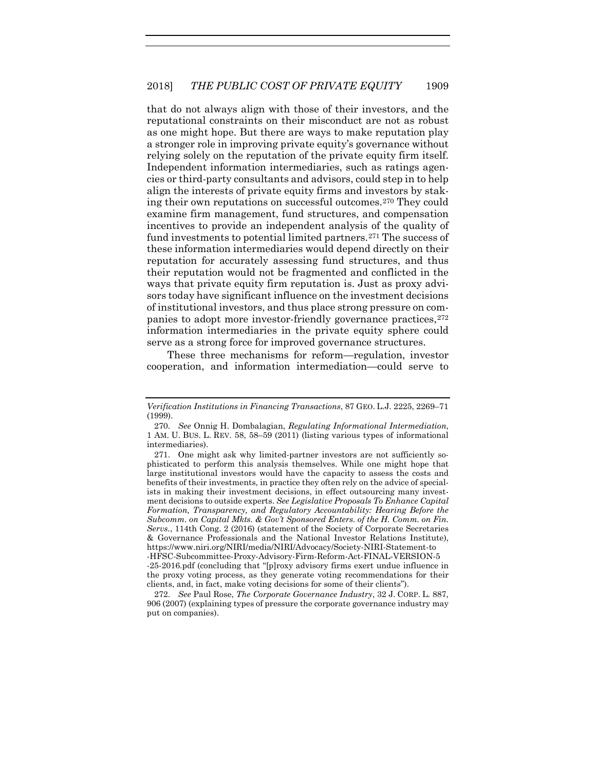that do not always align with those of their investors, and the reputational constraints on their misconduct are not as robust as one might hope. But there are ways to make reputation play a stronger role in improving private equity's governance without relying solely on the reputation of the private equity firm itself. Independent information intermediaries, such as ratings agencies or third-party consultants and advisors, could step in to help align the interests of private equity firms and investors by staking their own reputations on successful outcomes.[270] They could examine firm management, fund structures, and compensation incentives to provide an independent analysis of the quality of fund investments to potential limited partners.[271] The success of these information intermediaries would depend directly on their reputation for accurately assessing fund structures, and thus their reputation would not be fragmented and conflicted in the ways that private equity firm reputation is. Just as proxy advisors today have significant influence on the investment decisions of institutional investors, and thus place strong pressure on companies to adopt more investor-friendly governance practices,[272] information intermediaries in the private equity sphere could serve as a strong force for improved governance structures.

These three mechanisms for reform—regulation, investor cooperation, and information intermediation—could serve to

---

*Verification Institutions in Financing Transactions*, 87 GEO. L.J. 2225, 2269–71 (1999).

270. *See* Onnig H. Dombalagian, *Regulating Informational Intermediation*, 1 AM. U. BUS. L. REV. 58, 58–59 (2011) (listing various types of informational intermediaries).

271. One might ask why limited-partner investors are not sufficiently sophisticated to perform this analysis themselves. While one might hope that large institutional investors would have the capacity to assess the costs and benefits of their investments, in practice they often rely on the advice of specialists in making their investment decisions, in effect outsourcing many investment decisions to outside experts. *See Legislative Proposals To Enhance Capital Formation, Transparency, and Regulatory Accountability: Hearing Before the Subcomm. on Capital Mkts. & Gov't Sponsored Enters. of the H. Comm. on Fin. Servs.*, 114th Cong. 2 (2016) (statement of the Society of Corporate Secretaries & Governance Professionals and the National Investor Relations Institute), https://www.niri.org/NIRI/media/NIRI/Advocacy/Society-NIRI-Statement-to-HFSC-Subcommittee-Proxy-Advisory-Firm-Reform-Act-FINAL-VERSION-5-25-2016.pdf (concluding that "[p]roxy advisory firms exert undue influence in the proxy voting process, as they generate voting recommendations for their clients, and, in fact, make voting decisions for some of their clients").

272. *See* Paul Rose, *The Corporate Governance Industry*, 32 J. CORP. L. 887, 906 (2007) (explaining types of pressure the corporate governance industry may put on companies).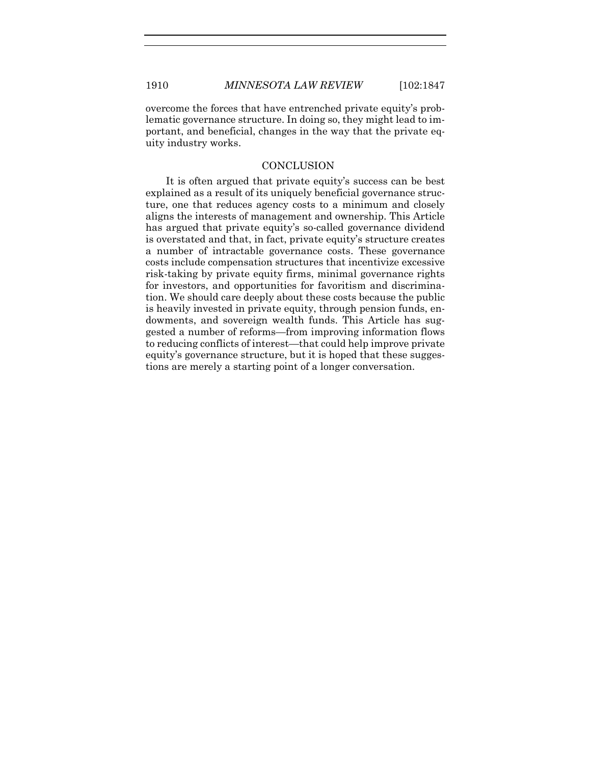overcome the forces that have entrenched private equity's problematic governance structure. In doing so, they might lead to important, and beneficial, changes in the way that the private equity industry works.

## CONCLUSION

It is often argued that private equity's success can be best explained as a result of its uniquely beneficial governance structure, one that reduces agency costs to a minimum and closely aligns the interests of management and ownership. This Article has argued that private equity's so-called governance dividend is overstated and that, in fact, private equity's structure creates a number of intractable governance costs. These governance costs include compensation structures that incentivize excessive risk-taking by private equity firms, minimal governance rights for investors, and opportunities for favoritism and discrimination. We should care deeply about these costs because the public is heavily invested in private equity, through pension funds, endowments, and sovereign wealth funds. This Article has suggested a number of reforms—from improving information flows to reducing conflicts of interest—that could help improve private equity's governance structure, but it is hoped that these suggestions are merely a starting point of a longer conversation.